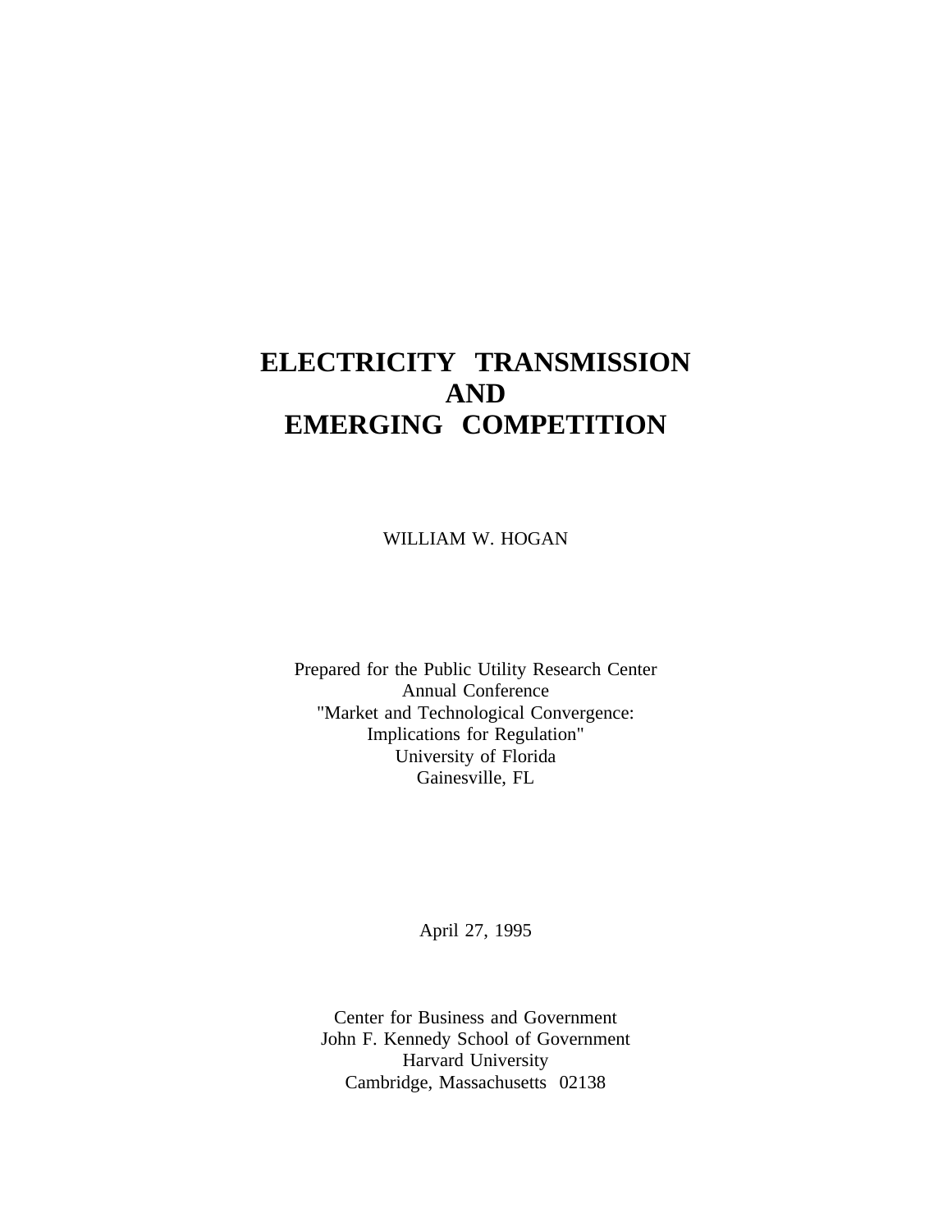# ELECTRICITY TRANSMISSION AND EMERGING COMPETITION

WILLIAM W. HOGAN

Prepared for the Public Utility Research Center
Annual Conference
"Market and Technological Convergence:
Implications for Regulation"
University of Florida
Gainesville, FL

April 27, 1995

Center for Business and Government
John F. Kennedy School of Government
Harvard University
Cambridge, Massachusetts 02138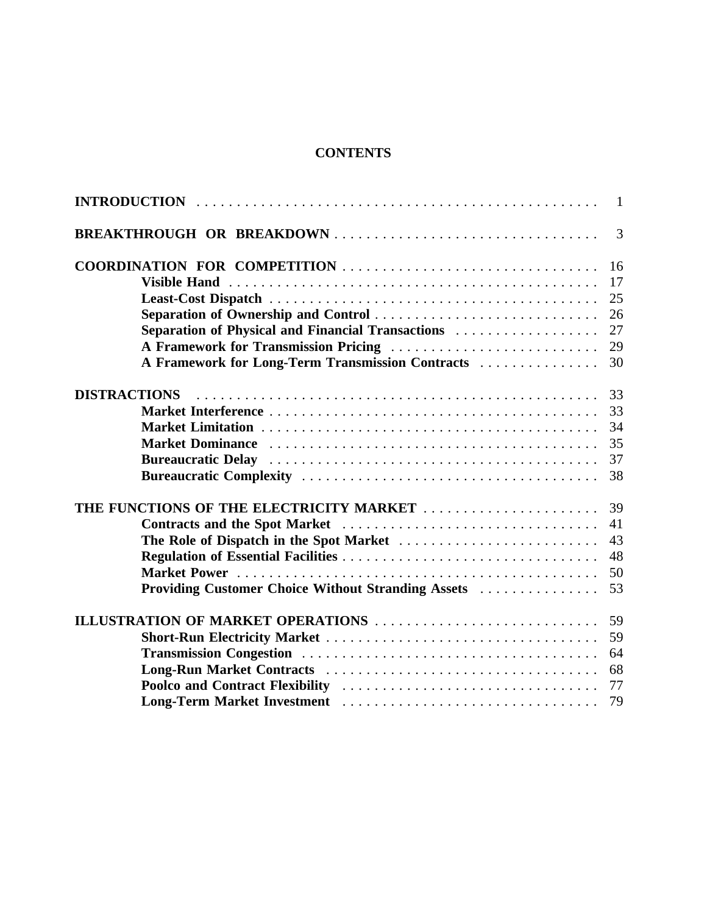# CONTENTS

| | |
|---|---|
| **INTRODUCTION** | 1 |
| **BREAKTHROUGH OR BREAKDOWN** | 3 |
| **COORDINATION FOR COMPETITION** | 16 |
| &nbsp;&nbsp;&nbsp;&nbsp;**Visible Hand** | 17 |
| &nbsp;&nbsp;&nbsp;&nbsp;**Least-Cost Dispatch** | 25 |
| &nbsp;&nbsp;&nbsp;&nbsp;**Separation of Ownership and Control** | 26 |
| &nbsp;&nbsp;&nbsp;&nbsp;**Separation of Physical and Financial Transactions** | 27 |
| &nbsp;&nbsp;&nbsp;&nbsp;**A Framework for Transmission Pricing** | 29 |
| &nbsp;&nbsp;&nbsp;&nbsp;**A Framework for Long-Term Transmission Contracts** | 30 |
| **DISTRACTIONS** | 33 |
| &nbsp;&nbsp;&nbsp;&nbsp;**Market Interference** | 33 |
| &nbsp;&nbsp;&nbsp;&nbsp;**Market Limitation** | 34 |
| &nbsp;&nbsp;&nbsp;&nbsp;**Market Dominance** | 35 |
| &nbsp;&nbsp;&nbsp;&nbsp;**Bureaucratic Delay** | 37 |
| &nbsp;&nbsp;&nbsp;&nbsp;**Bureaucratic Complexity** | 38 |
| **THE FUNCTIONS OF THE ELECTRICITY MARKET** | 39 |
| &nbsp;&nbsp;&nbsp;&nbsp;**Contracts and the Spot Market** | 41 |
| &nbsp;&nbsp;&nbsp;&nbsp;**The Role of Dispatch in the Spot Market** | 43 |
| &nbsp;&nbsp;&nbsp;&nbsp;**Regulation of Essential Facilities** | 48 |
| &nbsp;&nbsp;&nbsp;&nbsp;**Market Power** | 50 |
| &nbsp;&nbsp;&nbsp;&nbsp;**Providing Customer Choice Without Stranding Assets** | 53 |
| **ILLUSTRATION OF MARKET OPERATIONS** | 59 |
| &nbsp;&nbsp;&nbsp;&nbsp;**Short-Run Electricity Market** | 59 |
| &nbsp;&nbsp;&nbsp;&nbsp;**Transmission Congestion** | 64 |
| &nbsp;&nbsp;&nbsp;&nbsp;**Long-Run Market Contracts** | 68 |
| &nbsp;&nbsp;&nbsp;&nbsp;**Poolco and Contract Flexibility** | 77 |
| &nbsp;&nbsp;&nbsp;&nbsp;**Long-Term Market Investment** | 79 |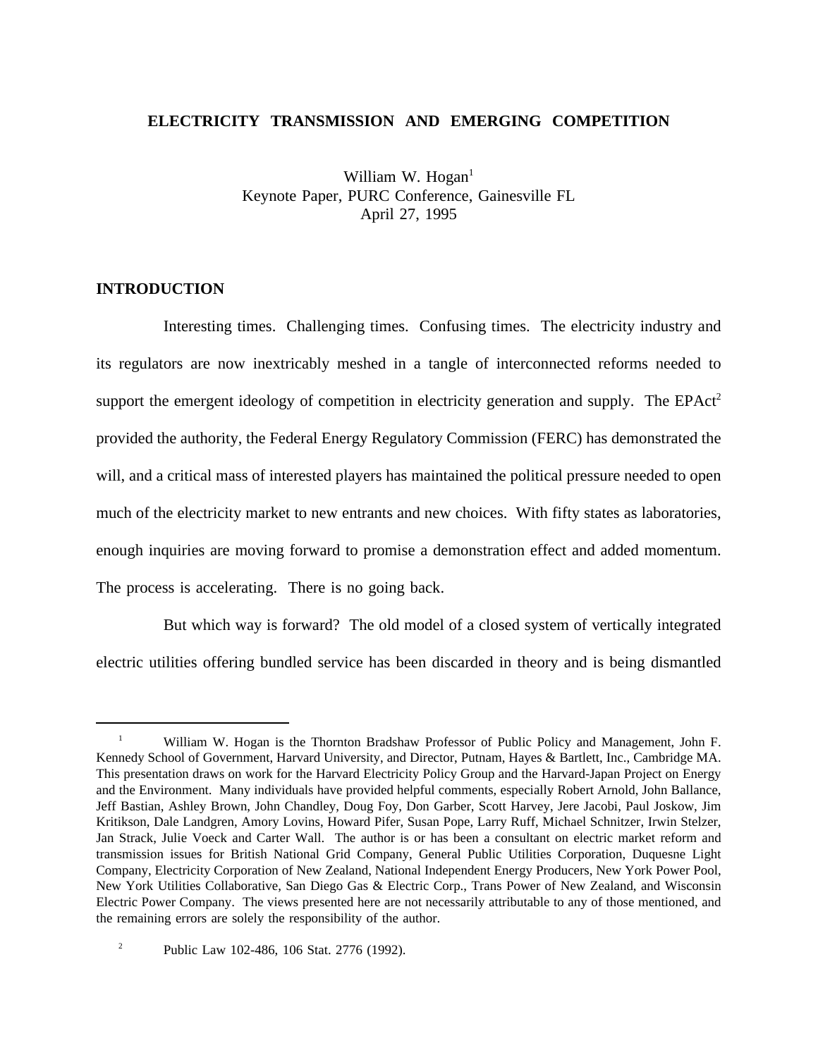# ELECTRICITY TRANSMISSION AND EMERGING COMPETITION

William W. Hogan[1]
Keynote Paper, PURC Conference, Gainesville FL
April 27, 1995

## INTRODUCTION

Interesting times. Challenging times. Confusing times. The electricity industry and its regulators are now inextricably meshed in a tangle of interconnected reforms needed to support the emergent ideology of competition in electricity generation and supply. The EPAct[2] provided the authority, the Federal Energy Regulatory Commission (FERC) has demonstrated the will, and a critical mass of interested players has maintained the political pressure needed to open much of the electricity market to new entrants and new choices. With fifty states as laboratories, enough inquiries are moving forward to promise a demonstration effect and added momentum. The process is accelerating. There is no going back.

But which way is forward? The old model of a closed system of vertically integrated electric utilities offering bundled service has been discarded in theory and is being dismantled

---

[1] William W. Hogan is the Thornton Bradshaw Professor of Public Policy and Management, John F. Kennedy School of Government, Harvard University, and Director, Putnam, Hayes & Bartlett, Inc., Cambridge MA. This presentation draws on work for the Harvard Electricity Policy Group and the Harvard-Japan Project on Energy and the Environment. Many individuals have provided helpful comments, especially Robert Arnold, John Ballance, Jeff Bastian, Ashley Brown, John Chandley, Doug Foy, Don Garber, Scott Harvey, Jere Jacobi, Paul Joskow, Jim Kritikson, Dale Landgren, Amory Lovins, Howard Pifer, Susan Pope, Larry Ruff, Michael Schnitzer, Irwin Stelzer, Jan Strack, Julie Voeck and Carter Wall. The author is or has been a consultant on electric market reform and transmission issues for British National Grid Company, General Public Utilities Corporation, Duquesne Light Company, Electricity Corporation of New Zealand, National Independent Energy Producers, New York Power Pool, New York Utilities Collaborative, San Diego Gas & Electric Corp., Trans Power of New Zealand, and Wisconsin Electric Power Company. The views presented here are not necessarily attributable to any of those mentioned, and the remaining errors are solely the responsibility of the author.

[2] Public Law 102-486, 106 Stat. 2776 (1992).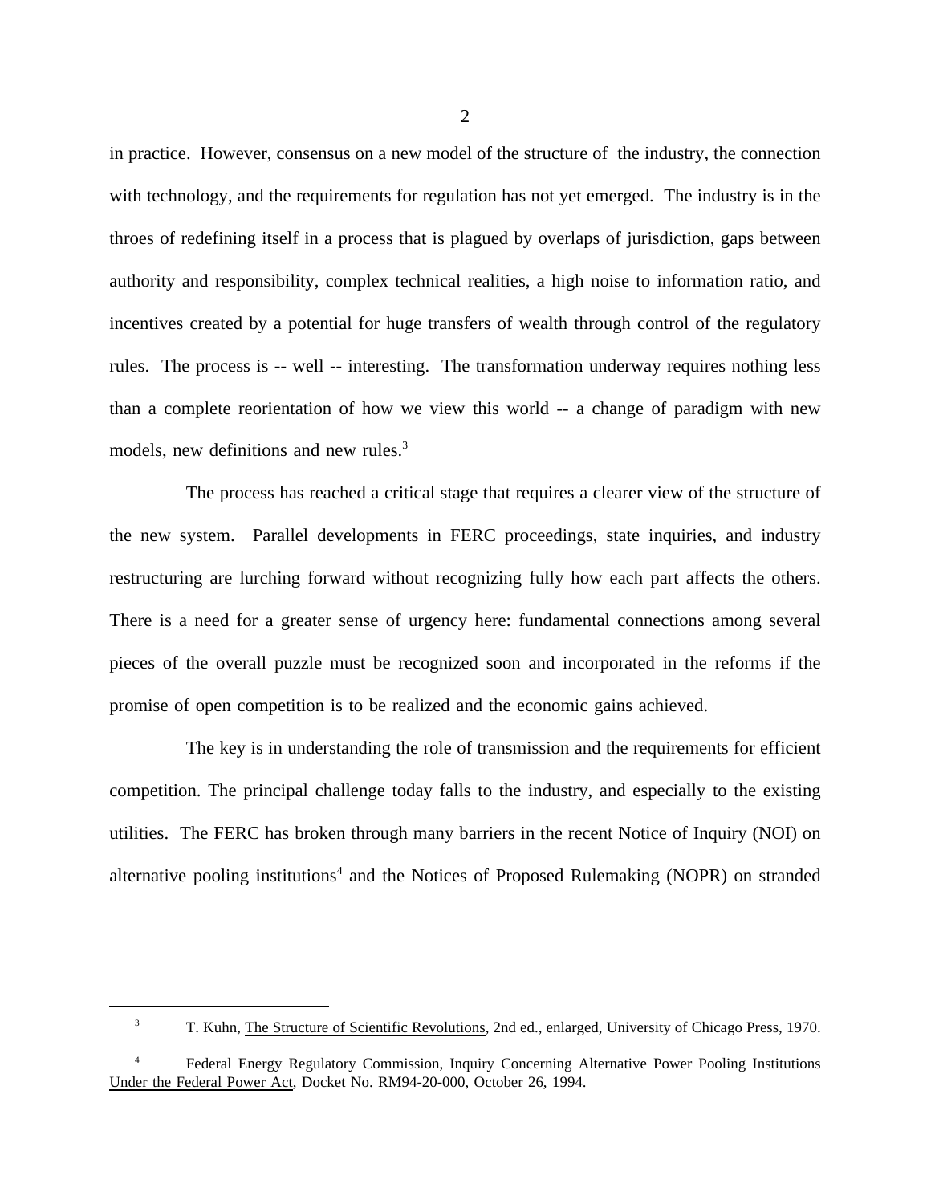in practice. However, consensus on a new model of the structure of the industry, the connection with technology, and the requirements for regulation has not yet emerged. The industry is in the throes of redefining itself in a process that is plagued by overlaps of jurisdiction, gaps between authority and responsibility, complex technical realities, a high noise to information ratio, and incentives created by a potential for huge transfers of wealth through control of the regulatory rules. The process is -- well -- interesting. The transformation underway requires nothing less than a complete reorientation of how we view this world -- a change of paradigm with new models, new definitions and new rules.[3]

The process has reached a critical stage that requires a clearer view of the structure of the new system. Parallel developments in FERC proceedings, state inquiries, and industry restructuring are lurching forward without recognizing fully how each part affects the others. There is a need for a greater sense of urgency here: fundamental connections among several pieces of the overall puzzle must be recognized soon and incorporated in the reforms if the promise of open competition is to be realized and the economic gains achieved.

The key is in understanding the role of transmission and the requirements for efficient competition. The principal challenge today falls to the industry, and especially to the existing utilities. The FERC has broken through many barriers in the recent Notice of Inquiry (NOI) on alternative pooling institutions[4] and the Notices of Proposed Rulemaking (NOPR) on stranded

---

[3] T. Kuhn, The Structure of Scientific Revolutions, 2nd ed., enlarged, University of Chicago Press, 1970.

[4] Federal Energy Regulatory Commission, Inquiry Concerning Alternative Power Pooling Institutions Under the Federal Power Act, Docket No. RM94-20-000, October 26, 1994.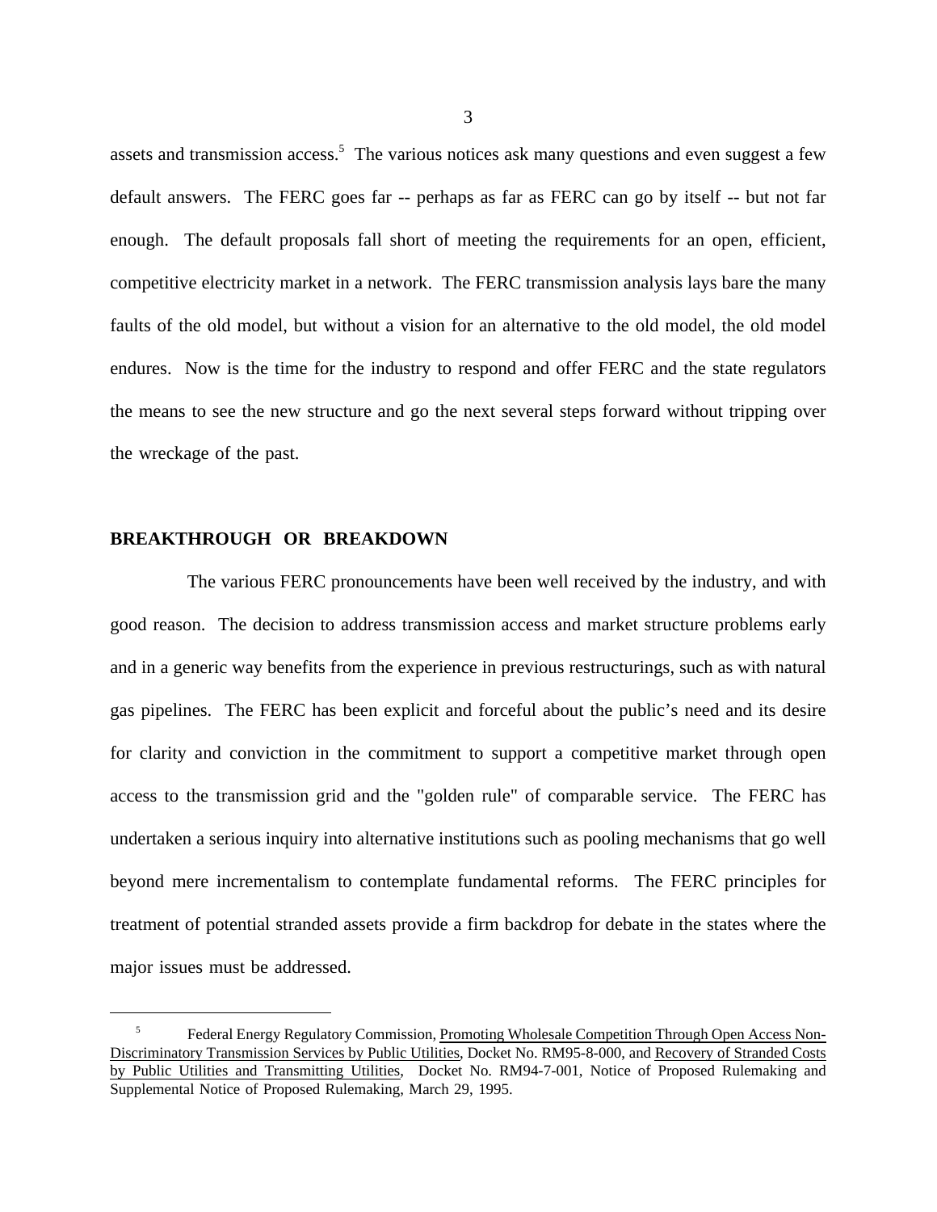assets and transmission access.[5] The various notices ask many questions and even suggest a few default answers. The FERC goes far -- perhaps as far as FERC can go by itself -- but not far enough. The default proposals fall short of meeting the requirements for an open, efficient, competitive electricity market in a network. The FERC transmission analysis lays bare the many faults of the old model, but without a vision for an alternative to the old model, the old model endures. Now is the time for the industry to respond and offer FERC and the state regulators the means to see the new structure and go the next several steps forward without tripping over the wreckage of the past.

## BREAKTHROUGH OR BREAKDOWN

The various FERC pronouncements have been well received by the industry, and with good reason. The decision to address transmission access and market structure problems early and in a generic way benefits from the experience in previous restructurings, such as with natural gas pipelines. The FERC has been explicit and forceful about the public's need and its desire for clarity and conviction in the commitment to support a competitive market through open access to the transmission grid and the "golden rule" of comparable service. The FERC has undertaken a serious inquiry into alternative institutions such as pooling mechanisms that go well beyond mere incrementalism to contemplate fundamental reforms. The FERC principles for treatment of potential stranded assets provide a firm backdrop for debate in the states where the major issues must be addressed.

---

[5] Federal Energy Regulatory Commission, Promoting Wholesale Competition Through Open Access Non-Discriminatory Transmission Services by Public Utilities, Docket No. RM95-8-000, and Recovery of Stranded Costs by Public Utilities and Transmitting Utilities, Docket No. RM94-7-001, Notice of Proposed Rulemaking and Supplemental Notice of Proposed Rulemaking, March 29, 1995.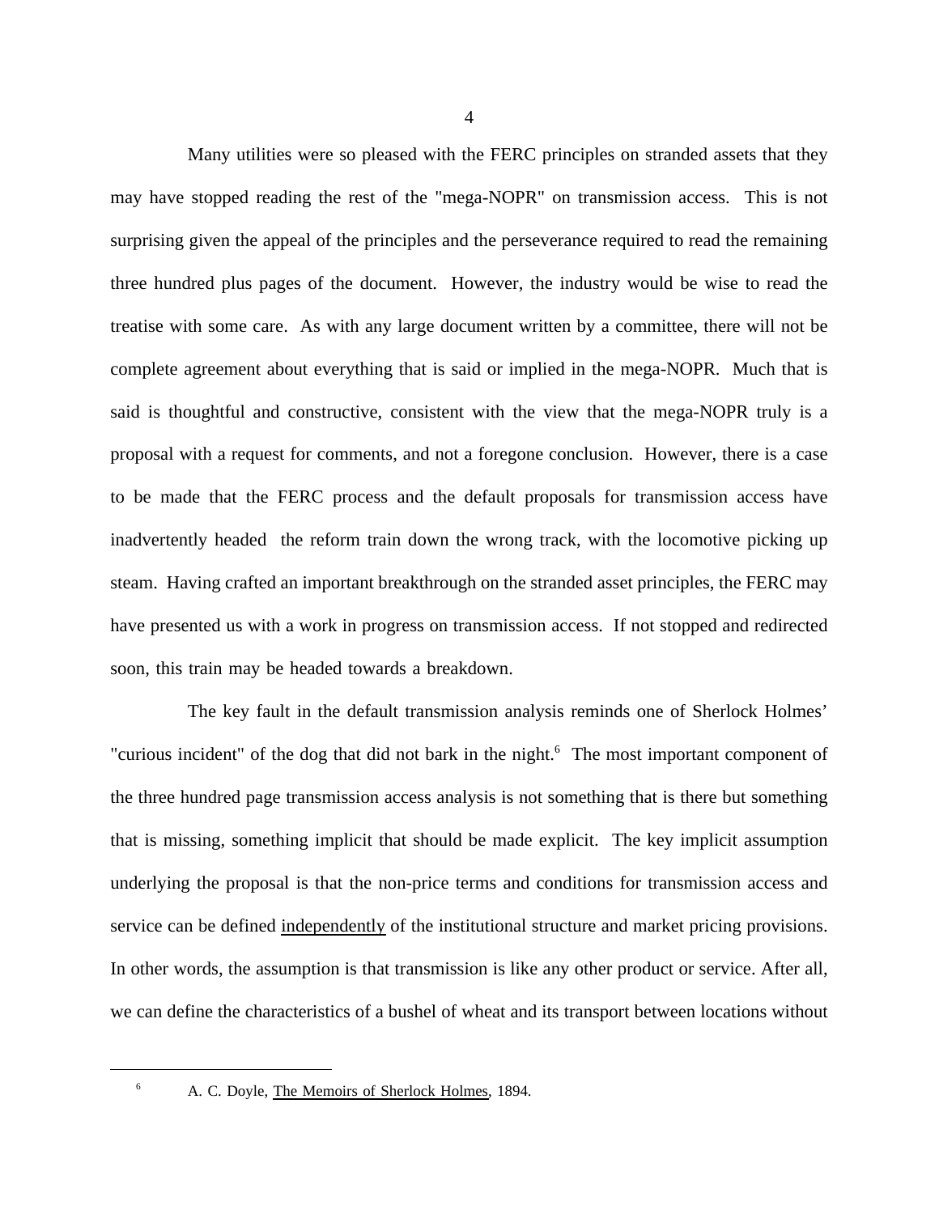Many utilities were so pleased with the FERC principles on stranded assets that they may have stopped reading the rest of the "mega-NOPR" on transmission access. This is not surprising given the appeal of the principles and the perseverance required to read the remaining three hundred plus pages of the document. However, the industry would be wise to read the treatise with some care. As with any large document written by a committee, there will not be complete agreement about everything that is said or implied in the mega-NOPR. Much that is said is thoughtful and constructive, consistent with the view that the mega-NOPR truly is a proposal with a request for comments, and not a foregone conclusion. However, there is a case to be made that the FERC process and the default proposals for transmission access have inadvertently headed the reform train down the wrong track, with the locomotive picking up steam. Having crafted an important breakthrough on the stranded asset principles, the FERC may have presented us with a work in progress on transmission access. If not stopped and redirected soon, this train may be headed towards a breakdown.

The key fault in the default transmission analysis reminds one of Sherlock Holmes' "curious incident" of the dog that did not bark in the night.[6] The most important component of the three hundred page transmission access analysis is not something that is there but something that is missing, something implicit that should be made explicit. The key implicit assumption underlying the proposal is that the non-price terms and conditions for transmission access and service can be defined <u>independently</u> of the institutional structure and market pricing provisions. In other words, the assumption is that transmission is like any other product or service. After all, we can define the characteristics of a bushel of wheat and its transport between locations without

---

[6] A. C. Doyle, <u>The Memoirs of Sherlock Holmes</u>, 1894.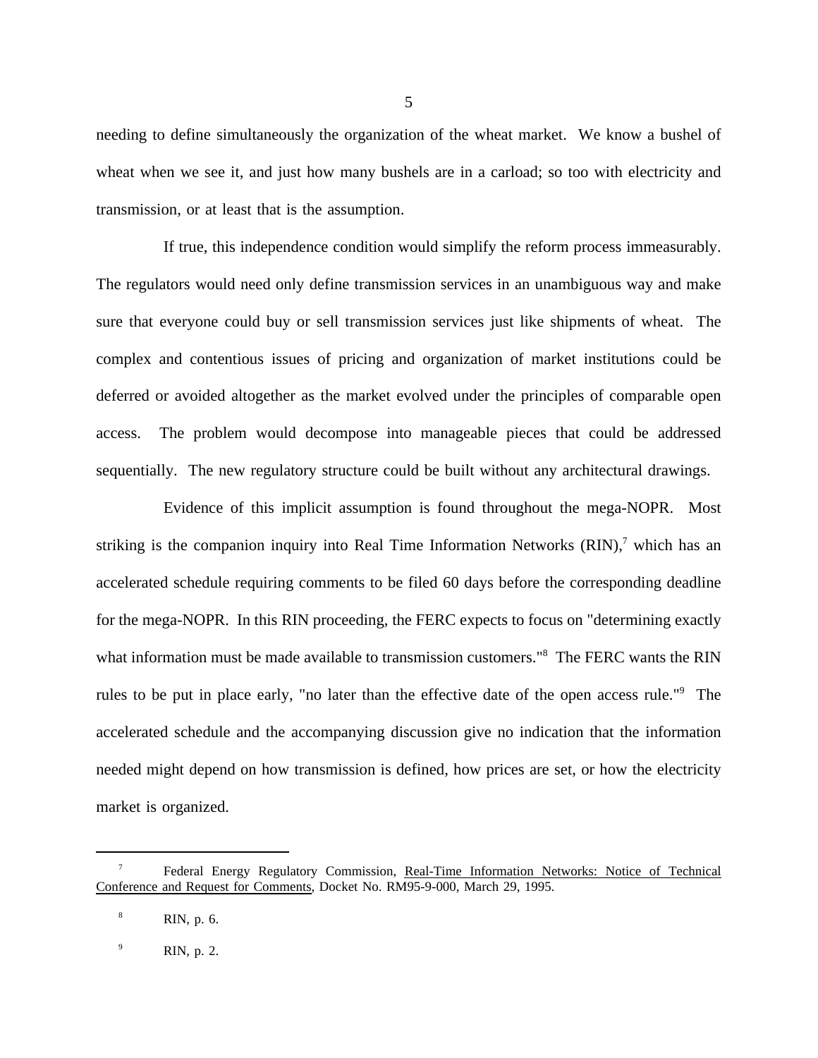needing to define simultaneously the organization of the wheat market. We know a bushel of wheat when we see it, and just how many bushels are in a carload; so too with electricity and transmission, or at least that is the assumption.

If true, this independence condition would simplify the reform process immeasurably. The regulators would need only define transmission services in an unambiguous way and make sure that everyone could buy or sell transmission services just like shipments of wheat. The complex and contentious issues of pricing and organization of market institutions could be deferred or avoided altogether as the market evolved under the principles of comparable open access. The problem would decompose into manageable pieces that could be addressed sequentially. The new regulatory structure could be built without any architectural drawings.

Evidence of this implicit assumption is found throughout the mega-NOPR. Most striking is the companion inquiry into Real Time Information Networks (RIN),[7] which has an accelerated schedule requiring comments to be filed 60 days before the corresponding deadline for the mega-NOPR. In this RIN proceeding, the FERC expects to focus on "determining exactly what information must be made available to transmission customers."[8] The FERC wants the RIN rules to be put in place early, "no later than the effective date of the open access rule."[9] The accelerated schedule and the accompanying discussion give no indication that the information needed might depend on how transmission is defined, how prices are set, or how the electricity market is organized.

---

[7] Federal Energy Regulatory Commission, Real-Time Information Networks: Notice of Technical Conference and Request for Comments, Docket No. RM95-9-000, March 29, 1995.

[8] RIN, p. 6.

[9] RIN, p. 2.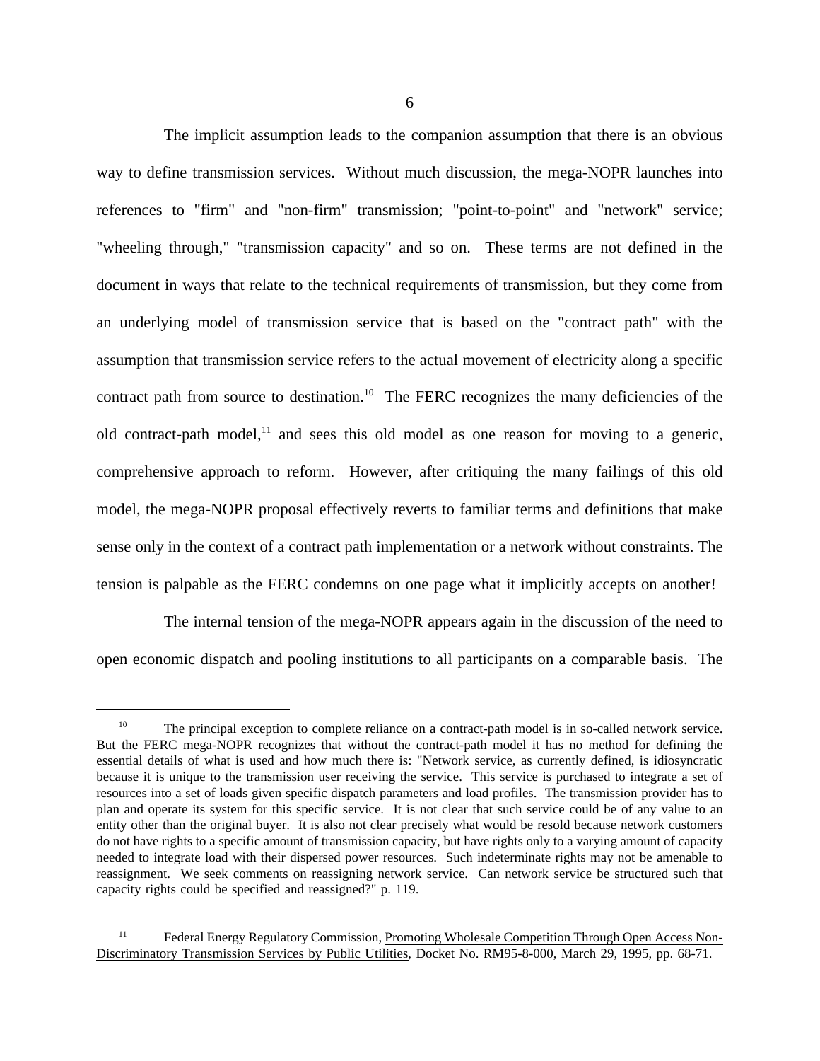The implicit assumption leads to the companion assumption that there is an obvious way to define transmission services. Without much discussion, the mega-NOPR launches into references to "firm" and "non-firm" transmission; "point-to-point" and "network" service; "wheeling through," "transmission capacity" and so on. These terms are not defined in the document in ways that relate to the technical requirements of transmission, but they come from an underlying model of transmission service that is based on the "contract path" with the assumption that transmission service refers to the actual movement of electricity along a specific contract path from source to destination.[10] The FERC recognizes the many deficiencies of the old contract-path model,[11] and sees this old model as one reason for moving to a generic, comprehensive approach to reform. However, after critiquing the many failings of this old model, the mega-NOPR proposal effectively reverts to familiar terms and definitions that make sense only in the context of a contract path implementation or a network without constraints. The tension is palpable as the FERC condemns on one page what it implicitly accepts on another!

The internal tension of the mega-NOPR appears again in the discussion of the need to open economic dispatch and pooling institutions to all participants on a comparable basis. The

---

[10] The principal exception to complete reliance on a contract-path model is in so-called network service. But the FERC mega-NOPR recognizes that without the contract-path model it has no method for defining the essential details of what is used and how much there is: "Network service, as currently defined, is idiosyncratic because it is unique to the transmission user receiving the service. This service is purchased to integrate a set of resources into a set of loads given specific dispatch parameters and load profiles. The transmission provider has to plan and operate its system for this specific service. It is not clear that such service could be of any value to an entity other than the original buyer. It is also not clear precisely what would be resold because network customers do not have rights to a specific amount of transmission capacity, but have rights only to a varying amount of capacity needed to integrate load with their dispersed power resources. Such indeterminate rights may not be amenable to reassignment. We seek comments on reassigning network service. Can network service be structured such that capacity rights could be specified and reassigned?" p. 119.

[11] Federal Energy Regulatory Commission, Promoting Wholesale Competition Through Open Access Non-Discriminatory Transmission Services by Public Utilities, Docket No. RM95-8-000, March 29, 1995, pp. 68-71.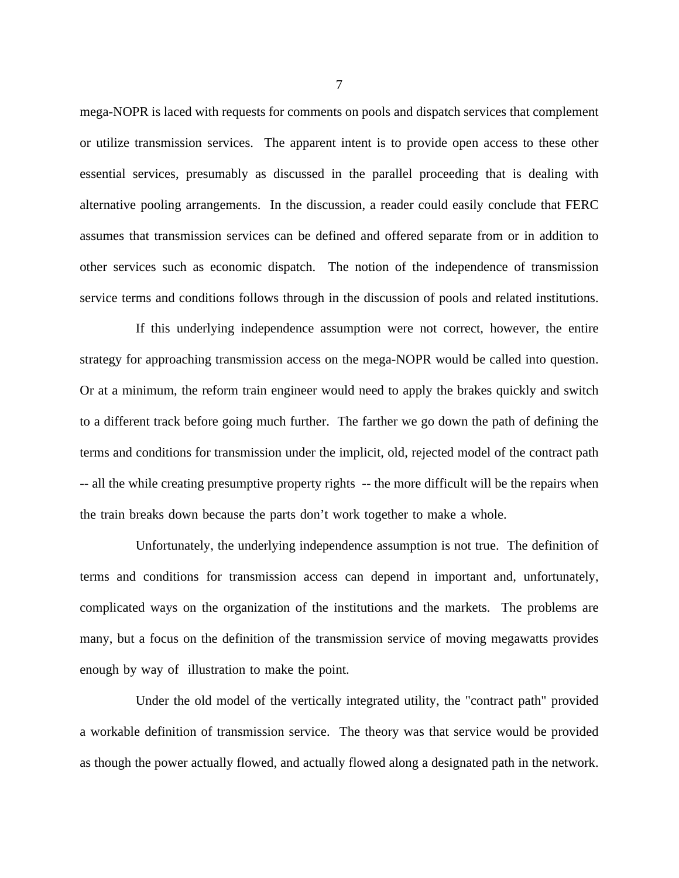mega-NOPR is laced with requests for comments on pools and dispatch services that complement or utilize transmission services. The apparent intent is to provide open access to these other essential services, presumably as discussed in the parallel proceeding that is dealing with alternative pooling arrangements. In the discussion, a reader could easily conclude that FERC assumes that transmission services can be defined and offered separate from or in addition to other services such as economic dispatch. The notion of the independence of transmission service terms and conditions follows through in the discussion of pools and related institutions.

If this underlying independence assumption were not correct, however, the entire strategy for approaching transmission access on the mega-NOPR would be called into question. Or at a minimum, the reform train engineer would need to apply the brakes quickly and switch to a different track before going much further. The farther we go down the path of defining the terms and conditions for transmission under the implicit, old, rejected model of the contract path -- all the while creating presumptive property rights -- the more difficult will be the repairs when the train breaks down because the parts don't work together to make a whole.

Unfortunately, the underlying independence assumption is not true. The definition of terms and conditions for transmission access can depend in important and, unfortunately, complicated ways on the organization of the institutions and the markets. The problems are many, but a focus on the definition of the transmission service of moving megawatts provides enough by way of illustration to make the point.

Under the old model of the vertically integrated utility, the "contract path" provided a workable definition of transmission service. The theory was that service would be provided as though the power actually flowed, and actually flowed along a designated path in the network.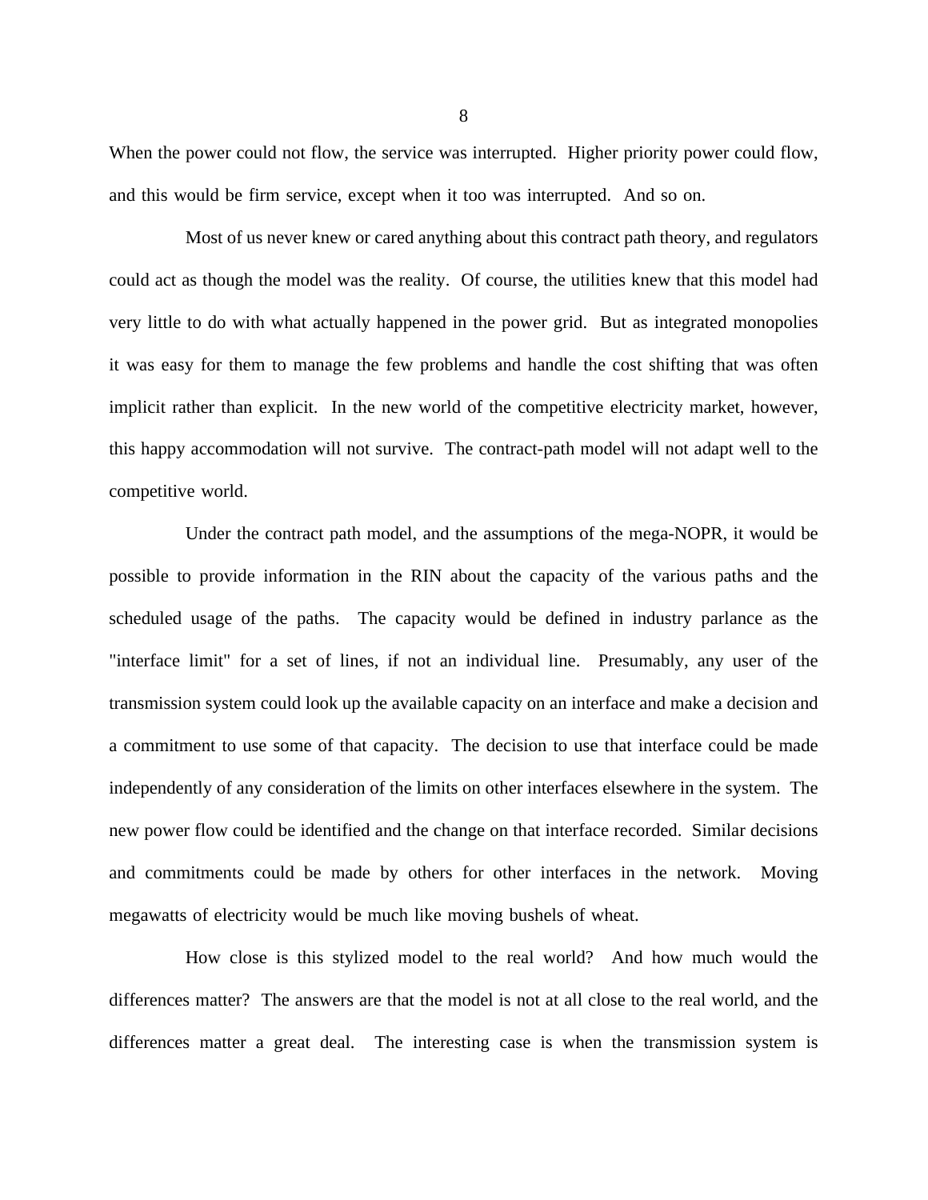When the power could not flow, the service was interrupted. Higher priority power could flow, and this would be firm service, except when it too was interrupted. And so on.

Most of us never knew or cared anything about this contract path theory, and regulators could act as though the model was the reality. Of course, the utilities knew that this model had very little to do with what actually happened in the power grid. But as integrated monopolies it was easy for them to manage the few problems and handle the cost shifting that was often implicit rather than explicit. In the new world of the competitive electricity market, however, this happy accommodation will not survive. The contract-path model will not adapt well to the competitive world.

Under the contract path model, and the assumptions of the mega-NOPR, it would be possible to provide information in the RIN about the capacity of the various paths and the scheduled usage of the paths. The capacity would be defined in industry parlance as the "interface limit" for a set of lines, if not an individual line. Presumably, any user of the transmission system could look up the available capacity on an interface and make a decision and a commitment to use some of that capacity. The decision to use that interface could be made independently of any consideration of the limits on other interfaces elsewhere in the system. The new power flow could be identified and the change on that interface recorded. Similar decisions and commitments could be made by others for other interfaces in the network. Moving megawatts of electricity would be much like moving bushels of wheat.

How close is this stylized model to the real world? And how much would the differences matter? The answers are that the model is not at all close to the real world, and the differences matter a great deal. The interesting case is when the transmission system is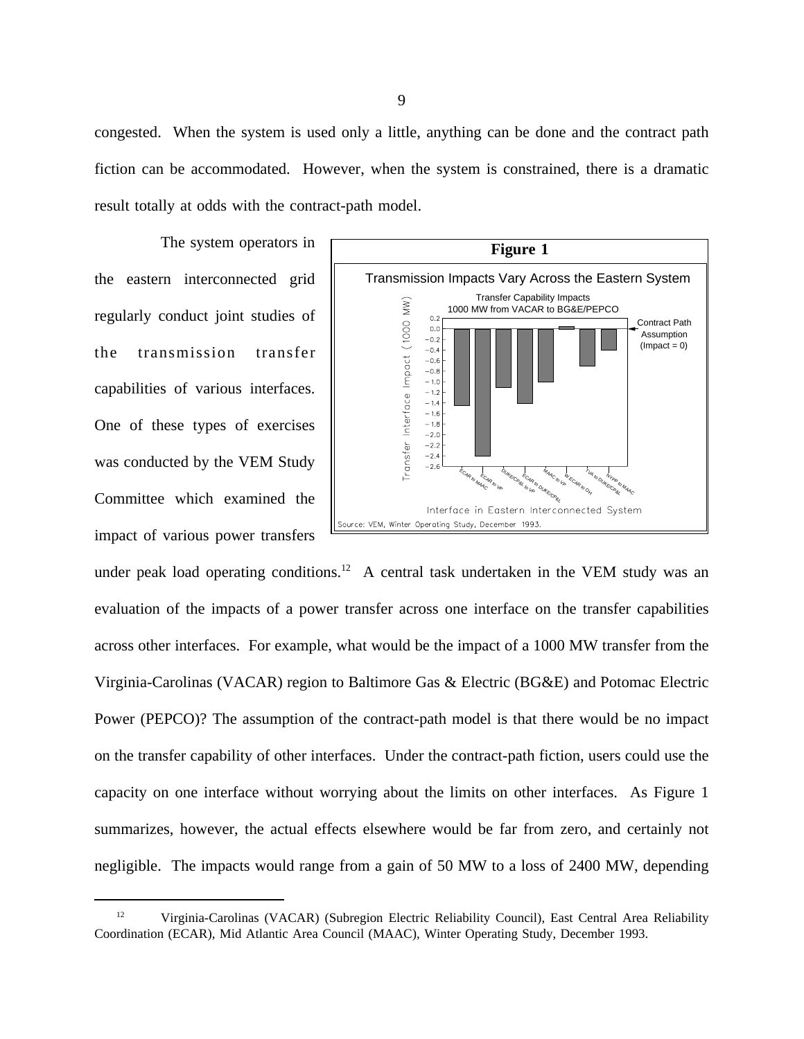congested. When the system is used only a little, anything can be done and the contract path fiction can be accommodated. However, when the system is constrained, there is a dramatic result totally at odds with the contract-path model.

The system operators in the eastern interconnected grid regularly conduct joint studies of the transmission transfer capabilities of various interfaces. One of these types of exercises was conducted by the VEM Study Committee which examined the impact of various power transfers under peak load operating conditions.[12] A central task undertaken in the VEM study was an evaluation of the impacts of a power transfer across one interface on the transfer capabilities across other interfaces. For example, what would be the impact of a 1000 MW transfer from the Virginia-Carolinas (VACAR) region to Baltimore Gas & Electric (BG&E) and Potomac Electric Power (PEPCO)? The assumption of the contract-path model is that there would be no impact on the transfer capability of other interfaces. Under the contract-path fiction, users could use the capacity on one interface without worrying about the limits on other interfaces. As Figure 1 summarizes, however, the actual effects elsewhere would be far from zero, and certainly not negligible. The impacts would range from a gain of 50 MW to a loss of 2400 MW, depending

**Figure 1**

Transmission Impacts Vary Across the Eastern System

Transfer Capability Impacts
1000 MW from VACAR to BG&E/PEPCO

Transfer Interface Impact (1000 MW)

Contract Path Assumption (Impact = 0)

ECAR to MAAC, ECAR to VP, DUKE/CP&L to VP, ECAR to DUKE/CP&L, MAAC to VP, W.ECAR to OH, TVA to DUKE/CP&L, NYPP to MAAC

Interface in Eastern Interconnected System

Source: VEM, Winter Operating Study, December 1993.

[12] Virginia-Carolinas (VACAR) (Subregion Electric Reliability Council), East Central Area Reliability Coordination (ECAR), Mid Atlantic Area Council (MAAC), Winter Operating Study, December 1993.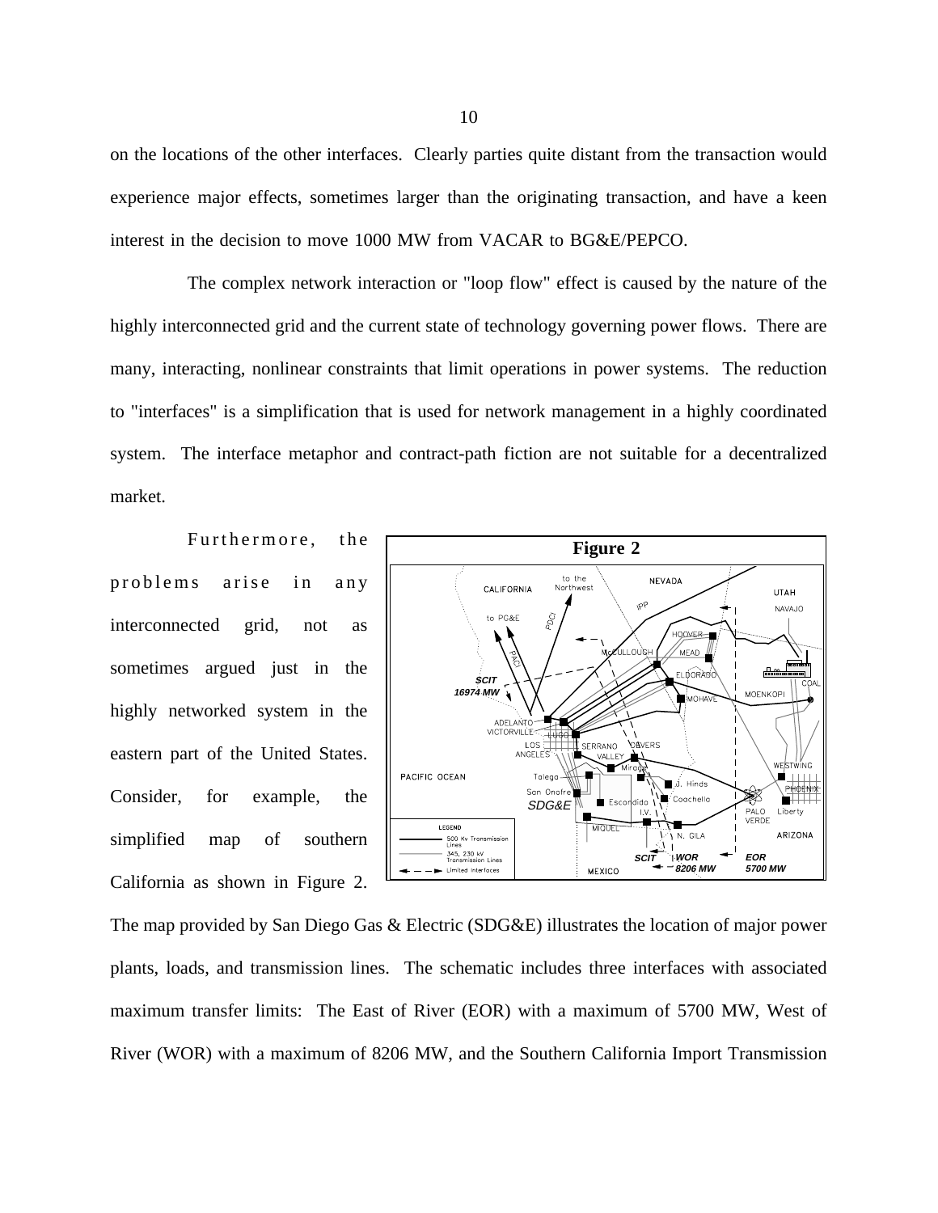on the locations of the other interfaces. Clearly parties quite distant from the transaction would experience major effects, sometimes larger than the originating transaction, and have a keen interest in the decision to move 1000 MW from VACAR to BG&E/PEPCO.

The complex network interaction or "loop flow" effect is caused by the nature of the highly interconnected grid and the current state of technology governing power flows. There are many, interacting, nonlinear constraints that limit operations in power systems. The reduction to "interfaces" is a simplification that is used for network management in a highly coordinated system. The interface metaphor and contract-path fiction are not suitable for a decentralized market.

Furthermore, the problems arise in any interconnected grid, not as sometimes argued just in the highly networked system in the eastern part of the United States. Consider, for example, the simplified map of southern California as shown in Figure 2.

**Figure 2**

The map provided by San Diego Gas & Electric (SDG&E) illustrates the location of major power plants, loads, and transmission lines. The schematic includes three interfaces with associated maximum transfer limits: The East of River (EOR) with a maximum of 5700 MW, West of River (WOR) with a maximum of 8206 MW, and the Southern California Import Transmission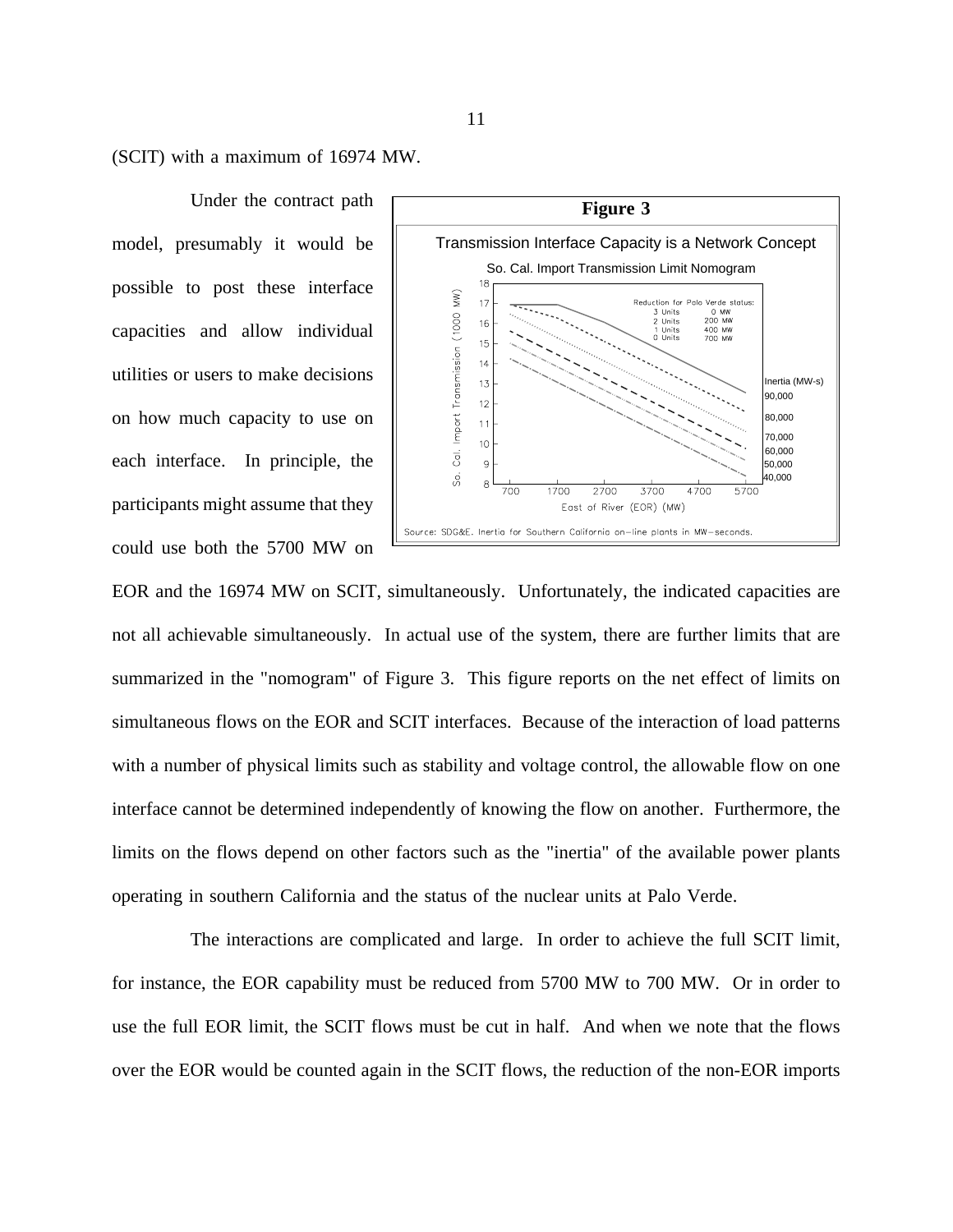(SCIT) with a maximum of 16974 MW.

Under the contract path model, presumably it would be possible to post these interface capacities and allow individual utilities or users to make decisions on how much capacity to use on each interface. In principle, the participants might assume that they could use both the 5700 MW on EOR and the 16974 MW on SCIT, simultaneously. Unfortunately, the indicated capacities are not all achievable simultaneously. In actual use of the system, there are further limits that are summarized in the "nomogram" of Figure 3. This figure reports on the net effect of limits on simultaneous flows on the EOR and SCIT interfaces. Because of the interaction of load patterns with a number of physical limits such as stability and voltage control, the allowable flow on one interface cannot be determined independently of knowing the flow on another. Furthermore, the limits on the flows depend on other factors such as the "inertia" of the available power plants operating in southern California and the status of the nuclear units at Palo Verde.

**Figure 3**

Transmission Interface Capacity is a Network Concept

So. Cal. Import Transmission Limit Nomogram

Source: SDG&E. Inertia for Southern California on-line plants in MW-seconds.

The interactions are complicated and large. In order to achieve the full SCIT limit, for instance, the EOR capability must be reduced from 5700 MW to 700 MW. Or in order to use the full EOR limit, the SCIT flows must be cut in half. And when we note that the flows over the EOR would be counted again in the SCIT flows, the reduction of the non-EOR imports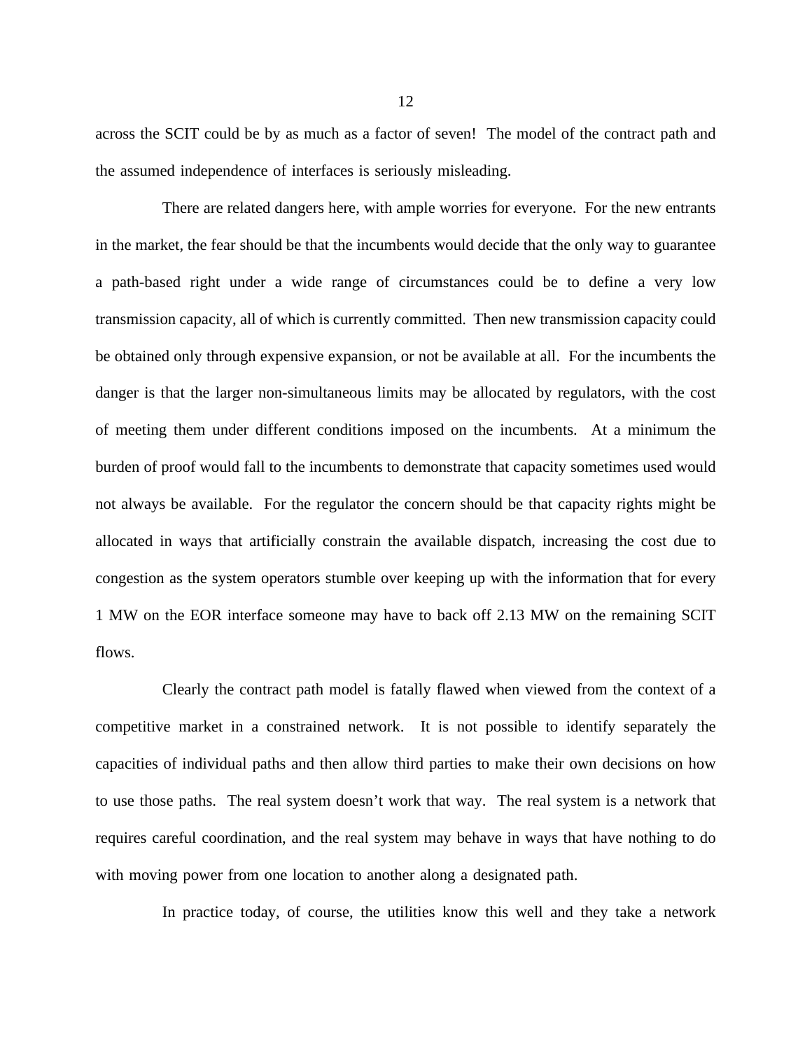across the SCIT could be by as much as a factor of seven!  The model of the contract path and the assumed independence of interfaces is seriously misleading.

There are related dangers here, with ample worries for everyone.  For the new entrants in the market, the fear should be that the incumbents would decide that the only way to guarantee a path-based right under a wide range of circumstances could be to define a very low transmission capacity, all of which is currently committed.  Then new transmission capacity could be obtained only through expensive expansion, or not be available at all.  For the incumbents the danger is that the larger non-simultaneous limits may be allocated by regulators, with the cost of meeting them under different conditions imposed on the incumbents.  At a minimum the burden of proof would fall to the incumbents to demonstrate that capacity sometimes used would not always be available.  For the regulator the concern should be that capacity rights might be allocated in ways that artificially constrain the available dispatch, increasing the cost due to congestion as the system operators stumble over keeping up with the information that for every 1 MW on the EOR interface someone may have to back off 2.13 MW on the remaining SCIT flows.

Clearly the contract path model is fatally flawed when viewed from the context of a competitive market in a constrained network.  It is not possible to identify separately the capacities of individual paths and then allow third parties to make their own decisions on how to use those paths.  The real system doesn't work that way.  The real system is a network that requires careful coordination, and the real system may behave in ways that have nothing to do with moving power from one location to another along a designated path.

In practice today, of course, the utilities know this well and they take a network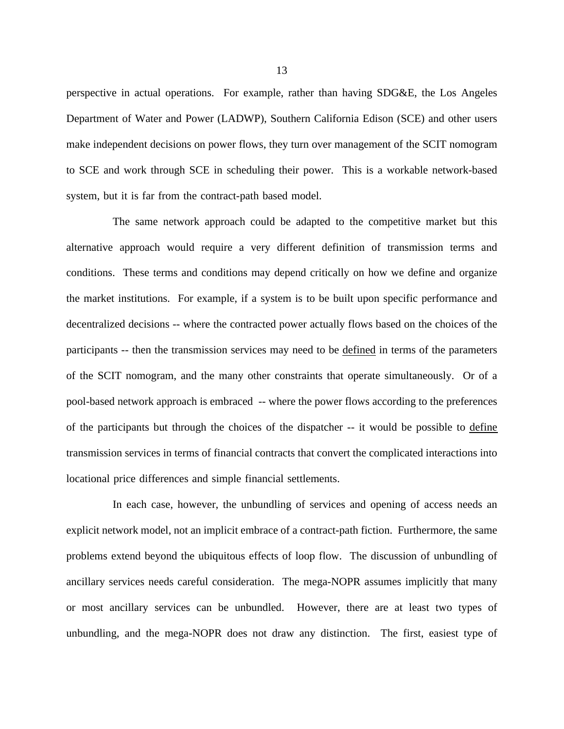perspective in actual operations. For example, rather than having SDG&E, the Los Angeles Department of Water and Power (LADWP), Southern California Edison (SCE) and other users make independent decisions on power flows, they turn over management of the SCIT nomogram to SCE and work through SCE in scheduling their power. This is a workable network-based system, but it is far from the contract-path based model.

The same network approach could be adapted to the competitive market but this alternative approach would require a very different definition of transmission terms and conditions. These terms and conditions may depend critically on how we define and organize the market institutions. For example, if a system is to be built upon specific performance and decentralized decisions -- where the contracted power actually flows based on the choices of the participants -- then the transmission services may need to be <u>defined</u> in terms of the parameters of the SCIT nomogram, and the many other constraints that operate simultaneously. Or of a pool-based network approach is embraced -- where the power flows according to the preferences of the participants but through the choices of the dispatcher -- it would be possible to <u>define</u> transmission services in terms of financial contracts that convert the complicated interactions into locational price differences and simple financial settlements.

In each case, however, the unbundling of services and opening of access needs an explicit network model, not an implicit embrace of a contract-path fiction. Furthermore, the same problems extend beyond the ubiquitous effects of loop flow. The discussion of unbundling of ancillary services needs careful consideration. The mega-NOPR assumes implicitly that many or most ancillary services can be unbundled. However, there are at least two types of unbundling, and the mega-NOPR does not draw any distinction. The first, easiest type of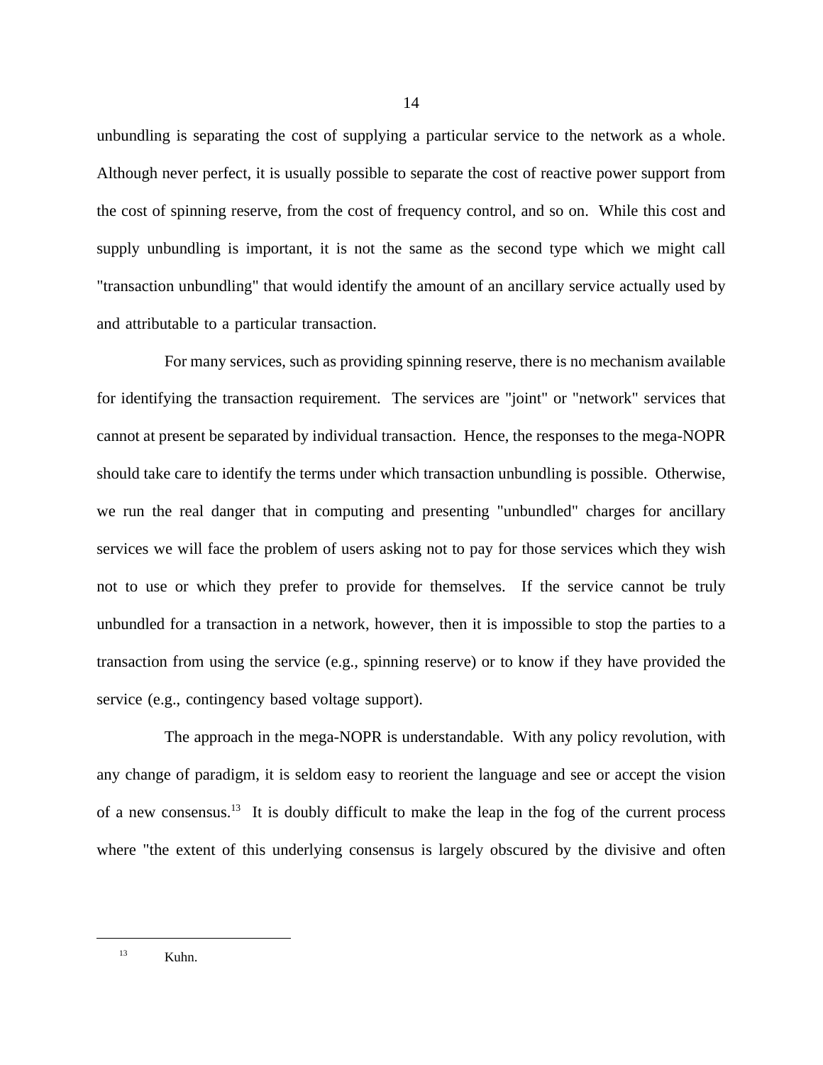unbundling is separating the cost of supplying a particular service to the network as a whole. Although never perfect, it is usually possible to separate the cost of reactive power support from the cost of spinning reserve, from the cost of frequency control, and so on. While this cost and supply unbundling is important, it is not the same as the second type which we might call "transaction unbundling" that would identify the amount of an ancillary service actually used by and attributable to a particular transaction.

For many services, such as providing spinning reserve, there is no mechanism available for identifying the transaction requirement. The services are "joint" or "network" services that cannot at present be separated by individual transaction. Hence, the responses to the mega-NOPR should take care to identify the terms under which transaction unbundling is possible. Otherwise, we run the real danger that in computing and presenting "unbundled" charges for ancillary services we will face the problem of users asking not to pay for those services which they wish not to use or which they prefer to provide for themselves. If the service cannot be truly unbundled for a transaction in a network, however, then it is impossible to stop the parties to a transaction from using the service (e.g., spinning reserve) or to know if they have provided the service (e.g., contingency based voltage support).

The approach in the mega-NOPR is understandable. With any policy revolution, with any change of paradigm, it is seldom easy to reorient the language and see or accept the vision of a new consensus.[13] It is doubly difficult to make the leap in the fog of the current process where "the extent of this underlying consensus is largely obscured by the divisive and often

---

[13] Kuhn.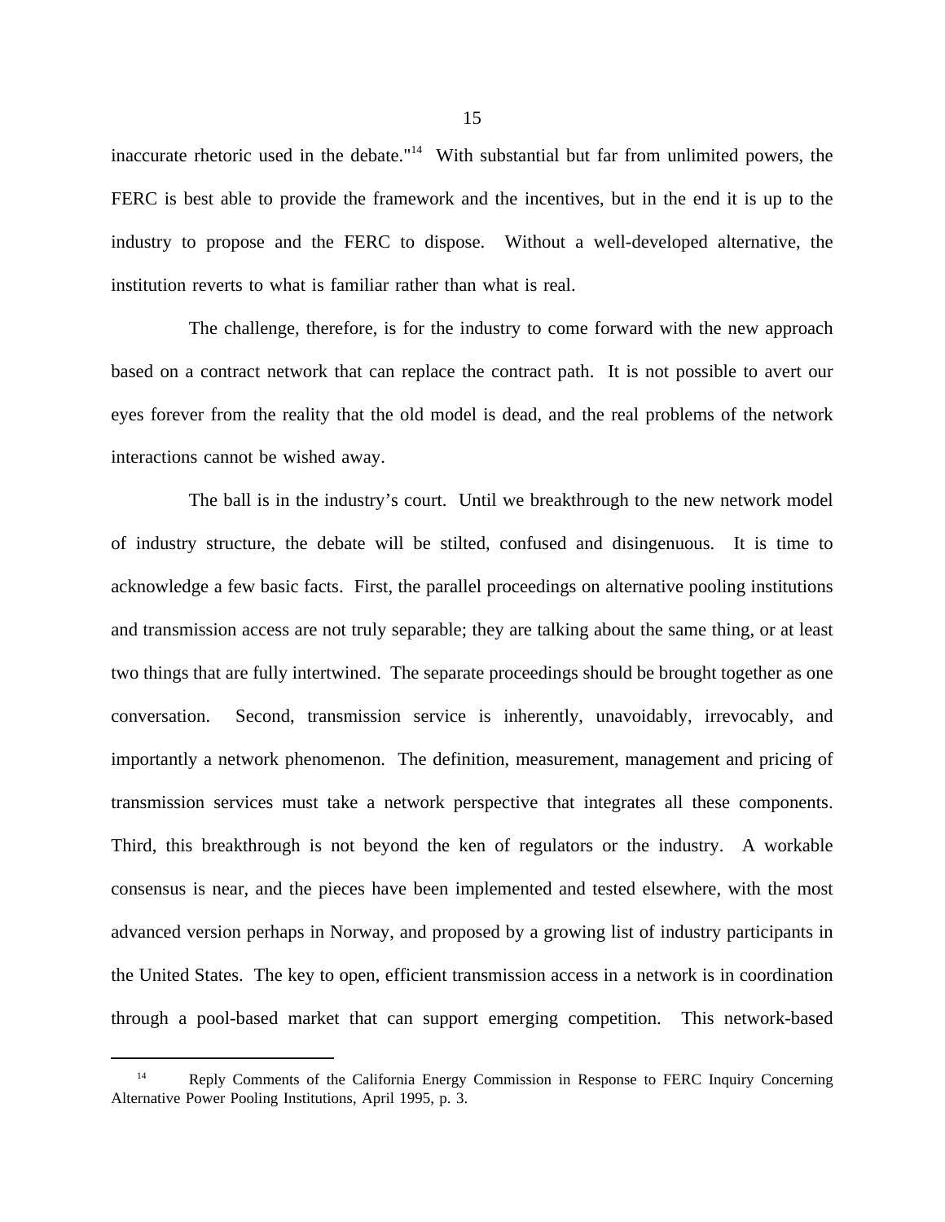inaccurate rhetoric used in the debate."[14] With substantial but far from unlimited powers, the FERC is best able to provide the framework and the incentives, but in the end it is up to the industry to propose and the FERC to dispose. Without a well-developed alternative, the institution reverts to what is familiar rather than what is real.

The challenge, therefore, is for the industry to come forward with the new approach based on a contract network that can replace the contract path. It is not possible to avert our eyes forever from the reality that the old model is dead, and the real problems of the network interactions cannot be wished away.

The ball is in the industry's court. Until we breakthrough to the new network model of industry structure, the debate will be stilted, confused and disingenuous. It is time to acknowledge a few basic facts. First, the parallel proceedings on alternative pooling institutions and transmission access are not truly separable; they are talking about the same thing, or at least two things that are fully intertwined. The separate proceedings should be brought together as one conversation. Second, transmission service is inherently, unavoidably, irrevocably, and importantly a network phenomenon. The definition, measurement, management and pricing of transmission services must take a network perspective that integrates all these components. Third, this breakthrough is not beyond the ken of regulators or the industry. A workable consensus is near, and the pieces have been implemented and tested elsewhere, with the most advanced version perhaps in Norway, and proposed by a growing list of industry participants in the United States. The key to open, efficient transmission access in a network is in coordination through a pool-based market that can support emerging competition. This network-based

[14] Reply Comments of the California Energy Commission in Response to FERC Inquiry Concerning Alternative Power Pooling Institutions, April 1995, p. 3.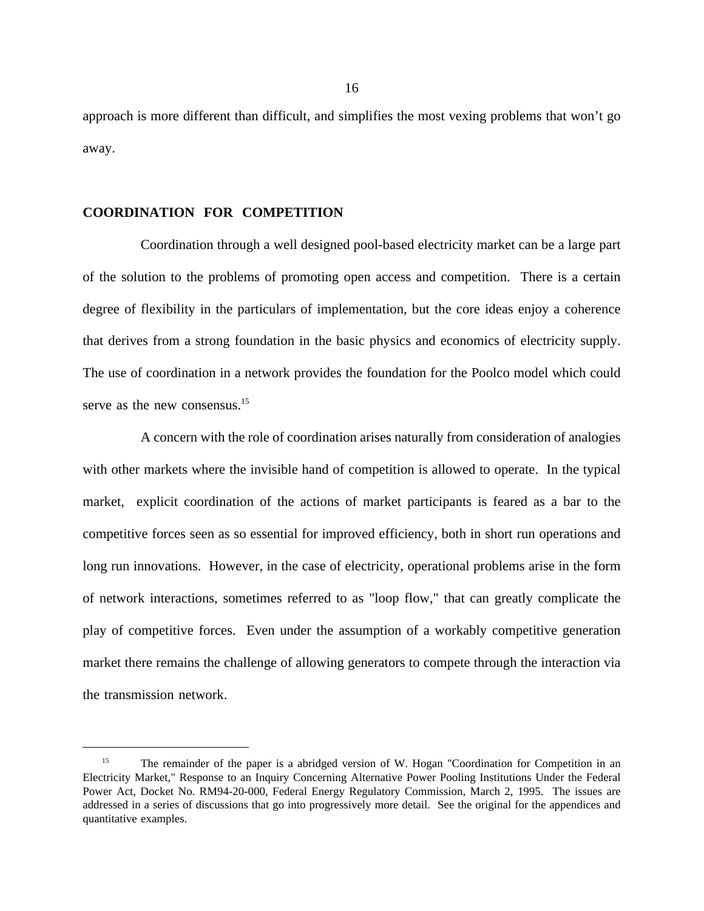approach is more different than difficult, and simplifies the most vexing problems that won't go away.

## COORDINATION FOR COMPETITION

Coordination through a well designed pool-based electricity market can be a large part of the solution to the problems of promoting open access and competition. There is a certain degree of flexibility in the particulars of implementation, but the core ideas enjoy a coherence that derives from a strong foundation in the basic physics and economics of electricity supply. The use of coordination in a network provides the foundation for the Poolco model which could serve as the new consensus.[15]

A concern with the role of coordination arises naturally from consideration of analogies with other markets where the invisible hand of competition is allowed to operate. In the typical market, explicit coordination of the actions of market participants is feared as a bar to the competitive forces seen as so essential for improved efficiency, both in short run operations and long run innovations. However, in the case of electricity, operational problems arise in the form of network interactions, sometimes referred to as "loop flow," that can greatly complicate the play of competitive forces. Even under the assumption of a workably competitive generation market there remains the challenge of allowing generators to compete through the interaction via the transmission network.

---

[15] The remainder of the paper is a abridged version of W. Hogan "Coordination for Competition in an Electricity Market," Response to an Inquiry Concerning Alternative Power Pooling Institutions Under the Federal Power Act, Docket No. RM94-20-000, Federal Energy Regulatory Commission, March 2, 1995. The issues are addressed in a series of discussions that go into progressively more detail. See the original for the appendices and quantitative examples.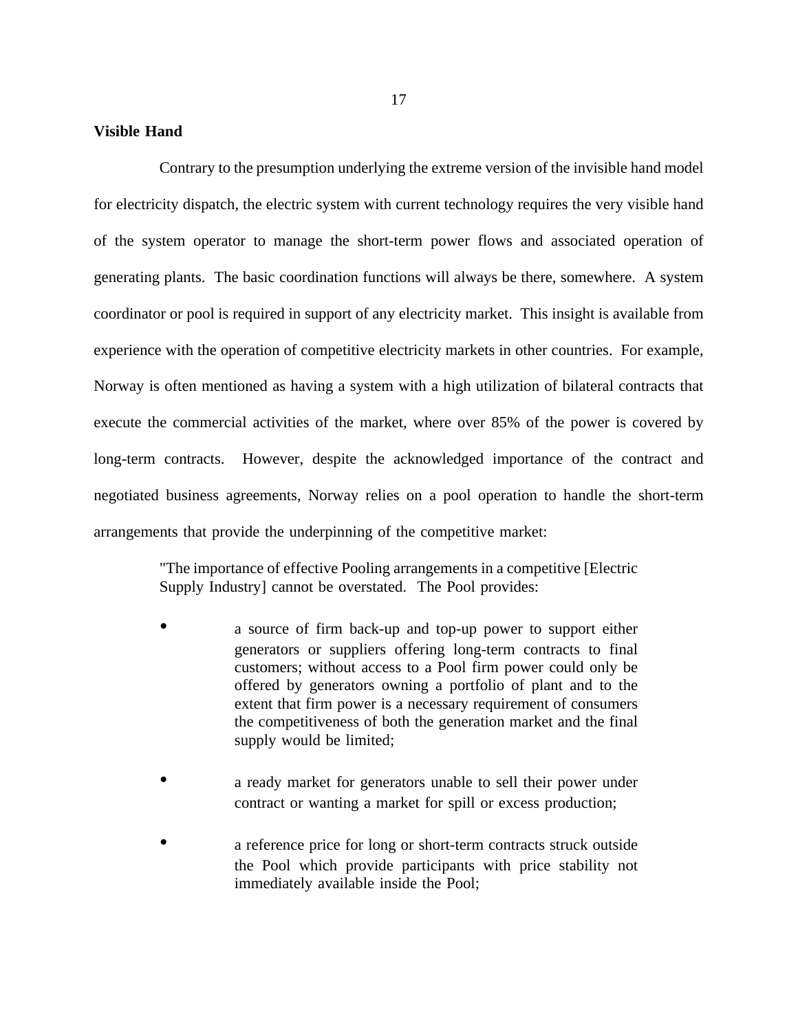**Visible Hand**

Contrary to the presumption underlying the extreme version of the invisible hand model for electricity dispatch, the electric system with current technology requires the very visible hand of the system operator to manage the short-term power flows and associated operation of generating plants. The basic coordination functions will always be there, somewhere. A system coordinator or pool is required in support of any electricity market. This insight is available from experience with the operation of competitive electricity markets in other countries. For example, Norway is often mentioned as having a system with a high utilization of bilateral contracts that execute the commercial activities of the market, where over 85% of the power is covered by long-term contracts. However, despite the acknowledged importance of the contract and negotiated business agreements, Norway relies on a pool operation to handle the short-term arrangements that provide the underpinning of the competitive market:

> "The importance of effective Pooling arrangements in a competitive [Electric Supply Industry] cannot be overstated. The Pool provides:
>
> - a source of firm back-up and top-up power to support either generators or suppliers offering long-term contracts to final customers; without access to a Pool firm power could only be offered by generators owning a portfolio of plant and to the extent that firm power is a necessary requirement of consumers the competitiveness of both the generation market and the final supply would be limited;
>
> - a ready market for generators unable to sell their power under contract or wanting a market for spill or excess production;
>
> - a reference price for long or short-term contracts struck outside the Pool which provide participants with price stability not immediately available inside the Pool;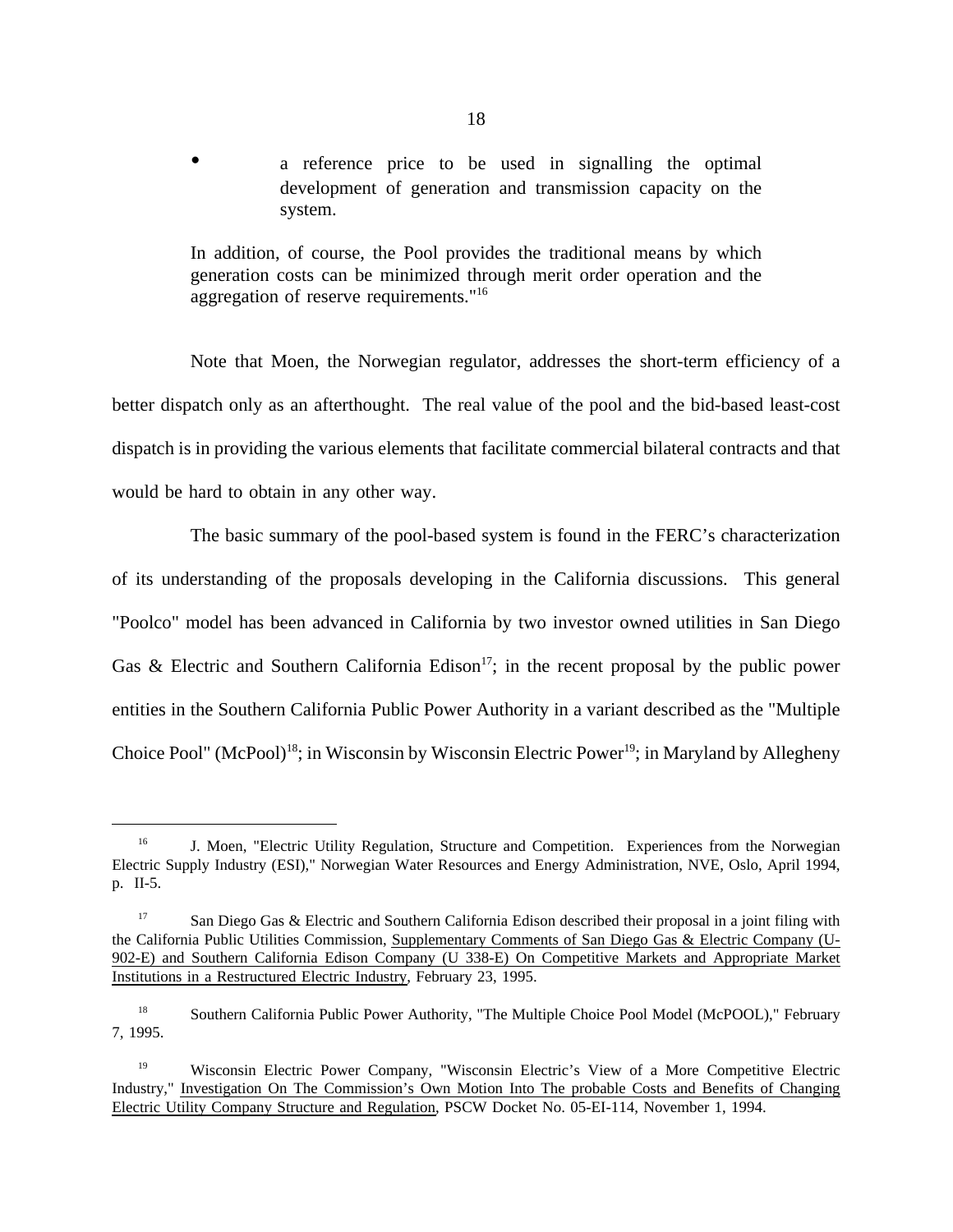- a reference price to be used in signalling the optimal development of generation and transmission capacity on the system.

> In addition, of course, the Pool provides the traditional means by which generation costs can be minimized through merit order operation and the aggregation of reserve requirements."[16]

Note that Moen, the Norwegian regulator, addresses the short-term efficiency of a better dispatch only as an afterthought. The real value of the pool and the bid-based least-cost dispatch is in providing the various elements that facilitate commercial bilateral contracts and that would be hard to obtain in any other way.

The basic summary of the pool-based system is found in the FERC's characterization of its understanding of the proposals developing in the California discussions. This general "Poolco" model has been advanced in California by two investor owned utilities in San Diego Gas & Electric and Southern California Edison[17]; in the recent proposal by the public power entities in the Southern California Public Power Authority in a variant described as the "Multiple Choice Pool" (McPool)[18]; in Wisconsin by Wisconsin Electric Power[19]; in Maryland by Allegheny

---

[16] J. Moen, "Electric Utility Regulation, Structure and Competition. Experiences from the Norwegian Electric Supply Industry (ESI)," Norwegian Water Resources and Energy Administration, NVE, Oslo, April 1994, p. II-5.

[17] San Diego Gas & Electric and Southern California Edison described their proposal in a joint filing with the California Public Utilities Commission, Supplementary Comments of San Diego Gas & Electric Company (U-902-E) and Southern California Edison Company (U 338-E) On Competitive Markets and Appropriate Market Institutions in a Restructured Electric Industry, February 23, 1995.

[18] Southern California Public Power Authority, "The Multiple Choice Pool Model (McPOOL)," February 7, 1995.

[19] Wisconsin Electric Power Company, "Wisconsin Electric's View of a More Competitive Electric Industry," Investigation On The Commission's Own Motion Into The probable Costs and Benefits of Changing Electric Utility Company Structure and Regulation, PSCW Docket No. 05-EI-114, November 1, 1994.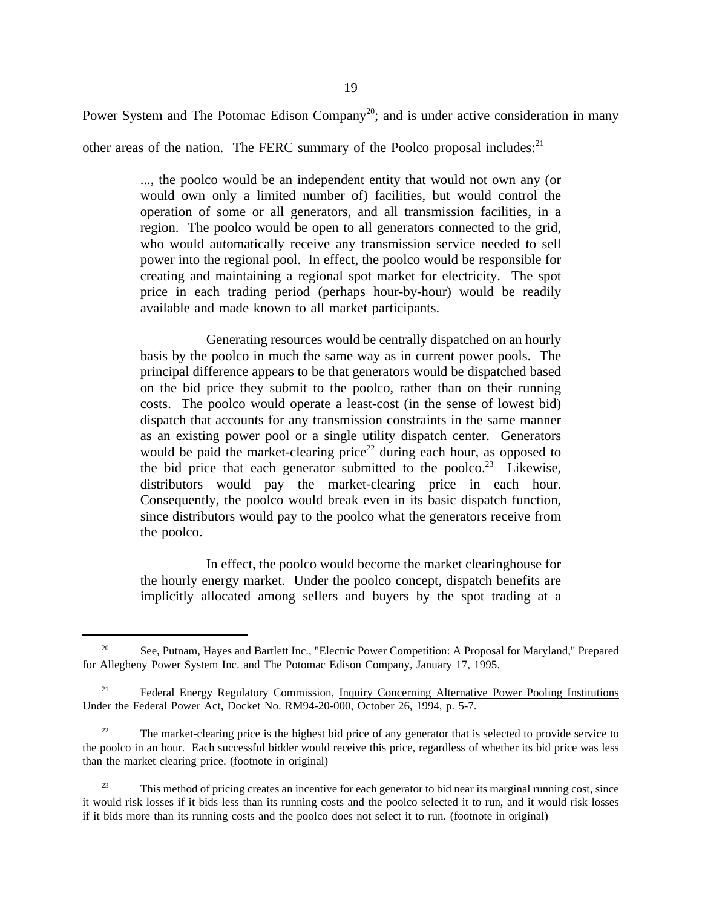Power System and The Potomac Edison Company[20]; and is under active consideration in many other areas of the nation. The FERC summary of the Poolco proposal includes:[21]

> ..., the poolco would be an independent entity that would not own any (or would own only a limited number of) facilities, but would control the operation of some or all generators, and all transmission facilities, in a region. The poolco would be open to all generators connected to the grid, who would automatically receive any transmission service needed to sell power into the regional pool. In effect, the poolco would be responsible for creating and maintaining a regional spot market for electricity. The spot price in each trading period (perhaps hour-by-hour) would be readily available and made known to all market participants.
>
> Generating resources would be centrally dispatched on an hourly basis by the poolco in much the same way as in current power pools. The principal difference appears to be that generators would be dispatched based on the bid price they submit to the poolco, rather than on their running costs. The poolco would operate a least-cost (in the sense of lowest bid) dispatch that accounts for any transmission constraints in the same manner as an existing power pool or a single utility dispatch center. Generators would be paid the market-clearing price[22] during each hour, as opposed to the bid price that each generator submitted to the poolco.[23] Likewise, distributors would pay the market-clearing price in each hour. Consequently, the poolco would break even in its basic dispatch function, since distributors would pay to the poolco what the generators receive from the poolco.
>
> In effect, the poolco would become the market clearinghouse for the hourly energy market. Under the poolco concept, dispatch benefits are implicitly allocated among sellers and buyers by the spot trading at a

---

[20] See, Putnam, Hayes and Bartlett Inc., "Electric Power Competition: A Proposal for Maryland," Prepared for Allegheny Power System Inc. and The Potomac Edison Company, January 17, 1995.

[21] Federal Energy Regulatory Commission, Inquiry Concerning Alternative Power Pooling Institutions Under the Federal Power Act, Docket No. RM94-20-000, October 26, 1994, p. 5-7.

[22] The market-clearing price is the highest bid price of any generator that is selected to provide service to the poolco in an hour. Each successful bidder would receive this price, regardless of whether its bid price was less than the market clearing price. (footnote in original)

[23] This method of pricing creates an incentive for each generator to bid near its marginal running cost, since it would risk losses if it bids less than its running costs and the poolco selected it to run, and it would risk losses if it bids more than its running costs and the poolco does not select it to run. (footnote in original)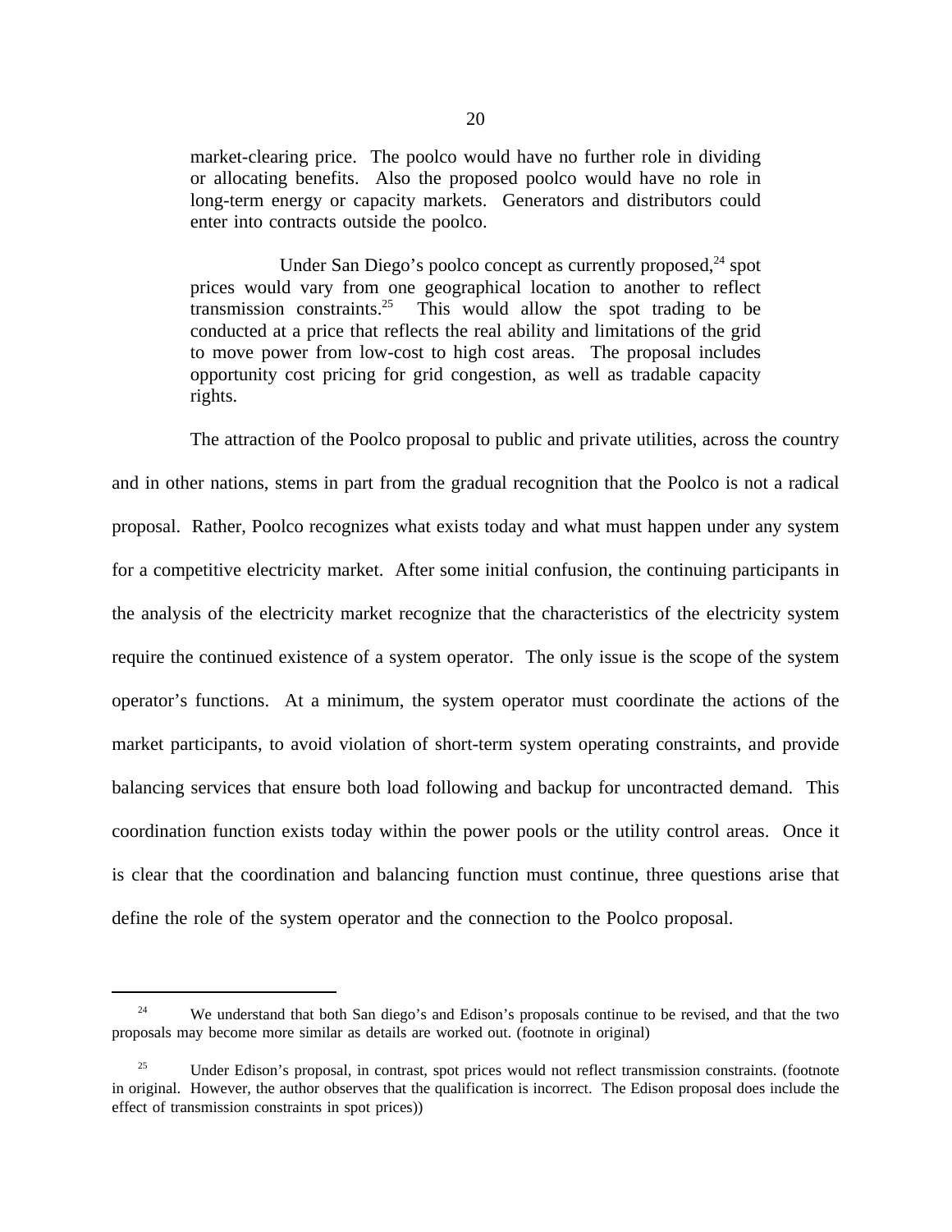> market-clearing price. The poolco would have no further role in dividing or allocating benefits. Also the proposed poolco would have no role in long-term energy or capacity markets. Generators and distributors could enter into contracts outside the poolco.
>
> Under San Diego's poolco concept as currently proposed,[24] spot prices would vary from one geographical location to another to reflect transmission constraints.[25] This would allow the spot trading to be conducted at a price that reflects the real ability and limitations of the grid to move power from low-cost to high cost areas. The proposal includes opportunity cost pricing for grid congestion, as well as tradable capacity rights.

The attraction of the Poolco proposal to public and private utilities, across the country and in other nations, stems in part from the gradual recognition that the Poolco is not a radical proposal. Rather, Poolco recognizes what exists today and what must happen under any system for a competitive electricity market. After some initial confusion, the continuing participants in the analysis of the electricity market recognize that the characteristics of the electricity system require the continued existence of a system operator. The only issue is the scope of the system operator's functions. At a minimum, the system operator must coordinate the actions of the market participants, to avoid violation of short-term system operating constraints, and provide balancing services that ensure both load following and backup for uncontracted demand. This coordination function exists today within the power pools or the utility control areas. Once it is clear that the coordination and balancing function must continue, three questions arise that define the role of the system operator and the connection to the Poolco proposal.

---

[24] We understand that both San diego's and Edison's proposals continue to be revised, and that the two proposals may become more similar as details are worked out. (footnote in original)

[25] Under Edison's proposal, in contrast, spot prices would not reflect transmission constraints. (footnote in original. However, the author observes that the qualification is incorrect. The Edison proposal does include the effect of transmission constraints in spot prices))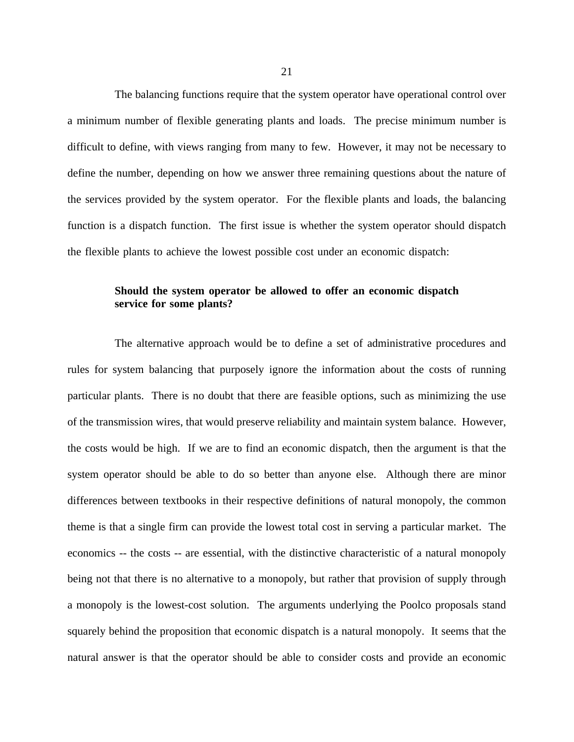The balancing functions require that the system operator have operational control over a minimum number of flexible generating plants and loads. The precise minimum number is difficult to define, with views ranging from many to few. However, it may not be necessary to define the number, depending on how we answer three remaining questions about the nature of the services provided by the system operator. For the flexible plants and loads, the balancing function is a dispatch function. The first issue is whether the system operator should dispatch the flexible plants to achieve the lowest possible cost under an economic dispatch:

> **Should the system operator be allowed to offer an economic dispatch service for some plants?**

The alternative approach would be to define a set of administrative procedures and rules for system balancing that purposely ignore the information about the costs of running particular plants. There is no doubt that there are feasible options, such as minimizing the use of the transmission wires, that would preserve reliability and maintain system balance. However, the costs would be high. If we are to find an economic dispatch, then the argument is that the system operator should be able to do so better than anyone else. Although there are minor differences between textbooks in their respective definitions of natural monopoly, the common theme is that a single firm can provide the lowest total cost in serving a particular market. The economics -- the costs -- are essential, with the distinctive characteristic of a natural monopoly being not that there is no alternative to a monopoly, but rather that provision of supply through a monopoly is the lowest-cost solution. The arguments underlying the Poolco proposals stand squarely behind the proposition that economic dispatch is a natural monopoly. It seems that the natural answer is that the operator should be able to consider costs and provide an economic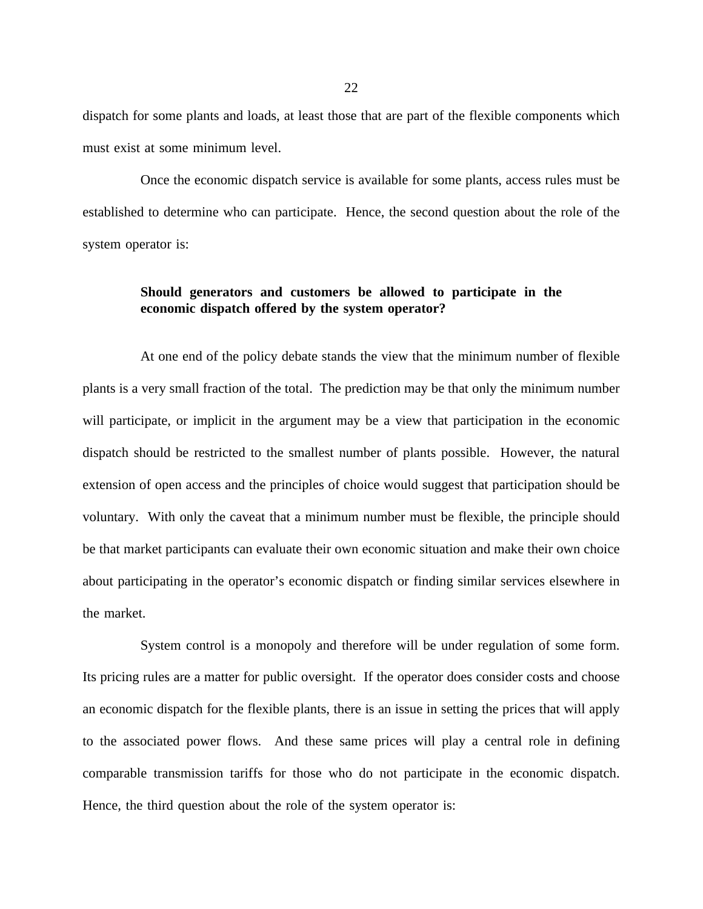dispatch for some plants and loads, at least those that are part of the flexible components which must exist at some minimum level.

Once the economic dispatch service is available for some plants, access rules must be established to determine who can participate. Hence, the second question about the role of the system operator is:

> **Should generators and customers be allowed to participate in the economic dispatch offered by the system operator?**

At one end of the policy debate stands the view that the minimum number of flexible plants is a very small fraction of the total. The prediction may be that only the minimum number will participate, or implicit in the argument may be a view that participation in the economic dispatch should be restricted to the smallest number of plants possible. However, the natural extension of open access and the principles of choice would suggest that participation should be voluntary. With only the caveat that a minimum number must be flexible, the principle should be that market participants can evaluate their own economic situation and make their own choice about participating in the operator's economic dispatch or finding similar services elsewhere in the market.

System control is a monopoly and therefore will be under regulation of some form. Its pricing rules are a matter for public oversight. If the operator does consider costs and choose an economic dispatch for the flexible plants, there is an issue in setting the prices that will apply to the associated power flows. And these same prices will play a central role in defining comparable transmission tariffs for those who do not participate in the economic dispatch. Hence, the third question about the role of the system operator is: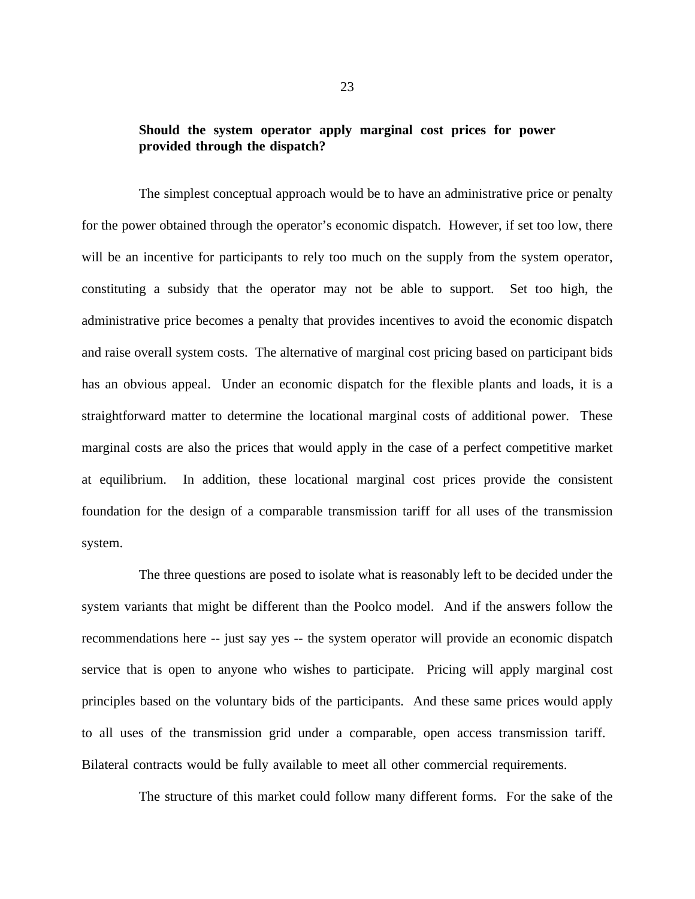**Should the system operator apply marginal cost prices for power provided through the dispatch?**

The simplest conceptual approach would be to have an administrative price or penalty for the power obtained through the operator's economic dispatch. However, if set too low, there will be an incentive for participants to rely too much on the supply from the system operator, constituting a subsidy that the operator may not be able to support. Set too high, the administrative price becomes a penalty that provides incentives to avoid the economic dispatch and raise overall system costs. The alternative of marginal cost pricing based on participant bids has an obvious appeal. Under an economic dispatch for the flexible plants and loads, it is a straightforward matter to determine the locational marginal costs of additional power. These marginal costs are also the prices that would apply in the case of a perfect competitive market at equilibrium. In addition, these locational marginal cost prices provide the consistent foundation for the design of a comparable transmission tariff for all uses of the transmission system.

The three questions are posed to isolate what is reasonably left to be decided under the system variants that might be different than the Poolco model. And if the answers follow the recommendations here -- just say yes -- the system operator will provide an economic dispatch service that is open to anyone who wishes to participate. Pricing will apply marginal cost principles based on the voluntary bids of the participants. And these same prices would apply to all uses of the transmission grid under a comparable, open access transmission tariff. Bilateral contracts would be fully available to meet all other commercial requirements.

The structure of this market could follow many different forms. For the sake of the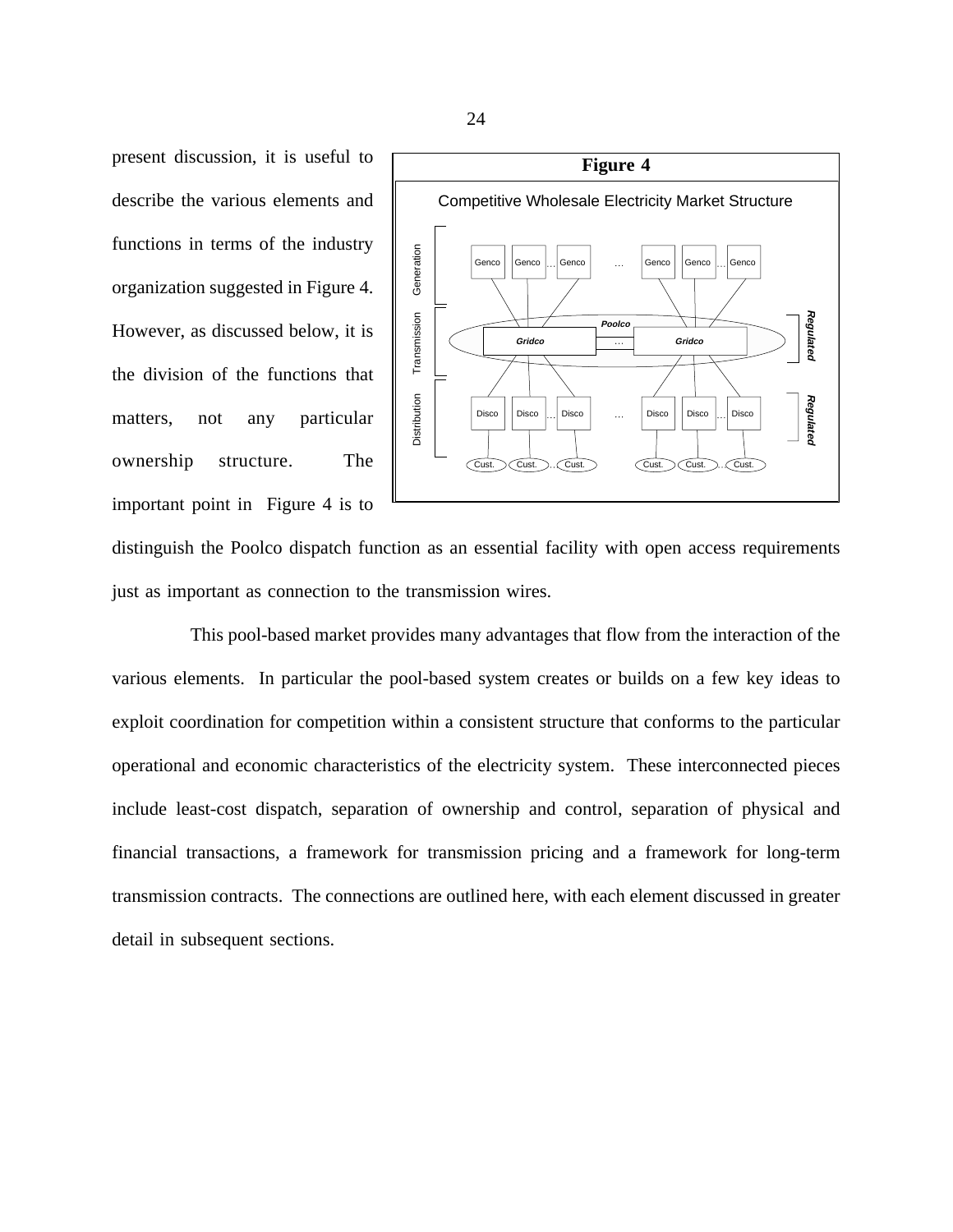present discussion, it is useful to describe the various elements and functions in terms of the industry organization suggested in Figure 4. However, as discussed below, it is the division of the functions that matters, not any particular ownership structure. The important point in Figure 4 is to distinguish the Poolco dispatch function as an essential facility with open access requirements just as important as connection to the transmission wires.

**Figure 4**

Competitive Wholesale Electricity Market Structure

This pool-based market provides many advantages that flow from the interaction of the various elements. In particular the pool-based system creates or builds on a few key ideas to exploit coordination for competition within a consistent structure that conforms to the particular operational and economic characteristics of the electricity system. These interconnected pieces include least-cost dispatch, separation of ownership and control, separation of physical and financial transactions, a framework for transmission pricing and a framework for long-term transmission contracts. The connections are outlined here, with each element discussed in greater detail in subsequent sections.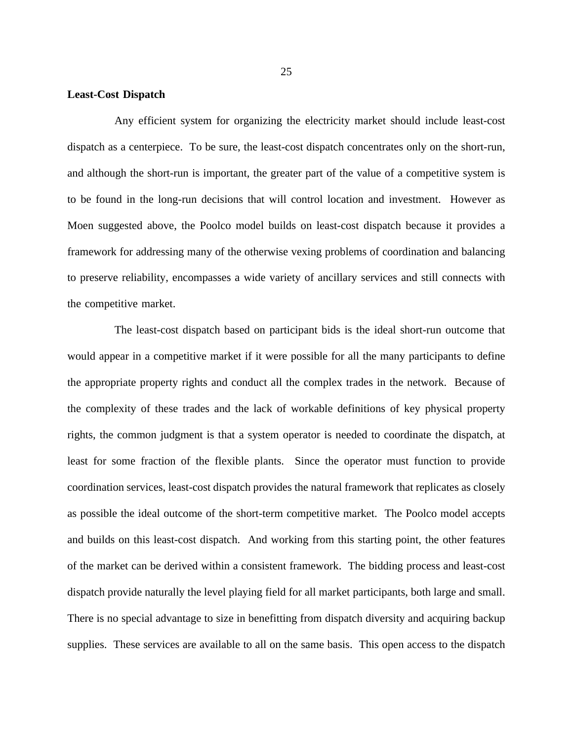**Least-Cost Dispatch**

Any efficient system for organizing the electricity market should include least-cost dispatch as a centerpiece. To be sure, the least-cost dispatch concentrates only on the short-run, and although the short-run is important, the greater part of the value of a competitive system is to be found in the long-run decisions that will control location and investment. However as Moen suggested above, the Poolco model builds on least-cost dispatch because it provides a framework for addressing many of the otherwise vexing problems of coordination and balancing to preserve reliability, encompasses a wide variety of ancillary services and still connects with the competitive market.

The least-cost dispatch based on participant bids is the ideal short-run outcome that would appear in a competitive market if it were possible for all the many participants to define the appropriate property rights and conduct all the complex trades in the network. Because of the complexity of these trades and the lack of workable definitions of key physical property rights, the common judgment is that a system operator is needed to coordinate the dispatch, at least for some fraction of the flexible plants. Since the operator must function to provide coordination services, least-cost dispatch provides the natural framework that replicates as closely as possible the ideal outcome of the short-term competitive market. The Poolco model accepts and builds on this least-cost dispatch. And working from this starting point, the other features of the market can be derived within a consistent framework. The bidding process and least-cost dispatch provide naturally the level playing field for all market participants, both large and small. There is no special advantage to size in benefitting from dispatch diversity and acquiring backup supplies. These services are available to all on the same basis. This open access to the dispatch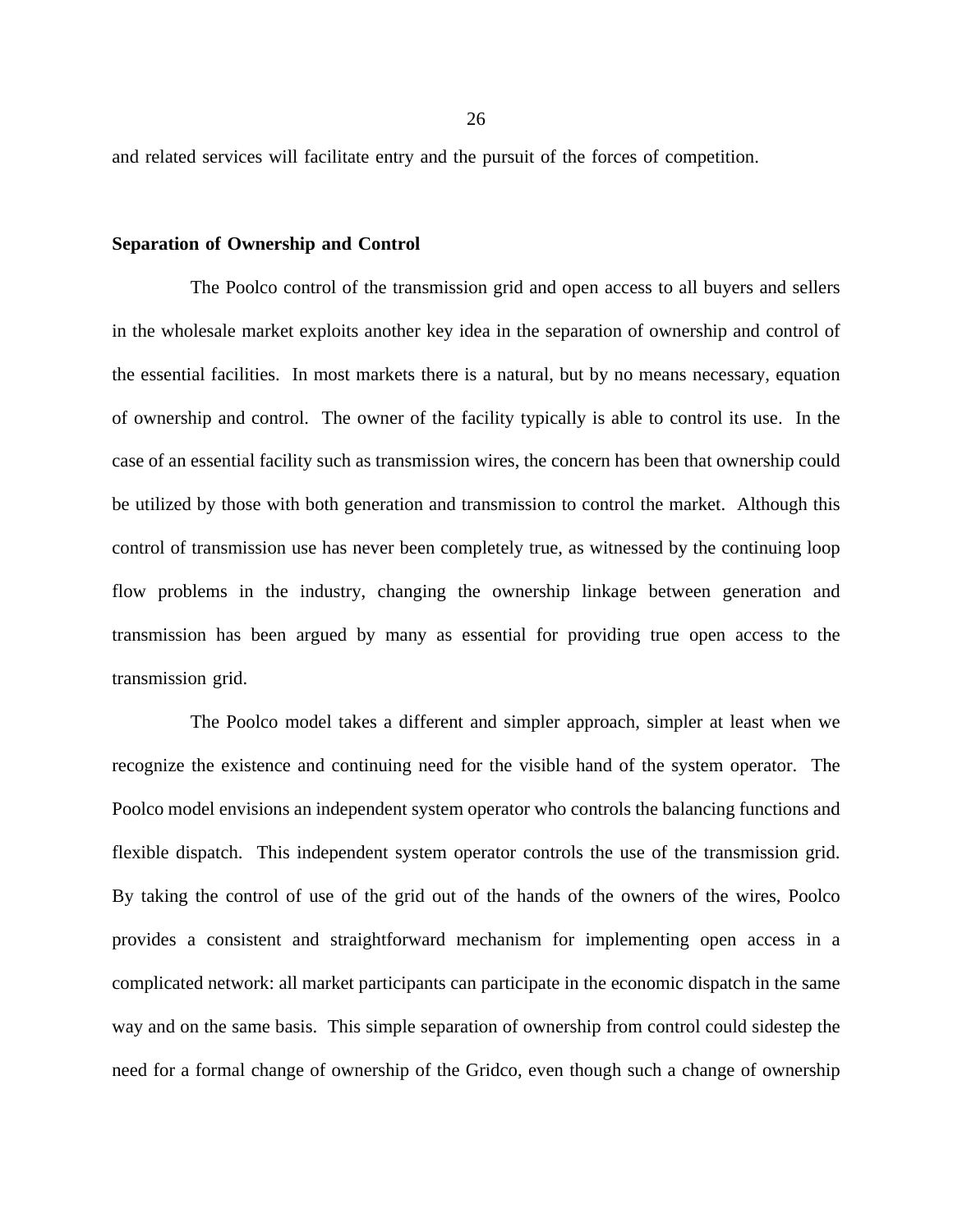and related services will facilitate entry and the pursuit of the forces of competition.

## Separation of Ownership and Control

The Poolco control of the transmission grid and open access to all buyers and sellers in the wholesale market exploits another key idea in the separation of ownership and control of the essential facilities. In most markets there is a natural, but by no means necessary, equation of ownership and control. The owner of the facility typically is able to control its use. In the case of an essential facility such as transmission wires, the concern has been that ownership could be utilized by those with both generation and transmission to control the market. Although this control of transmission use has never been completely true, as witnessed by the continuing loop flow problems in the industry, changing the ownership linkage between generation and transmission has been argued by many as essential for providing true open access to the transmission grid.

The Poolco model takes a different and simpler approach, simpler at least when we recognize the existence and continuing need for the visible hand of the system operator. The Poolco model envisions an independent system operator who controls the balancing functions and flexible dispatch. This independent system operator controls the use of the transmission grid. By taking the control of use of the grid out of the hands of the owners of the wires, Poolco provides a consistent and straightforward mechanism for implementing open access in a complicated network: all market participants can participate in the economic dispatch in the same way and on the same basis. This simple separation of ownership from control could sidestep the need for a formal change of ownership of the Gridco, even though such a change of ownership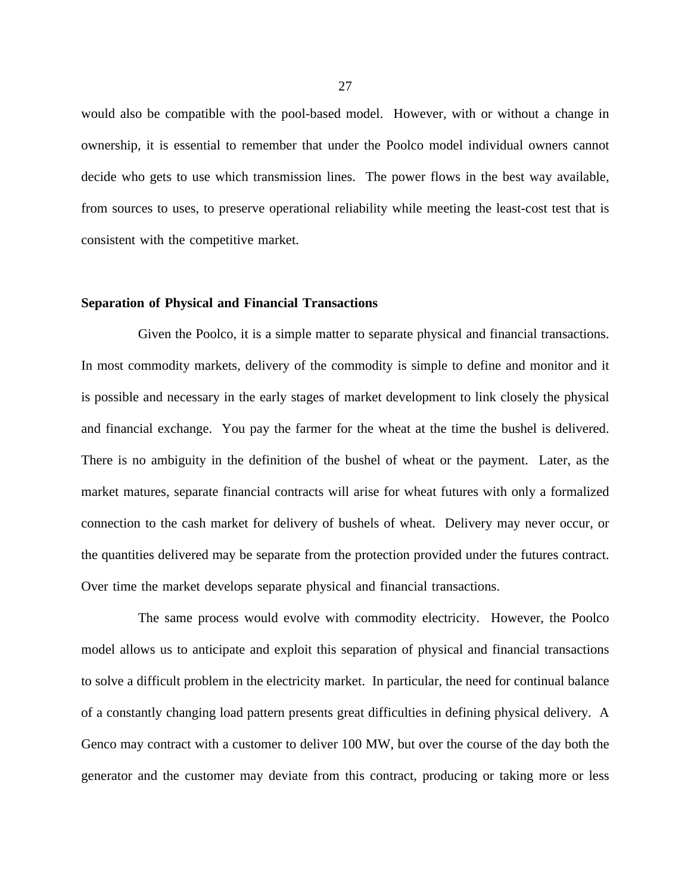would also be compatible with the pool-based model. However, with or without a change in ownership, it is essential to remember that under the Poolco model individual owners cannot decide who gets to use which transmission lines. The power flows in the best way available, from sources to uses, to preserve operational reliability while meeting the least-cost test that is consistent with the competitive market.

**Separation of Physical and Financial Transactions**

Given the Poolco, it is a simple matter to separate physical and financial transactions. In most commodity markets, delivery of the commodity is simple to define and monitor and it is possible and necessary in the early stages of market development to link closely the physical and financial exchange. You pay the farmer for the wheat at the time the bushel is delivered. There is no ambiguity in the definition of the bushel of wheat or the payment. Later, as the market matures, separate financial contracts will arise for wheat futures with only a formalized connection to the cash market for delivery of bushels of wheat. Delivery may never occur, or the quantities delivered may be separate from the protection provided under the futures contract. Over time the market develops separate physical and financial transactions.

The same process would evolve with commodity electricity. However, the Poolco model allows us to anticipate and exploit this separation of physical and financial transactions to solve a difficult problem in the electricity market. In particular, the need for continual balance of a constantly changing load pattern presents great difficulties in defining physical delivery. A Genco may contract with a customer to deliver 100 MW, but over the course of the day both the generator and the customer may deviate from this contract, producing or taking more or less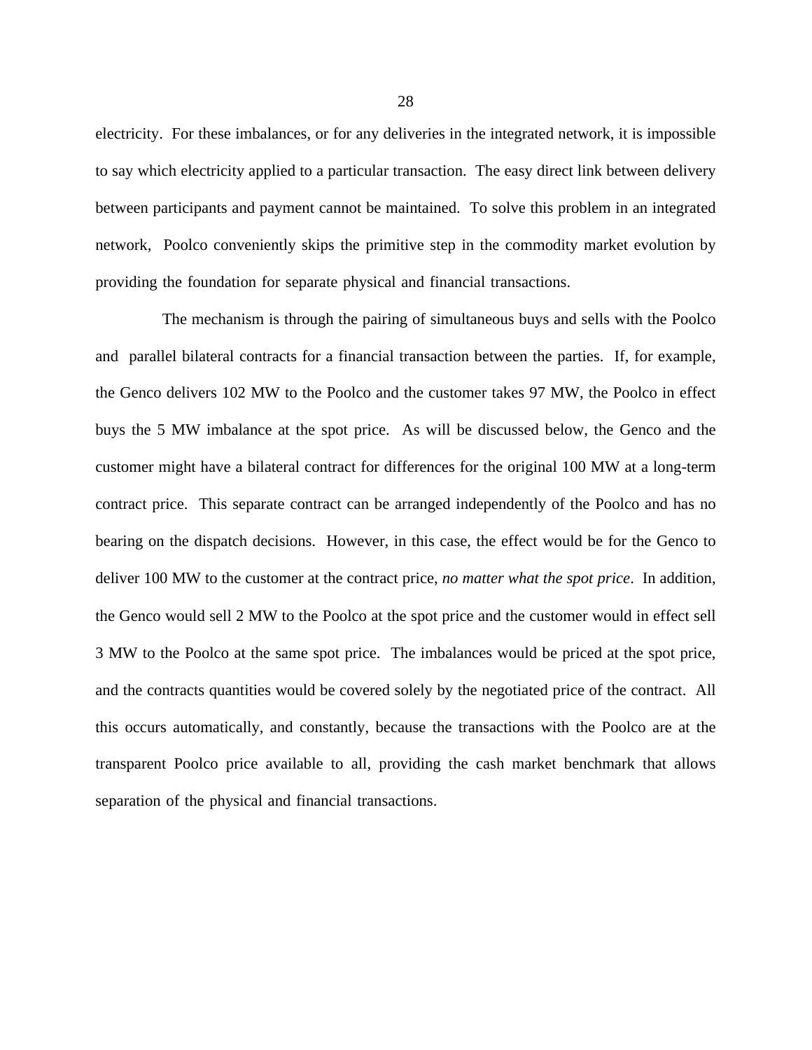electricity. For these imbalances, or for any deliveries in the integrated network, it is impossible to say which electricity applied to a particular transaction. The easy direct link between delivery between participants and payment cannot be maintained. To solve this problem in an integrated network, Poolco conveniently skips the primitive step in the commodity market evolution by providing the foundation for separate physical and financial transactions.

The mechanism is through the pairing of simultaneous buys and sells with the Poolco and parallel bilateral contracts for a financial transaction between the parties. If, for example, the Genco delivers 102 MW to the Poolco and the customer takes 97 MW, the Poolco in effect buys the 5 MW imbalance at the spot price. As will be discussed below, the Genco and the customer might have a bilateral contract for differences for the original 100 MW at a long-term contract price. This separate contract can be arranged independently of the Poolco and has no bearing on the dispatch decisions. However, in this case, the effect would be for the Genco to deliver 100 MW to the customer at the contract price, *no matter what the spot price*. In addition, the Genco would sell 2 MW to the Poolco at the spot price and the customer would in effect sell 3 MW to the Poolco at the same spot price. The imbalances would be priced at the spot price, and the contracts quantities would be covered solely by the negotiated price of the contract. All this occurs automatically, and constantly, because the transactions with the Poolco are at the transparent Poolco price available to all, providing the cash market benchmark that allows separation of the physical and financial transactions.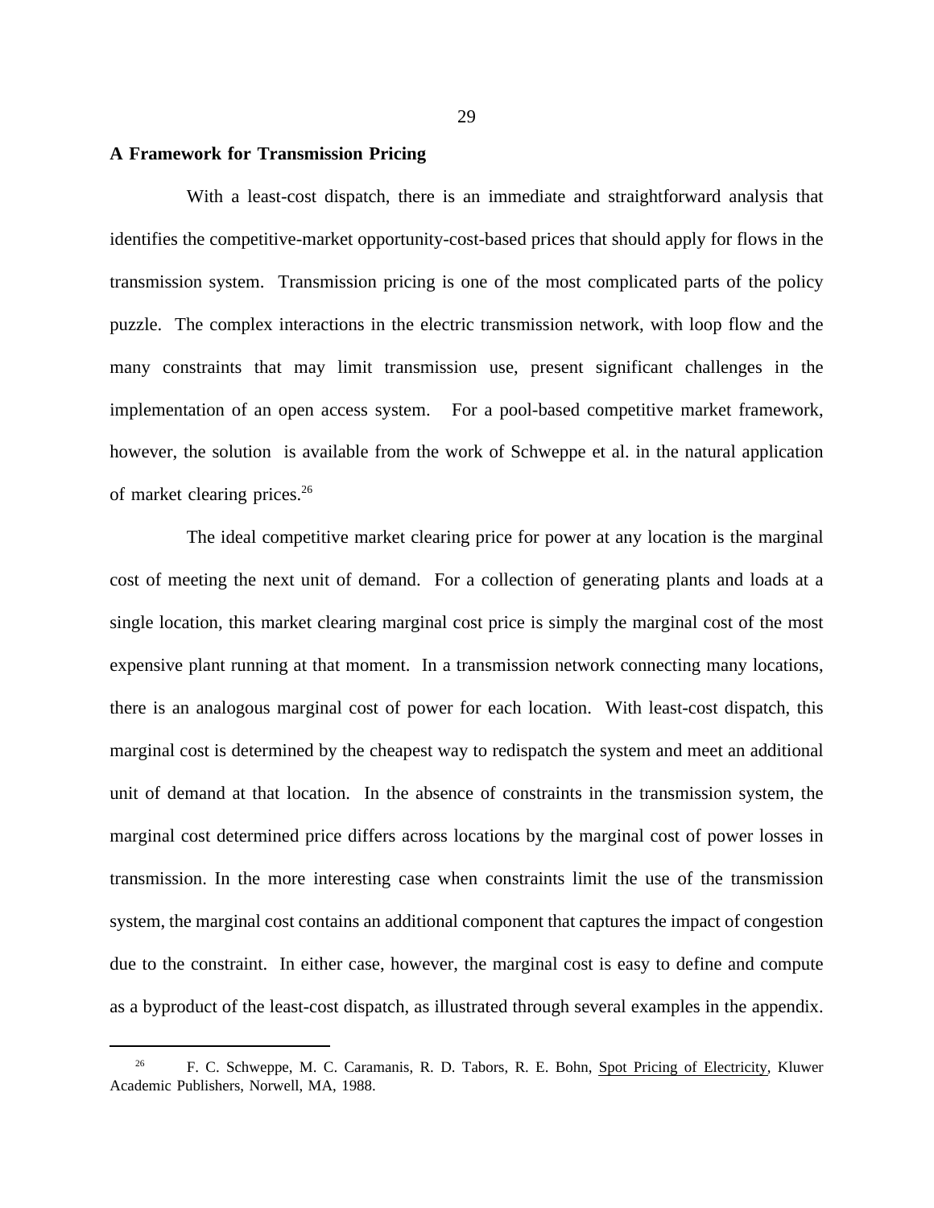**A Framework for Transmission Pricing**

With a least-cost dispatch, there is an immediate and straightforward analysis that identifies the competitive-market opportunity-cost-based prices that should apply for flows in the transmission system. Transmission pricing is one of the most complicated parts of the policy puzzle. The complex interactions in the electric transmission network, with loop flow and the many constraints that may limit transmission use, present significant challenges in the implementation of an open access system. For a pool-based competitive market framework, however, the solution is available from the work of Schweppe et al. in the natural application of market clearing prices.[26]

The ideal competitive market clearing price for power at any location is the marginal cost of meeting the next unit of demand. For a collection of generating plants and loads at a single location, this market clearing marginal cost price is simply the marginal cost of the most expensive plant running at that moment. In a transmission network connecting many locations, there is an analogous marginal cost of power for each location. With least-cost dispatch, this marginal cost is determined by the cheapest way to redispatch the system and meet an additional unit of demand at that location. In the absence of constraints in the transmission system, the marginal cost determined price differs across locations by the marginal cost of power losses in transmission. In the more interesting case when constraints limit the use of the transmission system, the marginal cost contains an additional component that captures the impact of congestion due to the constraint. In either case, however, the marginal cost is easy to define and compute as a byproduct of the least-cost dispatch, as illustrated through several examples in the appendix.

---

[26] F. C. Schweppe, M. C. Caramanis, R. D. Tabors, R. E. Bohn, Spot Pricing of Electricity, Kluwer Academic Publishers, Norwell, MA, 1988.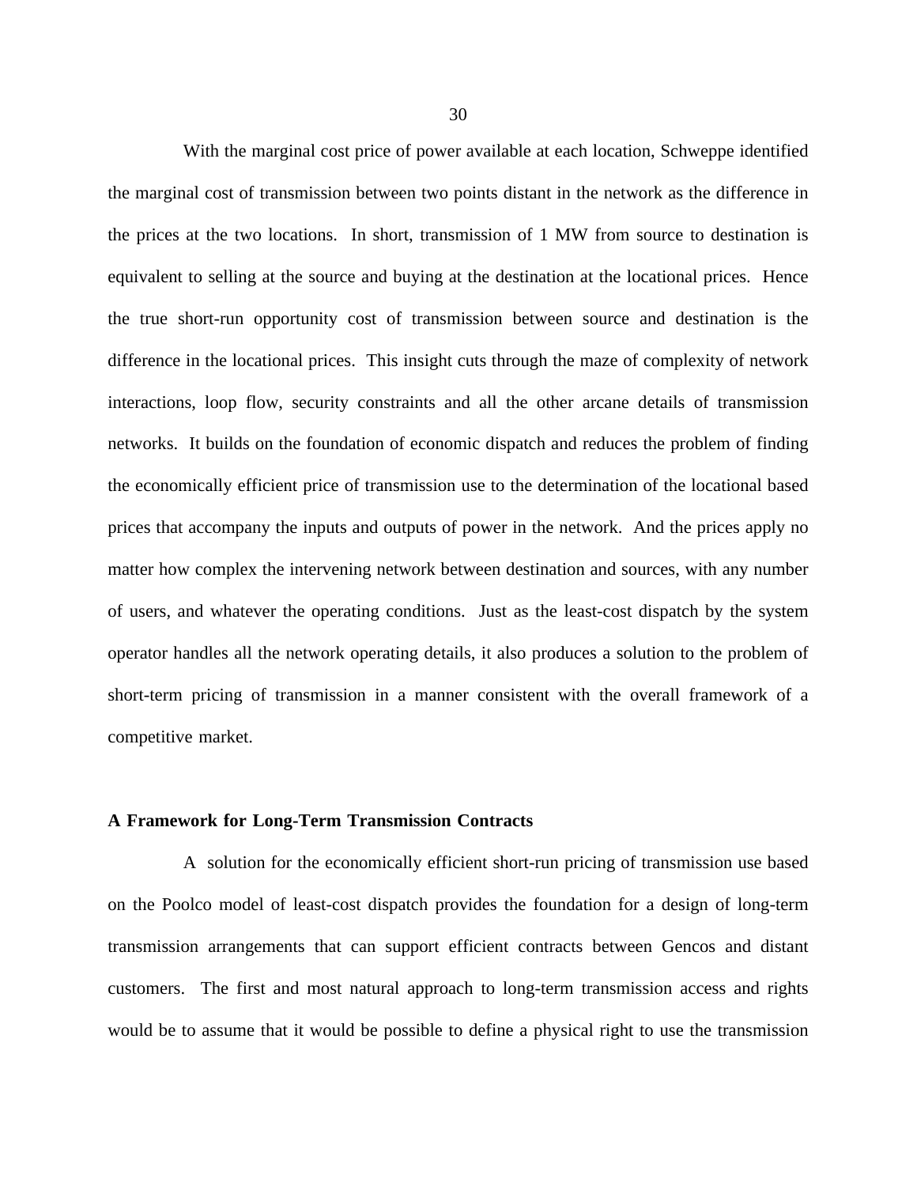With the marginal cost price of power available at each location, Schweppe identified the marginal cost of transmission between two points distant in the network as the difference in the prices at the two locations. In short, transmission of 1 MW from source to destination is equivalent to selling at the source and buying at the destination at the locational prices. Hence the true short-run opportunity cost of transmission between source and destination is the difference in the locational prices. This insight cuts through the maze of complexity of network interactions, loop flow, security constraints and all the other arcane details of transmission networks. It builds on the foundation of economic dispatch and reduces the problem of finding the economically efficient price of transmission use to the determination of the locational based prices that accompany the inputs and outputs of power in the network. And the prices apply no matter how complex the intervening network between destination and sources, with any number of users, and whatever the operating conditions. Just as the least-cost dispatch by the system operator handles all the network operating details, it also produces a solution to the problem of short-term pricing of transmission in a manner consistent with the overall framework of a competitive market.

**A Framework for Long-Term Transmission Contracts**

A solution for the economically efficient short-run pricing of transmission use based on the Poolco model of least-cost dispatch provides the foundation for a design of long-term transmission arrangements that can support efficient contracts between Gencos and distant customers. The first and most natural approach to long-term transmission access and rights would be to assume that it would be possible to define a physical right to use the transmission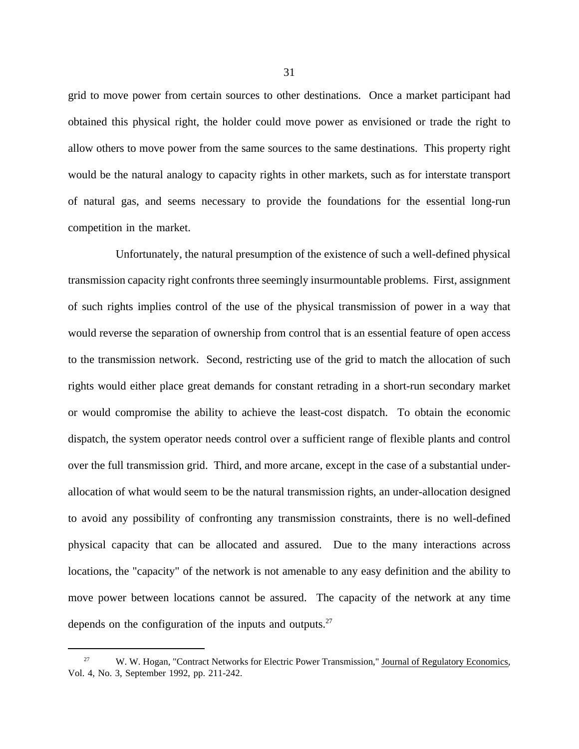grid to move power from certain sources to other destinations. Once a market participant had obtained this physical right, the holder could move power as envisioned or trade the right to allow others to move power from the same sources to the same destinations. This property right would be the natural analogy to capacity rights in other markets, such as for interstate transport of natural gas, and seems necessary to provide the foundations for the essential long-run competition in the market.

Unfortunately, the natural presumption of the existence of such a well-defined physical transmission capacity right confronts three seemingly insurmountable problems. First, assignment of such rights implies control of the use of the physical transmission of power in a way that would reverse the separation of ownership from control that is an essential feature of open access to the transmission network. Second, restricting use of the grid to match the allocation of such rights would either place great demands for constant retrading in a short-run secondary market or would compromise the ability to achieve the least-cost dispatch. To obtain the economic dispatch, the system operator needs control over a sufficient range of flexible plants and control over the full transmission grid. Third, and more arcane, except in the case of a substantial under-allocation of what would seem to be the natural transmission rights, an under-allocation designed to avoid any possibility of confronting any transmission constraints, there is no well-defined physical capacity that can be allocated and assured. Due to the many interactions across locations, the "capacity" of the network is not amenable to any easy definition and the ability to move power between locations cannot be assured. The capacity of the network at any time depends on the configuration of the inputs and outputs.[27]

---

[27] W. W. Hogan, "Contract Networks for Electric Power Transmission," Journal of Regulatory Economics, Vol. 4, No. 3, September 1992, pp. 211-242.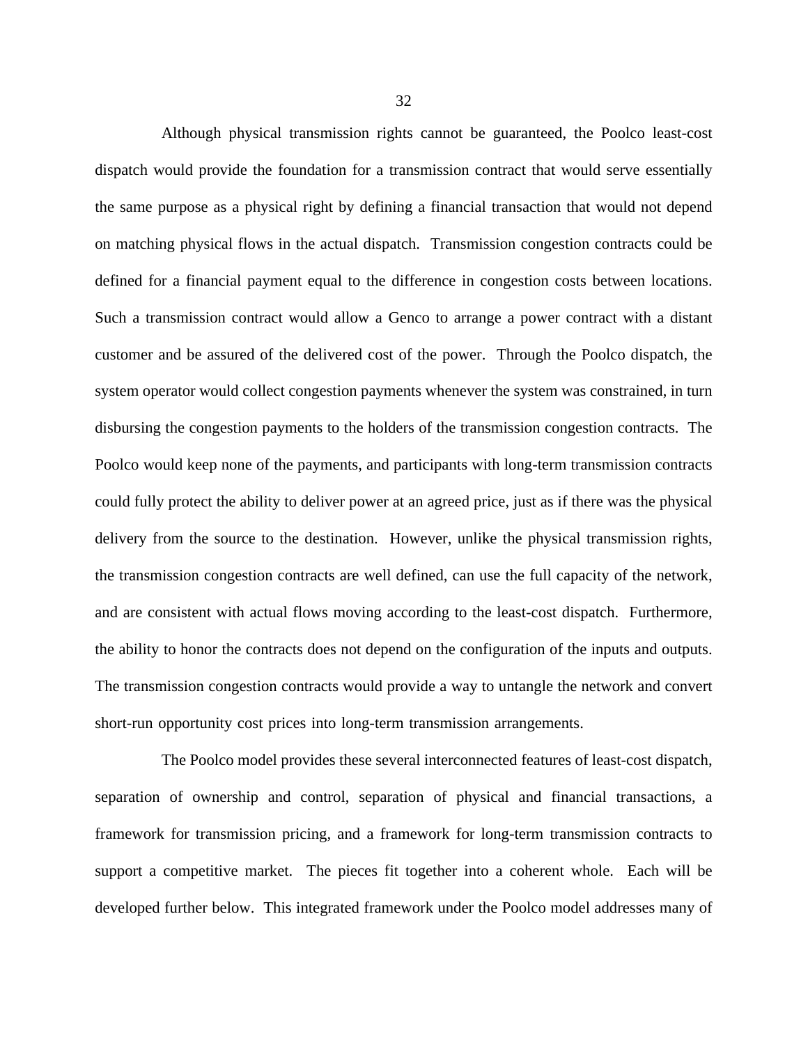Although physical transmission rights cannot be guaranteed, the Poolco least-cost dispatch would provide the foundation for a transmission contract that would serve essentially the same purpose as a physical right by defining a financial transaction that would not depend on matching physical flows in the actual dispatch. Transmission congestion contracts could be defined for a financial payment equal to the difference in congestion costs between locations. Such a transmission contract would allow a Genco to arrange a power contract with a distant customer and be assured of the delivered cost of the power. Through the Poolco dispatch, the system operator would collect congestion payments whenever the system was constrained, in turn disbursing the congestion payments to the holders of the transmission congestion contracts. The Poolco would keep none of the payments, and participants with long-term transmission contracts could fully protect the ability to deliver power at an agreed price, just as if there was the physical delivery from the source to the destination. However, unlike the physical transmission rights, the transmission congestion contracts are well defined, can use the full capacity of the network, and are consistent with actual flows moving according to the least-cost dispatch. Furthermore, the ability to honor the contracts does not depend on the configuration of the inputs and outputs. The transmission congestion contracts would provide a way to untangle the network and convert short-run opportunity cost prices into long-term transmission arrangements.

The Poolco model provides these several interconnected features of least-cost dispatch, separation of ownership and control, separation of physical and financial transactions, a framework for transmission pricing, and a framework for long-term transmission contracts to support a competitive market. The pieces fit together into a coherent whole. Each will be developed further below. This integrated framework under the Poolco model addresses many of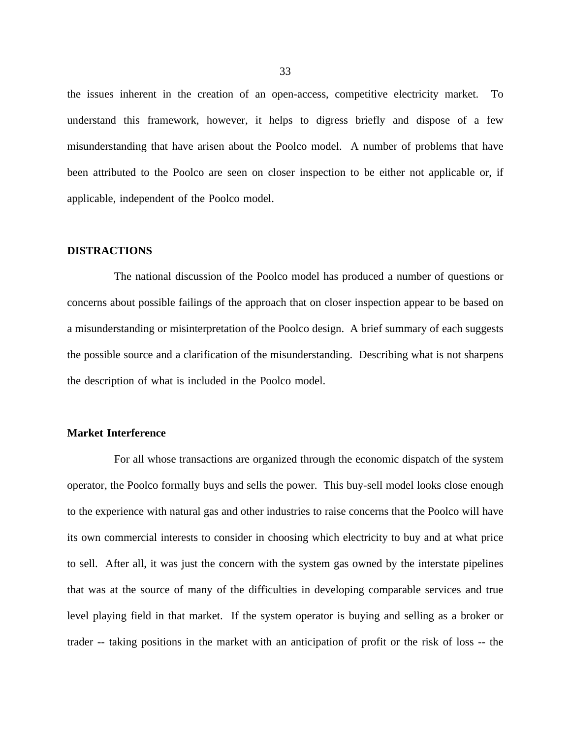the issues inherent in the creation of an open-access, competitive electricity market. To understand this framework, however, it helps to digress briefly and dispose of a few misunderstanding that have arisen about the Poolco model. A number of problems that have been attributed to the Poolco are seen on closer inspection to be either not applicable or, if applicable, independent of the Poolco model.

## DISTRACTIONS

The national discussion of the Poolco model has produced a number of questions or concerns about possible failings of the approach that on closer inspection appear to be based on a misunderstanding or misinterpretation of the Poolco design. A brief summary of each suggests the possible source and a clarification of the misunderstanding. Describing what is not sharpens the description of what is included in the Poolco model.

### Market Interference

For all whose transactions are organized through the economic dispatch of the system operator, the Poolco formally buys and sells the power. This buy-sell model looks close enough to the experience with natural gas and other industries to raise concerns that the Poolco will have its own commercial interests to consider in choosing which electricity to buy and at what price to sell. After all, it was just the concern with the system gas owned by the interstate pipelines that was at the source of many of the difficulties in developing comparable services and true level playing field in that market. If the system operator is buying and selling as a broker or trader -- taking positions in the market with an anticipation of profit or the risk of loss -- the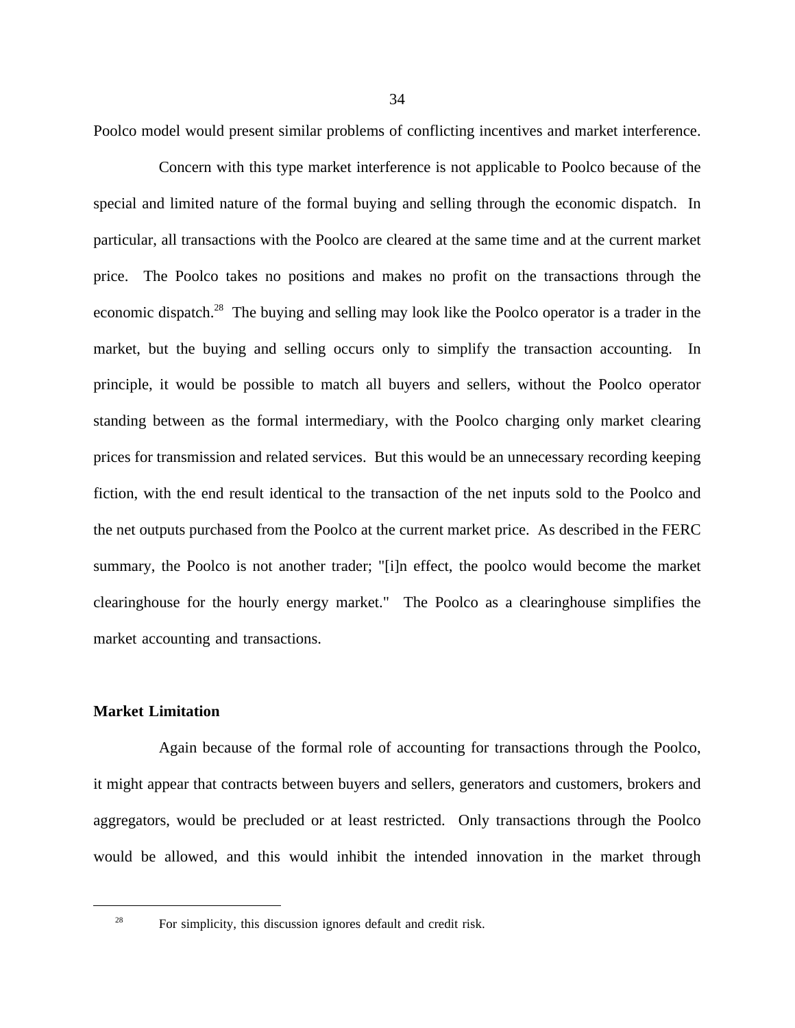Poolco model would present similar problems of conflicting incentives and market interference.

Concern with this type market interference is not applicable to Poolco because of the special and limited nature of the formal buying and selling through the economic dispatch. In particular, all transactions with the Poolco are cleared at the same time and at the current market price. The Poolco takes no positions and makes no profit on the transactions through the economic dispatch.[28] The buying and selling may look like the Poolco operator is a trader in the market, but the buying and selling occurs only to simplify the transaction accounting. In principle, it would be possible to match all buyers and sellers, without the Poolco operator standing between as the formal intermediary, with the Poolco charging only market clearing prices for transmission and related services. But this would be an unnecessary recording keeping fiction, with the end result identical to the transaction of the net inputs sold to the Poolco and the net outputs purchased from the Poolco at the current market price. As described in the FERC summary, the Poolco is not another trader; "[i]n effect, the poolco would become the market clearinghouse for the hourly energy market." The Poolco as a clearinghouse simplifies the market accounting and transactions.

**Market Limitation**

Again because of the formal role of accounting for transactions through the Poolco, it might appear that contracts between buyers and sellers, generators and customers, brokers and aggregators, would be precluded or at least restricted. Only transactions through the Poolco would be allowed, and this would inhibit the intended innovation in the market through

---

[28] For simplicity, this discussion ignores default and credit risk.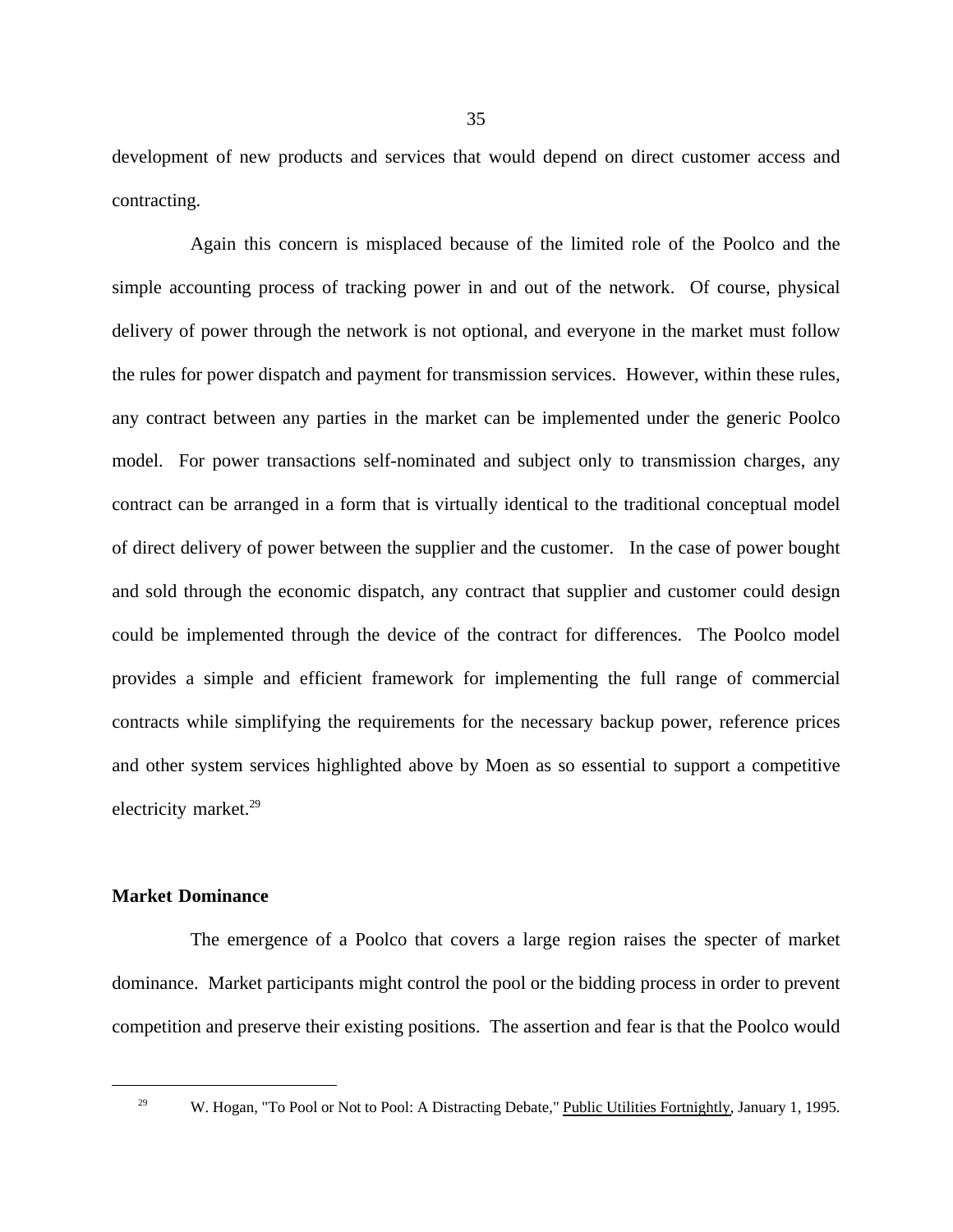development of new products and services that would depend on direct customer access and contracting.

Again this concern is misplaced because of the limited role of the Poolco and the simple accounting process of tracking power in and out of the network. Of course, physical delivery of power through the network is not optional, and everyone in the market must follow the rules for power dispatch and payment for transmission services. However, within these rules, any contract between any parties in the market can be implemented under the generic Poolco model. For power transactions self-nominated and subject only to transmission charges, any contract can be arranged in a form that is virtually identical to the traditional conceptual model of direct delivery of power between the supplier and the customer. In the case of power bought and sold through the economic dispatch, any contract that supplier and customer could design could be implemented through the device of the contract for differences. The Poolco model provides a simple and efficient framework for implementing the full range of commercial contracts while simplifying the requirements for the necessary backup power, reference prices and other system services highlighted above by Moen as so essential to support a competitive electricity market.[29]

**Market Dominance**

The emergence of a Poolco that covers a large region raises the specter of market dominance. Market participants might control the pool or the bidding process in order to prevent competition and preserve their existing positions. The assertion and fear is that the Poolco would

---

[29] W. Hogan, "To Pool or Not to Pool: A Distracting Debate," Public Utilities Fortnightly, January 1, 1995.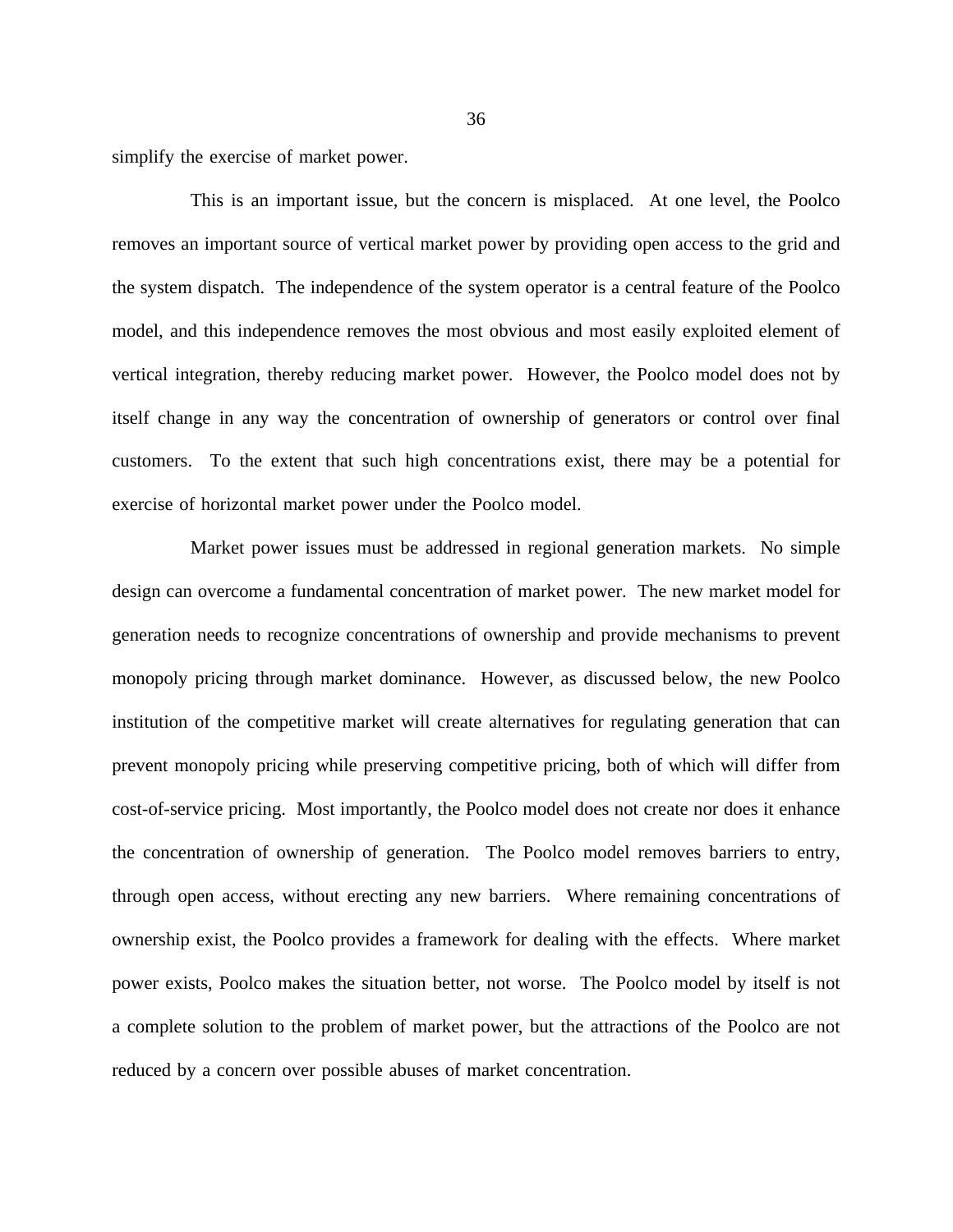simplify the exercise of market power.

This is an important issue, but the concern is misplaced. At one level, the Poolco removes an important source of vertical market power by providing open access to the grid and the system dispatch. The independence of the system operator is a central feature of the Poolco model, and this independence removes the most obvious and most easily exploited element of vertical integration, thereby reducing market power. However, the Poolco model does not by itself change in any way the concentration of ownership of generators or control over final customers. To the extent that such high concentrations exist, there may be a potential for exercise of horizontal market power under the Poolco model.

Market power issues must be addressed in regional generation markets. No simple design can overcome a fundamental concentration of market power. The new market model for generation needs to recognize concentrations of ownership and provide mechanisms to prevent monopoly pricing through market dominance. However, as discussed below, the new Poolco institution of the competitive market will create alternatives for regulating generation that can prevent monopoly pricing while preserving competitive pricing, both of which will differ from cost-of-service pricing. Most importantly, the Poolco model does not create nor does it enhance the concentration of ownership of generation. The Poolco model removes barriers to entry, through open access, without erecting any new barriers. Where remaining concentrations of ownership exist, the Poolco provides a framework for dealing with the effects. Where market power exists, Poolco makes the situation better, not worse. The Poolco model by itself is not a complete solution to the problem of market power, but the attractions of the Poolco are not reduced by a concern over possible abuses of market concentration.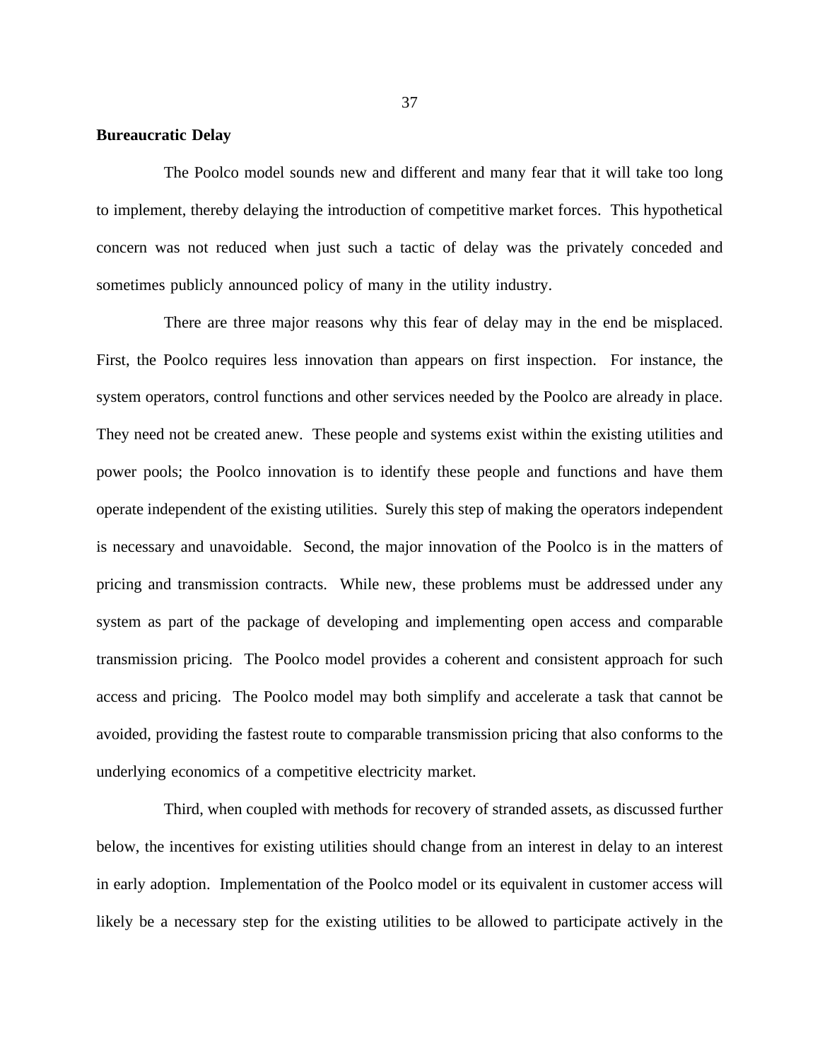**Bureaucratic Delay**

The Poolco model sounds new and different and many fear that it will take too long to implement, thereby delaying the introduction of competitive market forces. This hypothetical concern was not reduced when just such a tactic of delay was the privately conceded and sometimes publicly announced policy of many in the utility industry.

There are three major reasons why this fear of delay may in the end be misplaced. First, the Poolco requires less innovation than appears on first inspection. For instance, the system operators, control functions and other services needed by the Poolco are already in place. They need not be created anew. These people and systems exist within the existing utilities and power pools; the Poolco innovation is to identify these people and functions and have them operate independent of the existing utilities. Surely this step of making the operators independent is necessary and unavoidable. Second, the major innovation of the Poolco is in the matters of pricing and transmission contracts. While new, these problems must be addressed under any system as part of the package of developing and implementing open access and comparable transmission pricing. The Poolco model provides a coherent and consistent approach for such access and pricing. The Poolco model may both simplify and accelerate a task that cannot be avoided, providing the fastest route to comparable transmission pricing that also conforms to the underlying economics of a competitive electricity market.

Third, when coupled with methods for recovery of stranded assets, as discussed further below, the incentives for existing utilities should change from an interest in delay to an interest in early adoption. Implementation of the Poolco model or its equivalent in customer access will likely be a necessary step for the existing utilities to be allowed to participate actively in the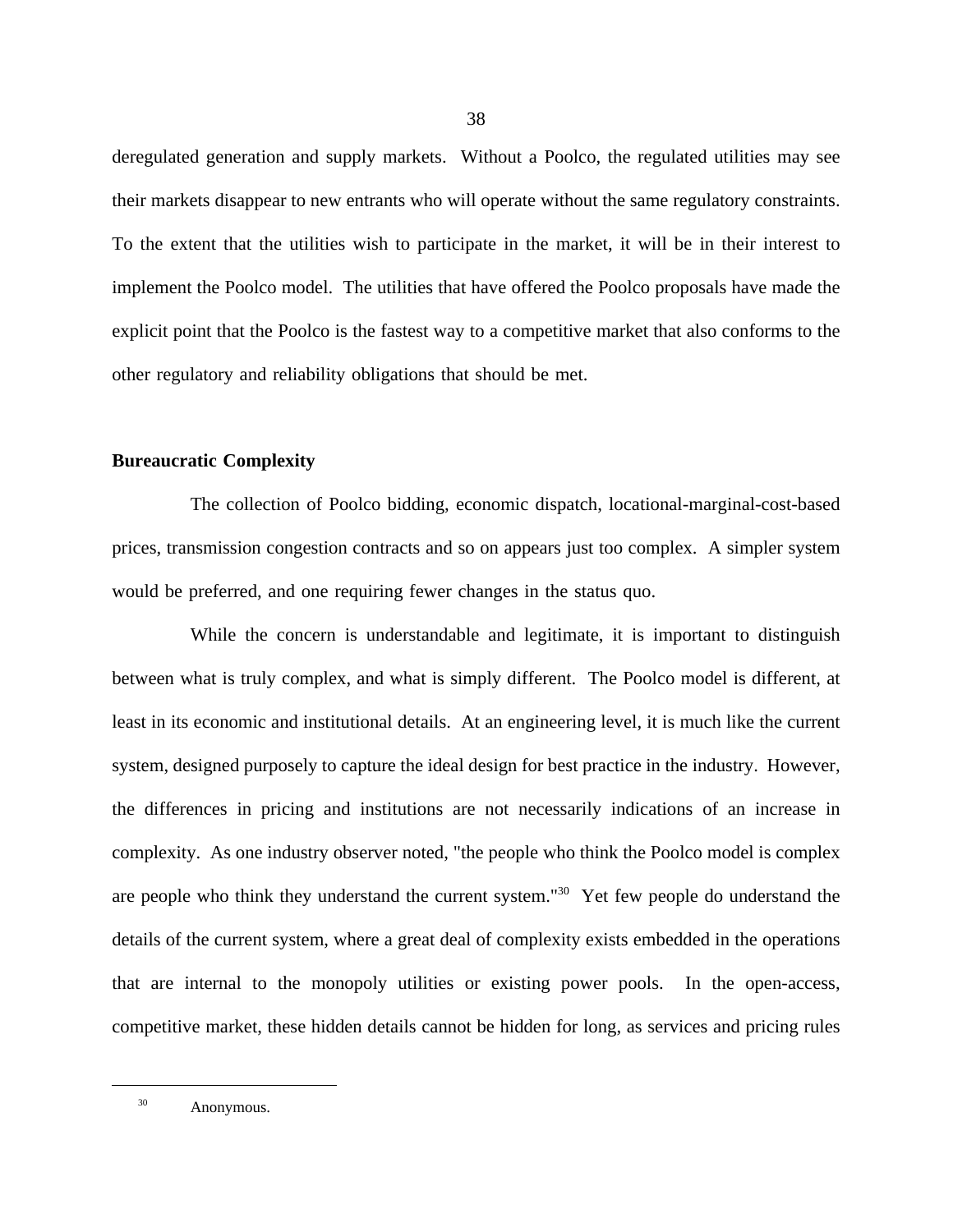deregulated generation and supply markets. Without a Poolco, the regulated utilities may see their markets disappear to new entrants who will operate without the same regulatory constraints. To the extent that the utilities wish to participate in the market, it will be in their interest to implement the Poolco model. The utilities that have offered the Poolco proposals have made the explicit point that the Poolco is the fastest way to a competitive market that also conforms to the other regulatory and reliability obligations that should be met.

**Bureaucratic Complexity**

The collection of Poolco bidding, economic dispatch, locational-marginal-cost-based prices, transmission congestion contracts and so on appears just too complex. A simpler system would be preferred, and one requiring fewer changes in the status quo.

While the concern is understandable and legitimate, it is important to distinguish between what is truly complex, and what is simply different. The Poolco model is different, at least in its economic and institutional details. At an engineering level, it is much like the current system, designed purposely to capture the ideal design for best practice in the industry. However, the differences in pricing and institutions are not necessarily indications of an increase in complexity. As one industry observer noted, "the people who think the Poolco model is complex are people who think they understand the current system."[30] Yet few people do understand the details of the current system, where a great deal of complexity exists embedded in the operations that are internal to the monopoly utilities or existing power pools. In the open-access, competitive market, these hidden details cannot be hidden for long, as services and pricing rules

---

[30] Anonymous.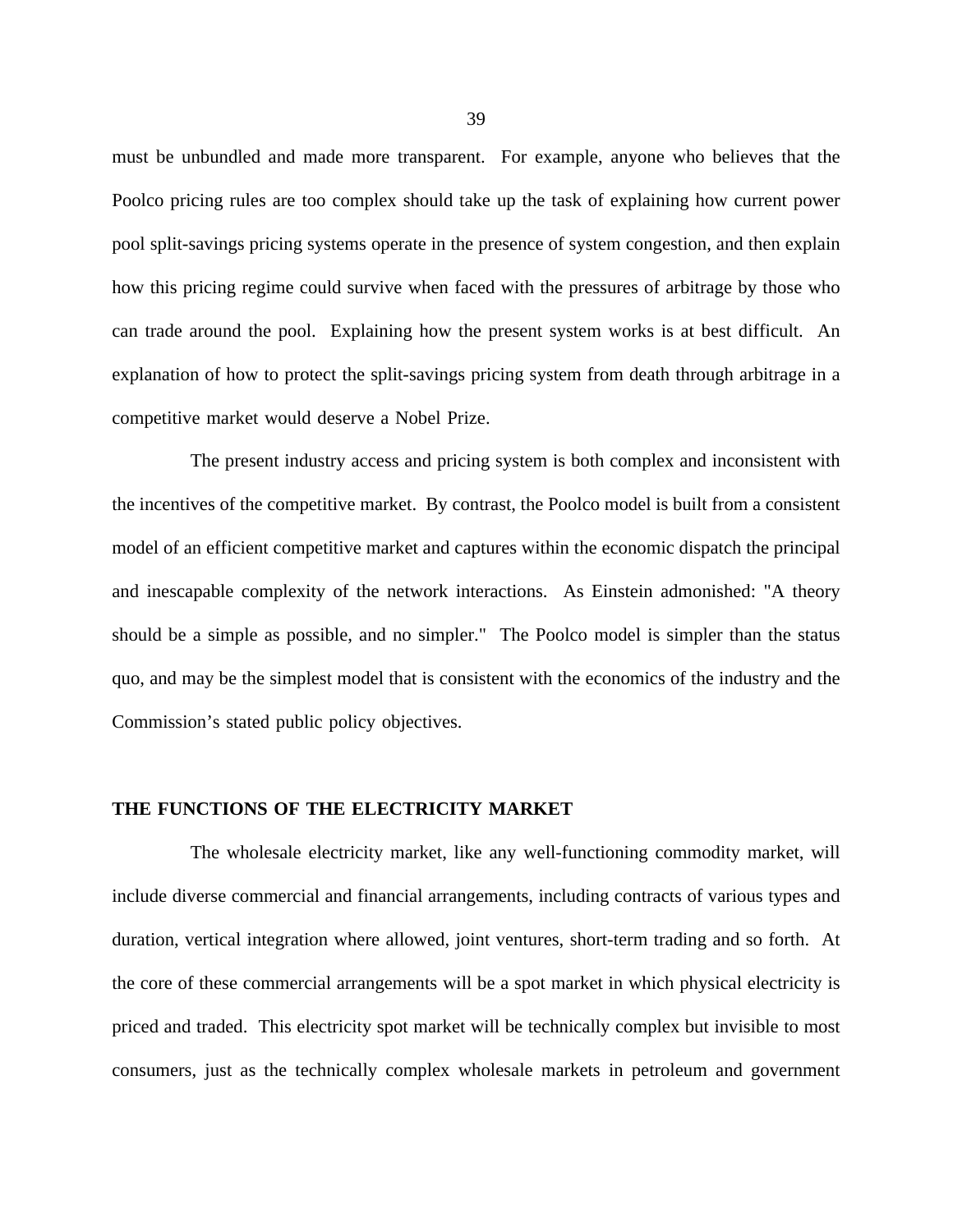must be unbundled and made more transparent. For example, anyone who believes that the Poolco pricing rules are too complex should take up the task of explaining how current power pool split-savings pricing systems operate in the presence of system congestion, and then explain how this pricing regime could survive when faced with the pressures of arbitrage by those who can trade around the pool. Explaining how the present system works is at best difficult. An explanation of how to protect the split-savings pricing system from death through arbitrage in a competitive market would deserve a Nobel Prize.

The present industry access and pricing system is both complex and inconsistent with the incentives of the competitive market. By contrast, the Poolco model is built from a consistent model of an efficient competitive market and captures within the economic dispatch the principal and inescapable complexity of the network interactions. As Einstein admonished: "A theory should be a simple as possible, and no simpler." The Poolco model is simpler than the status quo, and may be the simplest model that is consistent with the economics of the industry and the Commission's stated public policy objectives.

## THE FUNCTIONS OF THE ELECTRICITY MARKET

The wholesale electricity market, like any well-functioning commodity market, will include diverse commercial and financial arrangements, including contracts of various types and duration, vertical integration where allowed, joint ventures, short-term trading and so forth. At the core of these commercial arrangements will be a spot market in which physical electricity is priced and traded. This electricity spot market will be technically complex but invisible to most consumers, just as the technically complex wholesale markets in petroleum and government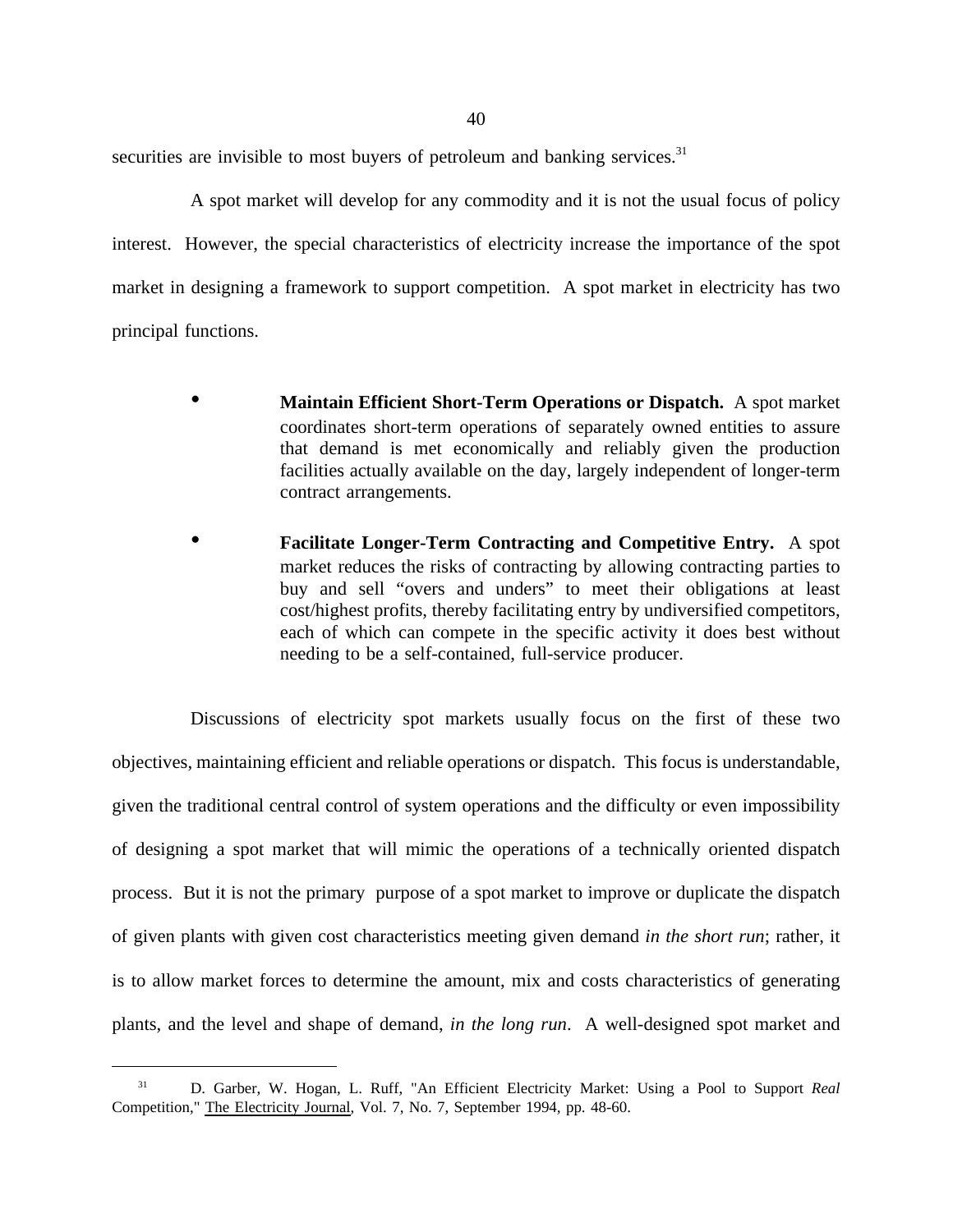securities are invisible to most buyers of petroleum and banking services.[31]

A spot market will develop for any commodity and it is not the usual focus of policy interest. However, the special characteristics of electricity increase the importance of the spot market in designing a framework to support competition. A spot market in electricity has two principal functions.

- **Maintain Efficient Short-Term Operations or Dispatch.** A spot market coordinates short-term operations of separately owned entities to assure that demand is met economically and reliably given the production facilities actually available on the day, largely independent of longer-term contract arrangements.

- **Facilitate Longer-Term Contracting and Competitive Entry.** A spot market reduces the risks of contracting by allowing contracting parties to buy and sell "overs and unders" to meet their obligations at least cost/highest profits, thereby facilitating entry by undiversified competitors, each of which can compete in the specific activity it does best without needing to be a self-contained, full-service producer.

Discussions of electricity spot markets usually focus on the first of these two objectives, maintaining efficient and reliable operations or dispatch. This focus is understandable, given the traditional central control of system operations and the difficulty or even impossibility of designing a spot market that will mimic the operations of a technically oriented dispatch process. But it is not the primary purpose of a spot market to improve or duplicate the dispatch of given plants with given cost characteristics meeting given demand *in the short run*; rather, it is to allow market forces to determine the amount, mix and costs characteristics of generating plants, and the level and shape of demand, *in the long run*. A well-designed spot market and

[31] D. Garber, W. Hogan, L. Ruff, "An Efficient Electricity Market: Using a Pool to Support *Real* Competition," The Electricity Journal, Vol. 7, No. 7, September 1994, pp. 48-60.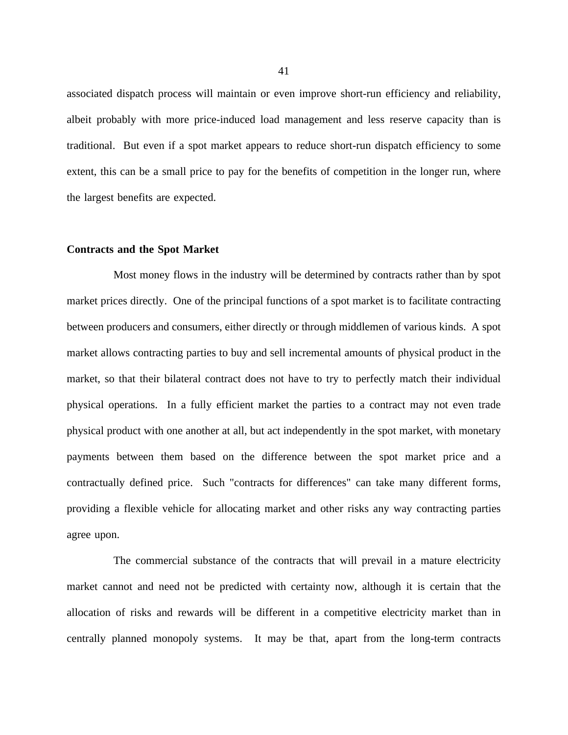associated dispatch process will maintain or even improve short-run efficiency and reliability, albeit probably with more price-induced load management and less reserve capacity than is traditional. But even if a spot market appears to reduce short-run dispatch efficiency to some extent, this can be a small price to pay for the benefits of competition in the longer run, where the largest benefits are expected.

**Contracts and the Spot Market**

Most money flows in the industry will be determined by contracts rather than by spot market prices directly. One of the principal functions of a spot market is to facilitate contracting between producers and consumers, either directly or through middlemen of various kinds. A spot market allows contracting parties to buy and sell incremental amounts of physical product in the market, so that their bilateral contract does not have to try to perfectly match their individual physical operations. In a fully efficient market the parties to a contract may not even trade physical product with one another at all, but act independently in the spot market, with monetary payments between them based on the difference between the spot market price and a contractually defined price. Such "contracts for differences" can take many different forms, providing a flexible vehicle for allocating market and other risks any way contracting parties agree upon.

The commercial substance of the contracts that will prevail in a mature electricity market cannot and need not be predicted with certainty now, although it is certain that the allocation of risks and rewards will be different in a competitive electricity market than in centrally planned monopoly systems. It may be that, apart from the long-term contracts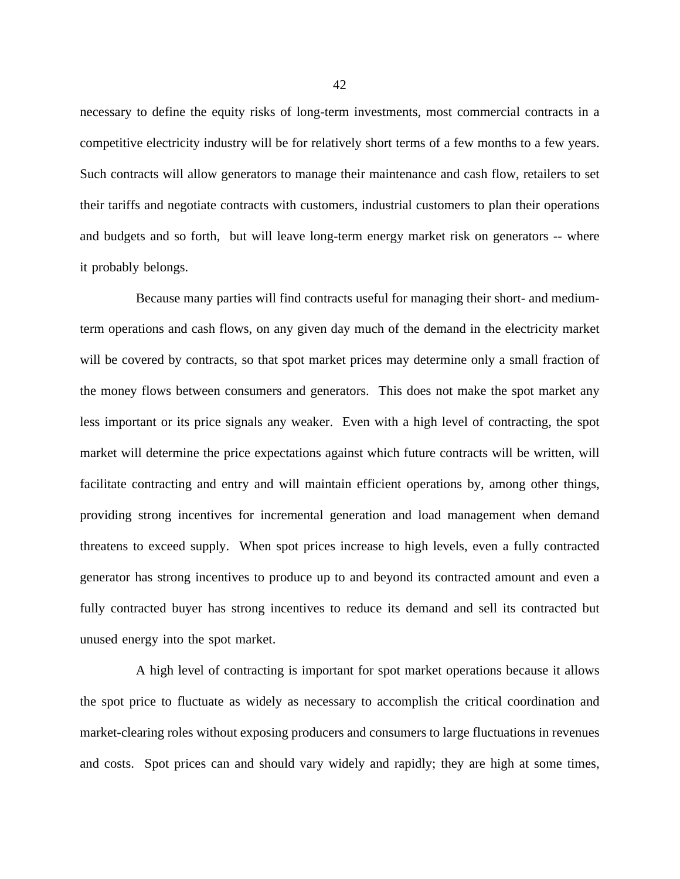necessary to define the equity risks of long-term investments, most commercial contracts in a competitive electricity industry will be for relatively short terms of a few months to a few years. Such contracts will allow generators to manage their maintenance and cash flow, retailers to set their tariffs and negotiate contracts with customers, industrial customers to plan their operations and budgets and so forth, but will leave long-term energy market risk on generators -- where it probably belongs.

Because many parties will find contracts useful for managing their short- and medium-term operations and cash flows, on any given day much of the demand in the electricity market will be covered by contracts, so that spot market prices may determine only a small fraction of the money flows between consumers and generators. This does not make the spot market any less important or its price signals any weaker. Even with a high level of contracting, the spot market will determine the price expectations against which future contracts will be written, will facilitate contracting and entry and will maintain efficient operations by, among other things, providing strong incentives for incremental generation and load management when demand threatens to exceed supply. When spot prices increase to high levels, even a fully contracted generator has strong incentives to produce up to and beyond its contracted amount and even a fully contracted buyer has strong incentives to reduce its demand and sell its contracted but unused energy into the spot market.

A high level of contracting is important for spot market operations because it allows the spot price to fluctuate as widely as necessary to accomplish the critical coordination and market-clearing roles without exposing producers and consumers to large fluctuations in revenues and costs. Spot prices can and should vary widely and rapidly; they are high at some times,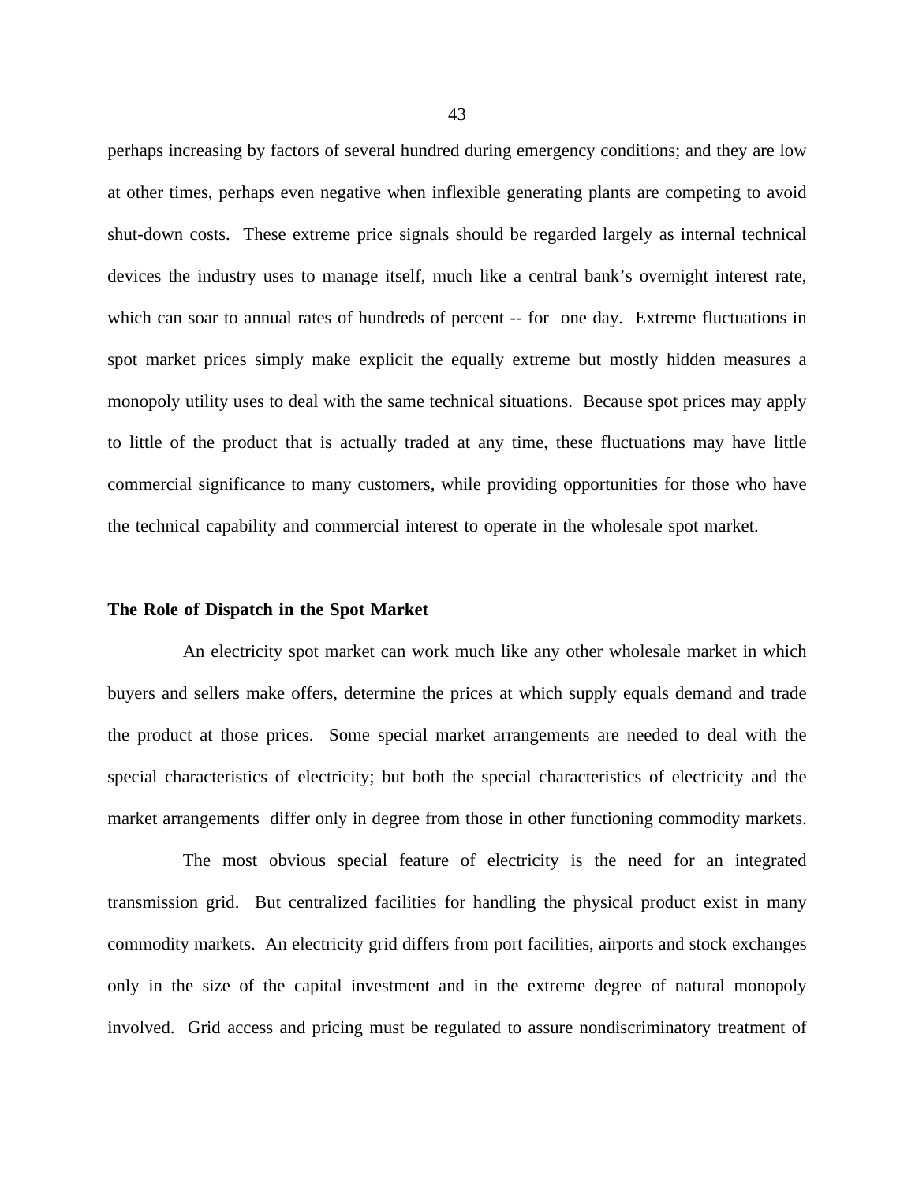perhaps increasing by factors of several hundred during emergency conditions; and they are low at other times, perhaps even negative when inflexible generating plants are competing to avoid shut-down costs. These extreme price signals should be regarded largely as internal technical devices the industry uses to manage itself, much like a central bank's overnight interest rate, which can soar to annual rates of hundreds of percent -- for one day. Extreme fluctuations in spot market prices simply make explicit the equally extreme but mostly hidden measures a monopoly utility uses to deal with the same technical situations. Because spot prices may apply to little of the product that is actually traded at any time, these fluctuations may have little commercial significance to many customers, while providing opportunities for those who have the technical capability and commercial interest to operate in the wholesale spot market.

### The Role of Dispatch in the Spot Market

An electricity spot market can work much like any other wholesale market in which buyers and sellers make offers, determine the prices at which supply equals demand and trade the product at those prices. Some special market arrangements are needed to deal with the special characteristics of electricity; but both the special characteristics of electricity and the market arrangements differ only in degree from those in other functioning commodity markets.

The most obvious special feature of electricity is the need for an integrated transmission grid. But centralized facilities for handling the physical product exist in many commodity markets. An electricity grid differs from port facilities, airports and stock exchanges only in the size of the capital investment and in the extreme degree of natural monopoly involved. Grid access and pricing must be regulated to assure nondiscriminatory treatment of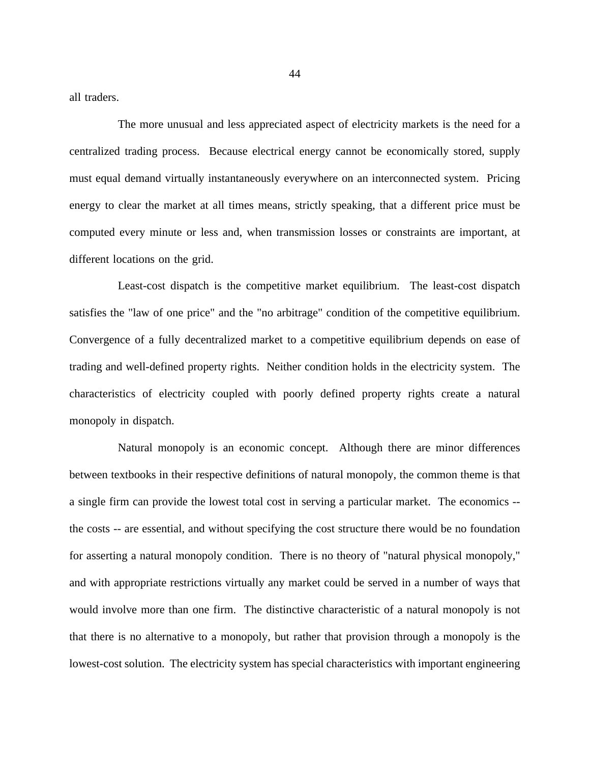all traders.

The more unusual and less appreciated aspect of electricity markets is the need for a centralized trading process. Because electrical energy cannot be economically stored, supply must equal demand virtually instantaneously everywhere on an interconnected system. Pricing energy to clear the market at all times means, strictly speaking, that a different price must be computed every minute or less and, when transmission losses or constraints are important, at different locations on the grid.

Least-cost dispatch is the competitive market equilibrium. The least-cost dispatch satisfies the "law of one price" and the "no arbitrage" condition of the competitive equilibrium. Convergence of a fully decentralized market to a competitive equilibrium depends on ease of trading and well-defined property rights. Neither condition holds in the electricity system. The characteristics of electricity coupled with poorly defined property rights create a natural monopoly in dispatch.

Natural monopoly is an economic concept. Although there are minor differences between textbooks in their respective definitions of natural monopoly, the common theme is that a single firm can provide the lowest total cost in serving a particular market. The economics -- the costs -- are essential, and without specifying the cost structure there would be no foundation for asserting a natural monopoly condition. There is no theory of "natural physical monopoly," and with appropriate restrictions virtually any market could be served in a number of ways that would involve more than one firm. The distinctive characteristic of a natural monopoly is not that there is no alternative to a monopoly, but rather that provision through a monopoly is the lowest-cost solution. The electricity system has special characteristics with important engineering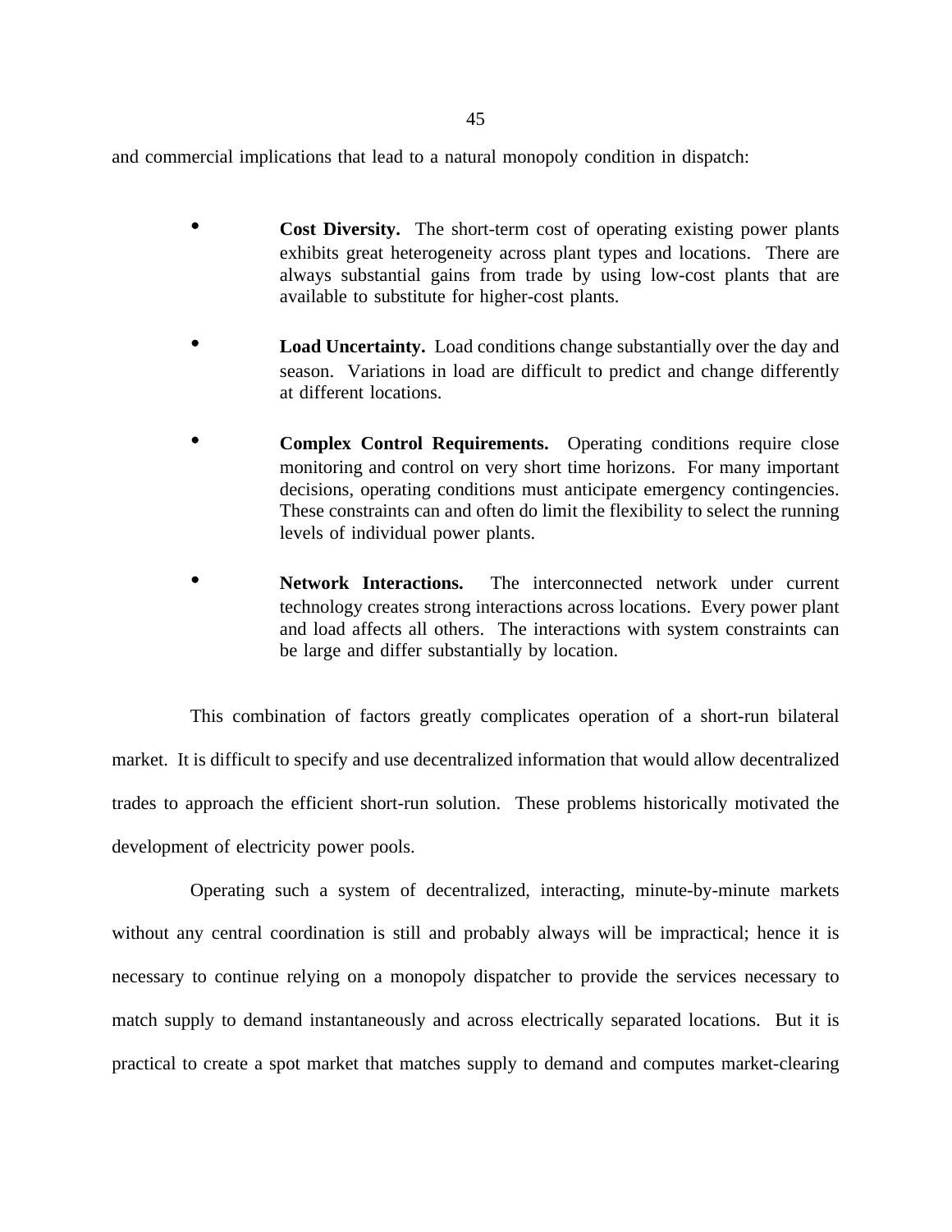and commercial implications that lead to a natural monopoly condition in dispatch:

- **Cost Diversity.** The short-term cost of operating existing power plants exhibits great heterogeneity across plant types and locations. There are always substantial gains from trade by using low-cost plants that are available to substitute for higher-cost plants.

- **Load Uncertainty.** Load conditions change substantially over the day and season. Variations in load are difficult to predict and change differently at different locations.

- **Complex Control Requirements.** Operating conditions require close monitoring and control on very short time horizons. For many important decisions, operating conditions must anticipate emergency contingencies. These constraints can and often do limit the flexibility to select the running levels of individual power plants.

- **Network Interactions.** The interconnected network under current technology creates strong interactions across locations. Every power plant and load affects all others. The interactions with system constraints can be large and differ substantially by location.

This combination of factors greatly complicates operation of a short-run bilateral market. It is difficult to specify and use decentralized information that would allow decentralized trades to approach the efficient short-run solution. These problems historically motivated the development of electricity power pools.

Operating such a system of decentralized, interacting, minute-by-minute markets without any central coordination is still and probably always will be impractical; hence it is necessary to continue relying on a monopoly dispatcher to provide the services necessary to match supply to demand instantaneously and across electrically separated locations. But it is practical to create a spot market that matches supply to demand and computes market-clearing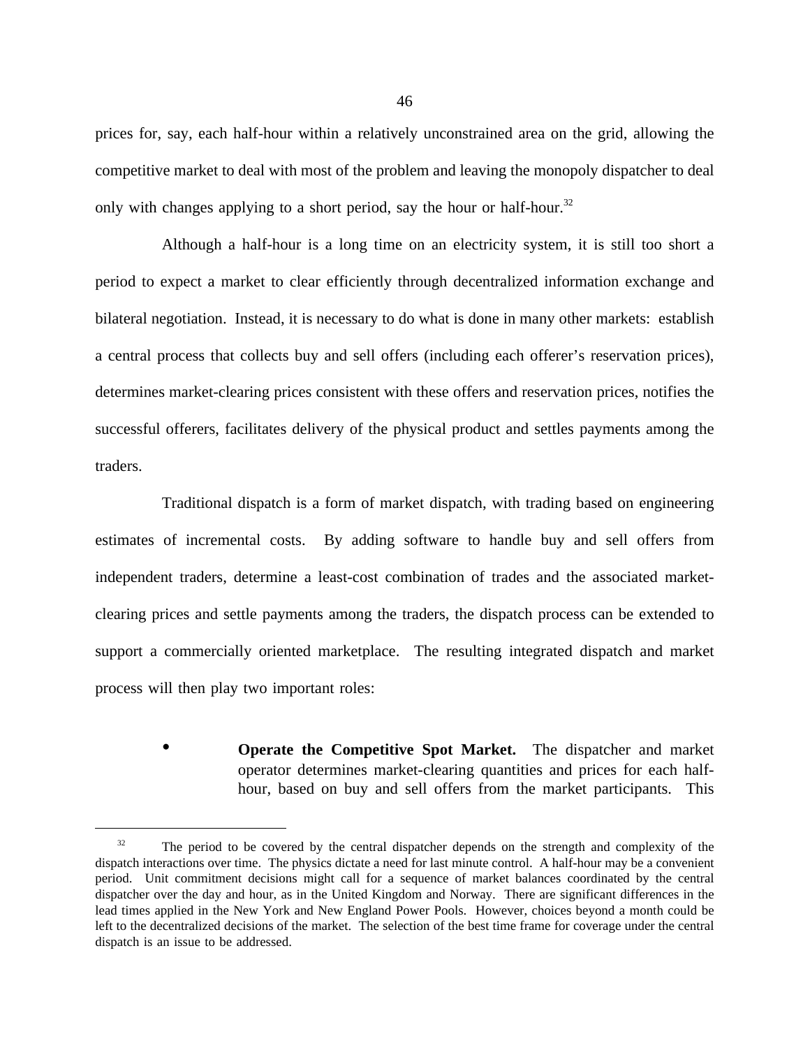prices for, say, each half-hour within a relatively unconstrained area on the grid, allowing the competitive market to deal with most of the problem and leaving the monopoly dispatcher to deal only with changes applying to a short period, say the hour or half-hour.[32]

Although a half-hour is a long time on an electricity system, it is still too short a period to expect a market to clear efficiently through decentralized information exchange and bilateral negotiation. Instead, it is necessary to do what is done in many other markets: establish a central process that collects buy and sell offers (including each offerer's reservation prices), determines market-clearing prices consistent with these offers and reservation prices, notifies the successful offerers, facilitates delivery of the physical product and settles payments among the traders.

Traditional dispatch is a form of market dispatch, with trading based on engineering estimates of incremental costs. By adding software to handle buy and sell offers from independent traders, determine a least-cost combination of trades and the associated market-clearing prices and settle payments among the traders, the dispatch process can be extended to support a commercially oriented marketplace. The resulting integrated dispatch and market process will then play two important roles:

- **Operate the Competitive Spot Market.** The dispatcher and market operator determines market-clearing quantities and prices for each half-hour, based on buy and sell offers from the market participants. This

[32] The period to be covered by the central dispatcher depends on the strength and complexity of the dispatch interactions over time. The physics dictate a need for last minute control. A half-hour may be a convenient period. Unit commitment decisions might call for a sequence of market balances coordinated by the central dispatcher over the day and hour, as in the United Kingdom and Norway. There are significant differences in the lead times applied in the New York and New England Power Pools. However, choices beyond a month could be left to the decentralized decisions of the market. The selection of the best time frame for coverage under the central dispatch is an issue to be addressed.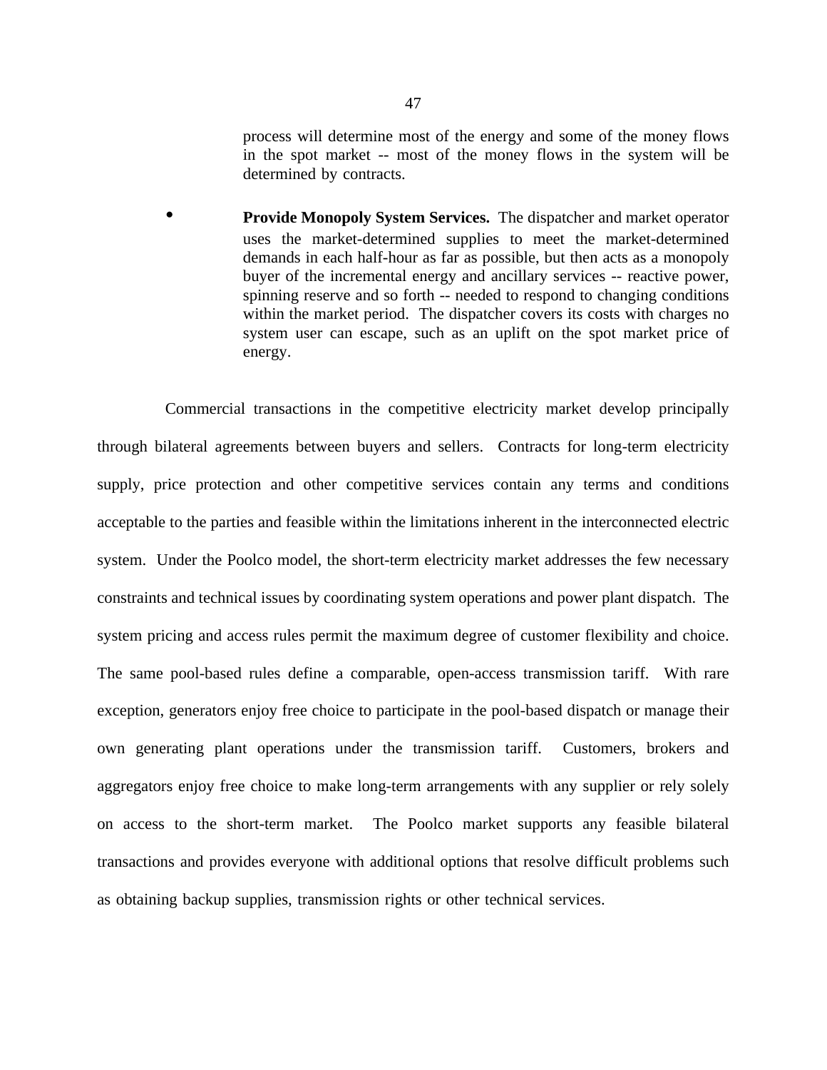process will determine most of the energy and some of the money flows in the spot market -- most of the money flows in the system will be determined by contracts.

- **Provide Monopoly System Services.** The dispatcher and market operator uses the market-determined supplies to meet the market-determined demands in each half-hour as far as possible, but then acts as a monopoly buyer of the incremental energy and ancillary services -- reactive power, spinning reserve and so forth -- needed to respond to changing conditions within the market period. The dispatcher covers its costs with charges no system user can escape, such as an uplift on the spot market price of energy.

Commercial transactions in the competitive electricity market develop principally through bilateral agreements between buyers and sellers. Contracts for long-term electricity supply, price protection and other competitive services contain any terms and conditions acceptable to the parties and feasible within the limitations inherent in the interconnected electric system. Under the Poolco model, the short-term electricity market addresses the few necessary constraints and technical issues by coordinating system operations and power plant dispatch. The system pricing and access rules permit the maximum degree of customer flexibility and choice. The same pool-based rules define a comparable, open-access transmission tariff. With rare exception, generators enjoy free choice to participate in the pool-based dispatch or manage their own generating plant operations under the transmission tariff. Customers, brokers and aggregators enjoy free choice to make long-term arrangements with any supplier or rely solely on access to the short-term market. The Poolco market supports any feasible bilateral transactions and provides everyone with additional options that resolve difficult problems such as obtaining backup supplies, transmission rights or other technical services.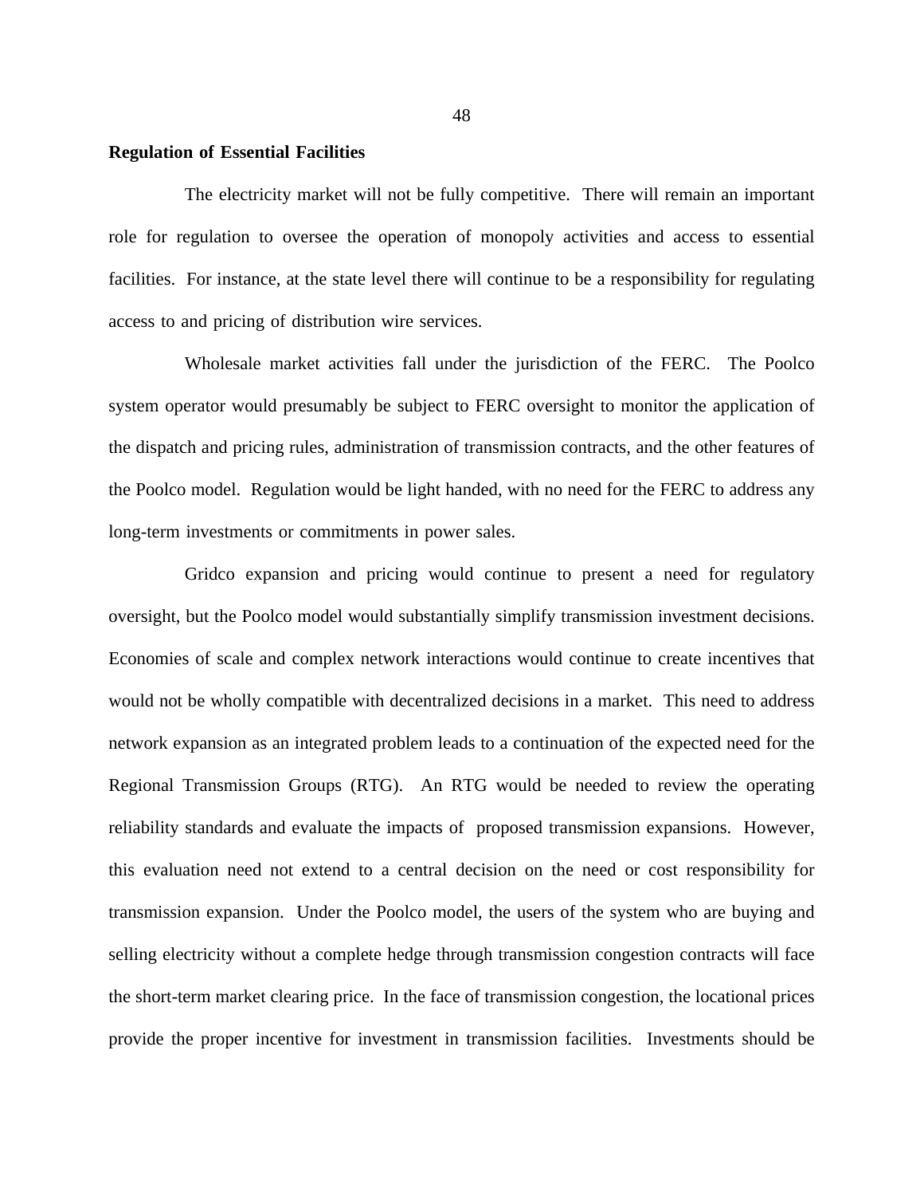**Regulation of Essential Facilities**

The electricity market will not be fully competitive. There will remain an important role for regulation to oversee the operation of monopoly activities and access to essential facilities. For instance, at the state level there will continue to be a responsibility for regulating access to and pricing of distribution wire services.

Wholesale market activities fall under the jurisdiction of the FERC. The Poolco system operator would presumably be subject to FERC oversight to monitor the application of the dispatch and pricing rules, administration of transmission contracts, and the other features of the Poolco model. Regulation would be light handed, with no need for the FERC to address any long-term investments or commitments in power sales.

Gridco expansion and pricing would continue to present a need for regulatory oversight, but the Poolco model would substantially simplify transmission investment decisions. Economies of scale and complex network interactions would continue to create incentives that would not be wholly compatible with decentralized decisions in a market. This need to address network expansion as an integrated problem leads to a continuation of the expected need for the Regional Transmission Groups (RTG). An RTG would be needed to review the operating reliability standards and evaluate the impacts of proposed transmission expansions. However, this evaluation need not extend to a central decision on the need or cost responsibility for transmission expansion. Under the Poolco model, the users of the system who are buying and selling electricity without a complete hedge through transmission congestion contracts will face the short-term market clearing price. In the face of transmission congestion, the locational prices provide the proper incentive for investment in transmission facilities. Investments should be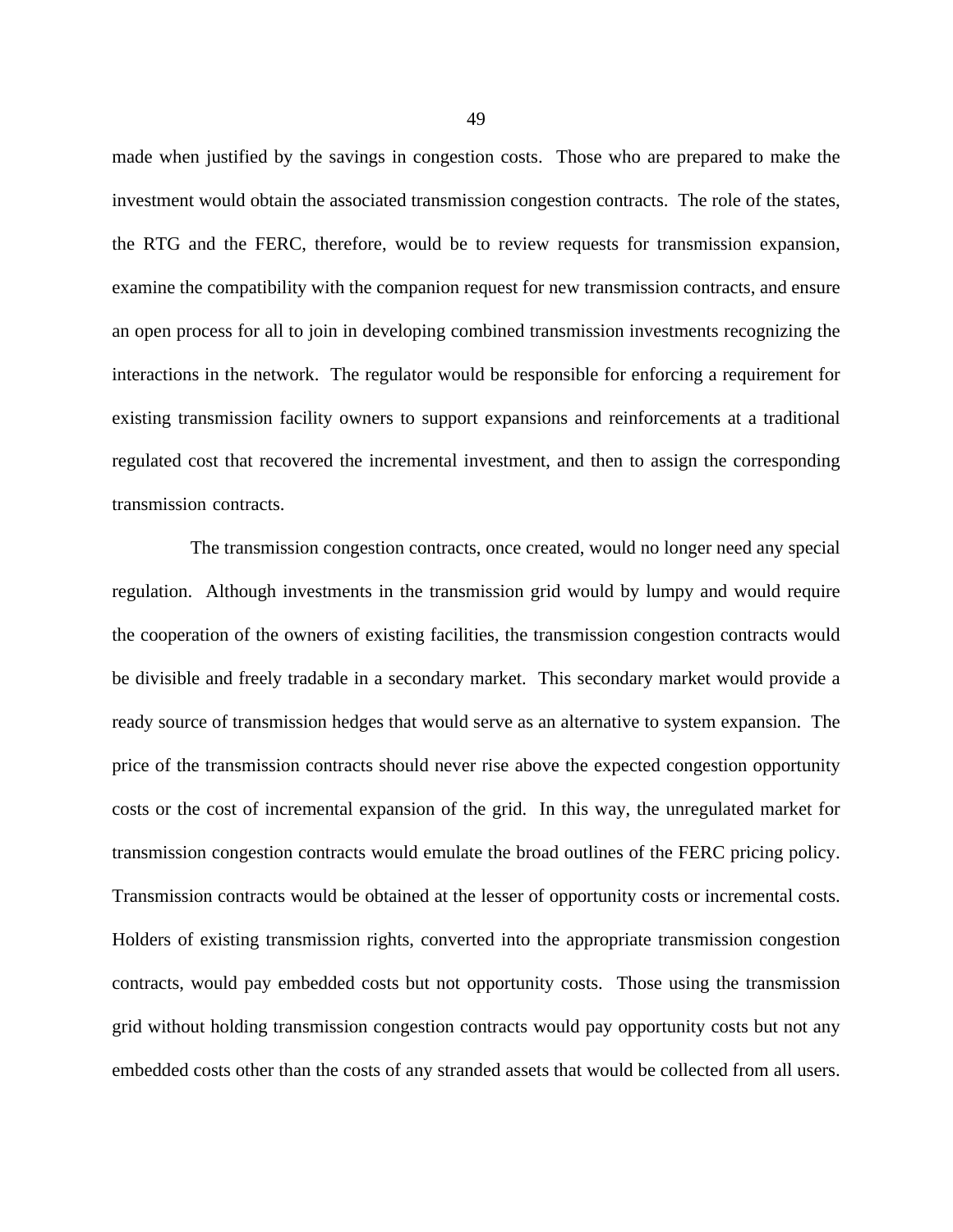made when justified by the savings in congestion costs. Those who are prepared to make the investment would obtain the associated transmission congestion contracts. The role of the states, the RTG and the FERC, therefore, would be to review requests for transmission expansion, examine the compatibility with the companion request for new transmission contracts, and ensure an open process for all to join in developing combined transmission investments recognizing the interactions in the network. The regulator would be responsible for enforcing a requirement for existing transmission facility owners to support expansions and reinforcements at a traditional regulated cost that recovered the incremental investment, and then to assign the corresponding transmission contracts.

The transmission congestion contracts, once created, would no longer need any special regulation. Although investments in the transmission grid would by lumpy and would require the cooperation of the owners of existing facilities, the transmission congestion contracts would be divisible and freely tradable in a secondary market. This secondary market would provide a ready source of transmission hedges that would serve as an alternative to system expansion. The price of the transmission contracts should never rise above the expected congestion opportunity costs or the cost of incremental expansion of the grid. In this way, the unregulated market for transmission congestion contracts would emulate the broad outlines of the FERC pricing policy. Transmission contracts would be obtained at the lesser of opportunity costs or incremental costs. Holders of existing transmission rights, converted into the appropriate transmission congestion contracts, would pay embedded costs but not opportunity costs. Those using the transmission grid without holding transmission congestion contracts would pay opportunity costs but not any embedded costs other than the costs of any stranded assets that would be collected from all users.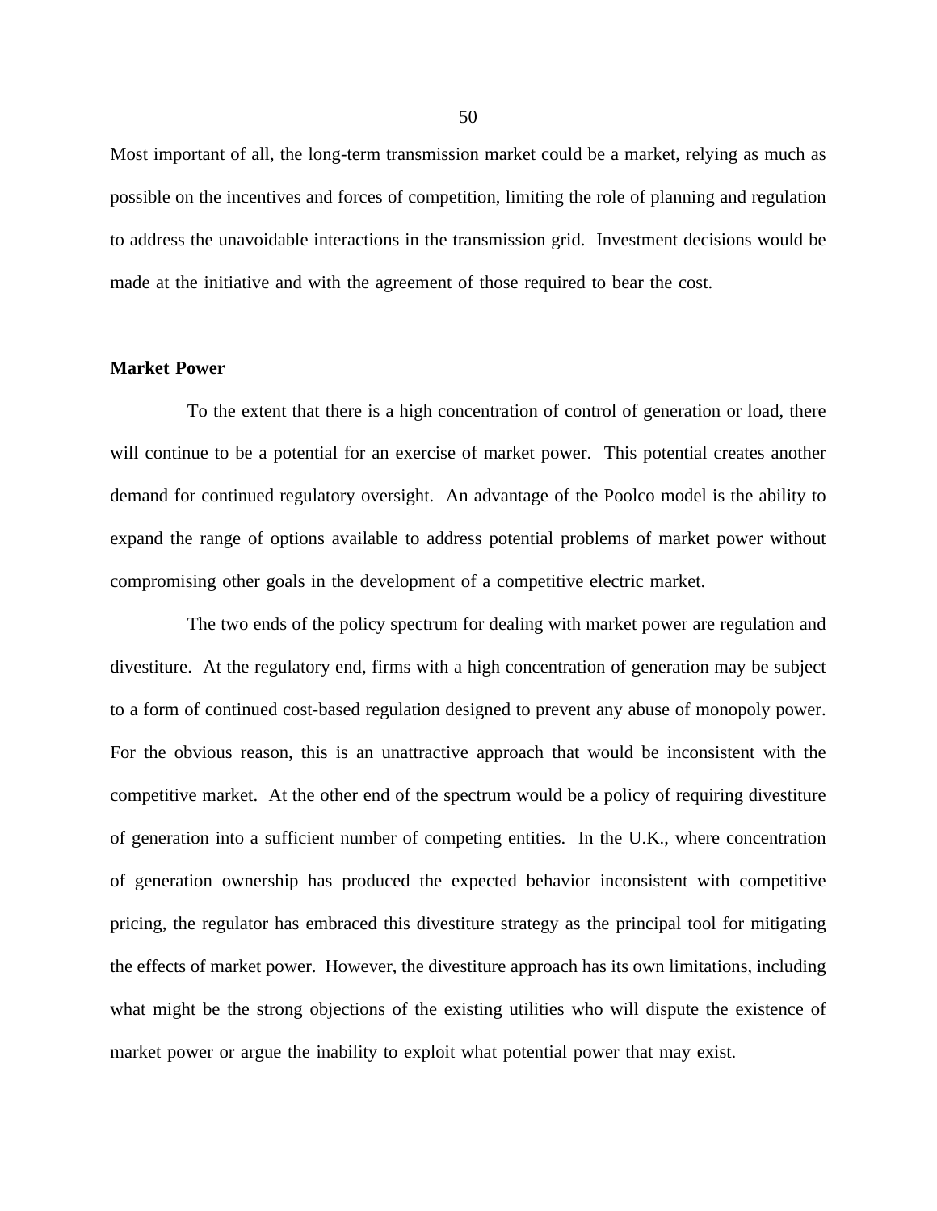Most important of all, the long-term transmission market could be a market, relying as much as possible on the incentives and forces of competition, limiting the role of planning and regulation to address the unavoidable interactions in the transmission grid. Investment decisions would be made at the initiative and with the agreement of those required to bear the cost.

**Market Power**

To the extent that there is a high concentration of control of generation or load, there will continue to be a potential for an exercise of market power. This potential creates another demand for continued regulatory oversight. An advantage of the Poolco model is the ability to expand the range of options available to address potential problems of market power without compromising other goals in the development of a competitive electric market.

The two ends of the policy spectrum for dealing with market power are regulation and divestiture. At the regulatory end, firms with a high concentration of generation may be subject to a form of continued cost-based regulation designed to prevent any abuse of monopoly power. For the obvious reason, this is an unattractive approach that would be inconsistent with the competitive market. At the other end of the spectrum would be a policy of requiring divestiture of generation into a sufficient number of competing entities. In the U.K., where concentration of generation ownership has produced the expected behavior inconsistent with competitive pricing, the regulator has embraced this divestiture strategy as the principal tool for mitigating the effects of market power. However, the divestiture approach has its own limitations, including what might be the strong objections of the existing utilities who will dispute the existence of market power or argue the inability to exploit what potential power that may exist.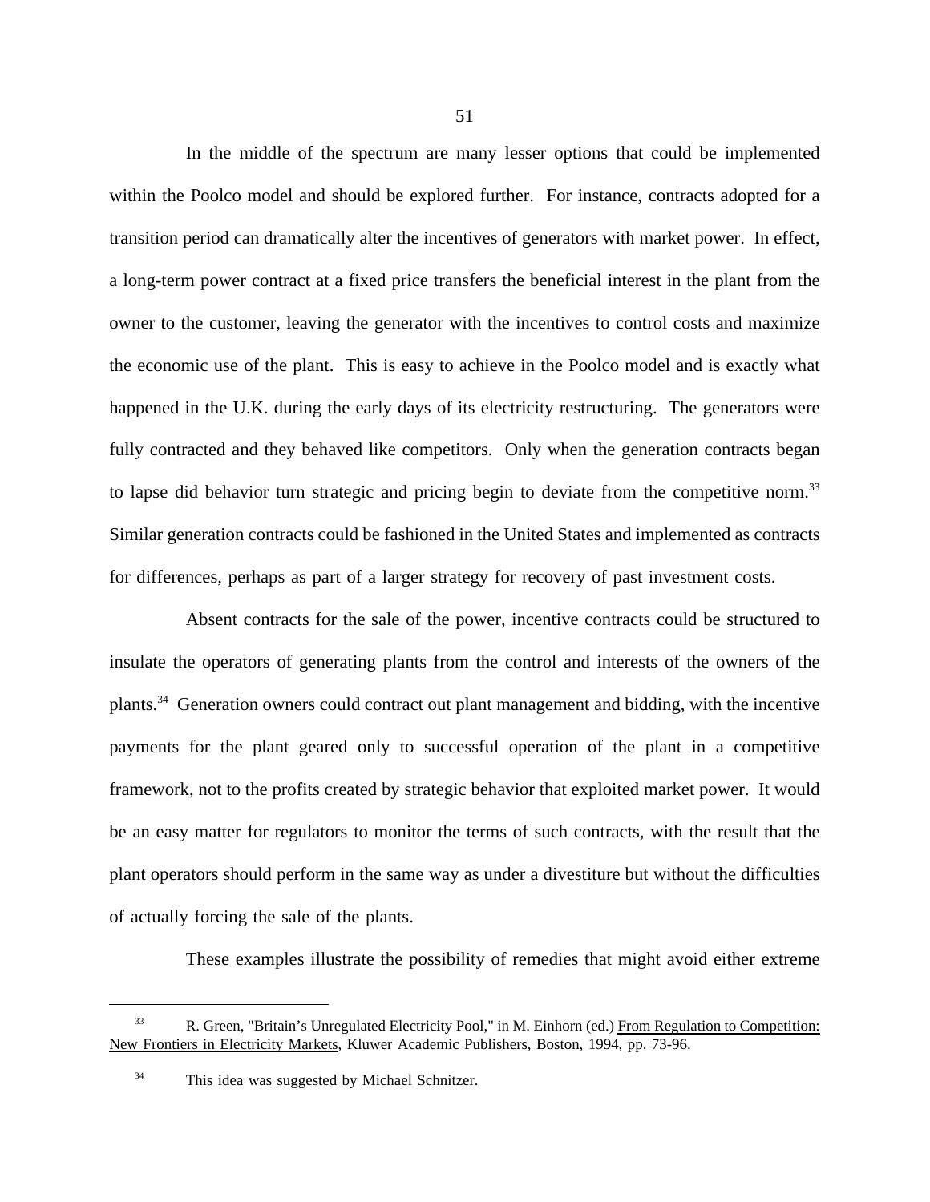In the middle of the spectrum are many lesser options that could be implemented within the Poolco model and should be explored further. For instance, contracts adopted for a transition period can dramatically alter the incentives of generators with market power. In effect, a long-term power contract at a fixed price transfers the beneficial interest in the plant from the owner to the customer, leaving the generator with the incentives to control costs and maximize the economic use of the plant. This is easy to achieve in the Poolco model and is exactly what happened in the U.K. during the early days of its electricity restructuring. The generators were fully contracted and they behaved like competitors. Only when the generation contracts began to lapse did behavior turn strategic and pricing begin to deviate from the competitive norm.[33] Similar generation contracts could be fashioned in the United States and implemented as contracts for differences, perhaps as part of a larger strategy for recovery of past investment costs.

Absent contracts for the sale of the power, incentive contracts could be structured to insulate the operators of generating plants from the control and interests of the owners of the plants.[34] Generation owners could contract out plant management and bidding, with the incentive payments for the plant geared only to successful operation of the plant in a competitive framework, not to the profits created by strategic behavior that exploited market power. It would be an easy matter for regulators to monitor the terms of such contracts, with the result that the plant operators should perform in the same way as under a divestiture but without the difficulties of actually forcing the sale of the plants.

These examples illustrate the possibility of remedies that might avoid either extreme

---

[33] R. Green, "Britain's Unregulated Electricity Pool," in M. Einhorn (ed.) From Regulation to Competition: New Frontiers in Electricity Markets, Kluwer Academic Publishers, Boston, 1994, pp. 73-96.

[34] This idea was suggested by Michael Schnitzer.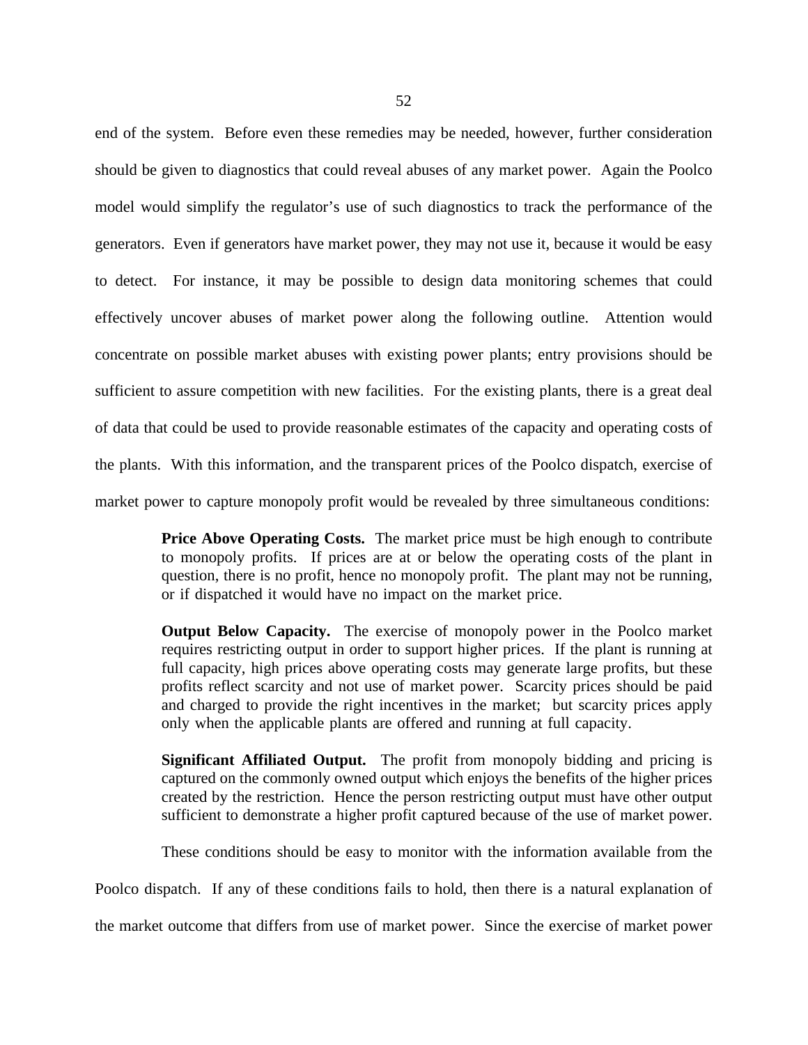end of the system. Before even these remedies may be needed, however, further consideration should be given to diagnostics that could reveal abuses of any market power. Again the Poolco model would simplify the regulator's use of such diagnostics to track the performance of the generators. Even if generators have market power, they may not use it, because it would be easy to detect. For instance, it may be possible to design data monitoring schemes that could effectively uncover abuses of market power along the following outline. Attention would concentrate on possible market abuses with existing power plants; entry provisions should be sufficient to assure competition with new facilities. For the existing plants, there is a great deal of data that could be used to provide reasonable estimates of the capacity and operating costs of the plants. With this information, and the transparent prices of the Poolco dispatch, exercise of market power to capture monopoly profit would be revealed by three simultaneous conditions:

> **Price Above Operating Costs.** The market price must be high enough to contribute to monopoly profits. If prices are at or below the operating costs of the plant in question, there is no profit, hence no monopoly profit. The plant may not be running, or if dispatched it would have no impact on the market price.
>
> **Output Below Capacity.** The exercise of monopoly power in the Poolco market requires restricting output in order to support higher prices. If the plant is running at full capacity, high prices above operating costs may generate large profits, but these profits reflect scarcity and not use of market power. Scarcity prices should be paid and charged to provide the right incentives in the market; but scarcity prices apply only when the applicable plants are offered and running at full capacity.
>
> **Significant Affiliated Output.** The profit from monopoly bidding and pricing is captured on the commonly owned output which enjoys the benefits of the higher prices created by the restriction. Hence the person restricting output must have other output sufficient to demonstrate a higher profit captured because of the use of market power.

These conditions should be easy to monitor with the information available from the Poolco dispatch. If any of these conditions fails to hold, then there is a natural explanation of the market outcome that differs from use of market power. Since the exercise of market power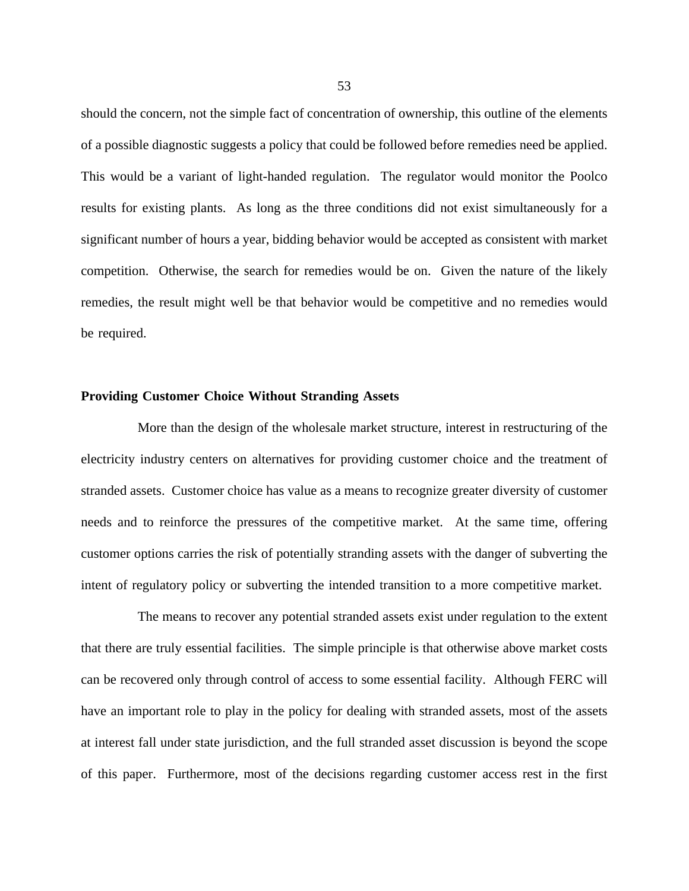should the concern, not the simple fact of concentration of ownership, this outline of the elements of a possible diagnostic suggests a policy that could be followed before remedies need be applied. This would be a variant of light-handed regulation. The regulator would monitor the Poolco results for existing plants. As long as the three conditions did not exist simultaneously for a significant number of hours a year, bidding behavior would be accepted as consistent with market competition. Otherwise, the search for remedies would be on. Given the nature of the likely remedies, the result might well be that behavior would be competitive and no remedies would be required.

**Providing Customer Choice Without Stranding Assets**

More than the design of the wholesale market structure, interest in restructuring of the electricity industry centers on alternatives for providing customer choice and the treatment of stranded assets. Customer choice has value as a means to recognize greater diversity of customer needs and to reinforce the pressures of the competitive market. At the same time, offering customer options carries the risk of potentially stranding assets with the danger of subverting the intent of regulatory policy or subverting the intended transition to a more competitive market.

The means to recover any potential stranded assets exist under regulation to the extent that there are truly essential facilities. The simple principle is that otherwise above market costs can be recovered only through control of access to some essential facility. Although FERC will have an important role to play in the policy for dealing with stranded assets, most of the assets at interest fall under state jurisdiction, and the full stranded asset discussion is beyond the scope of this paper. Furthermore, most of the decisions regarding customer access rest in the first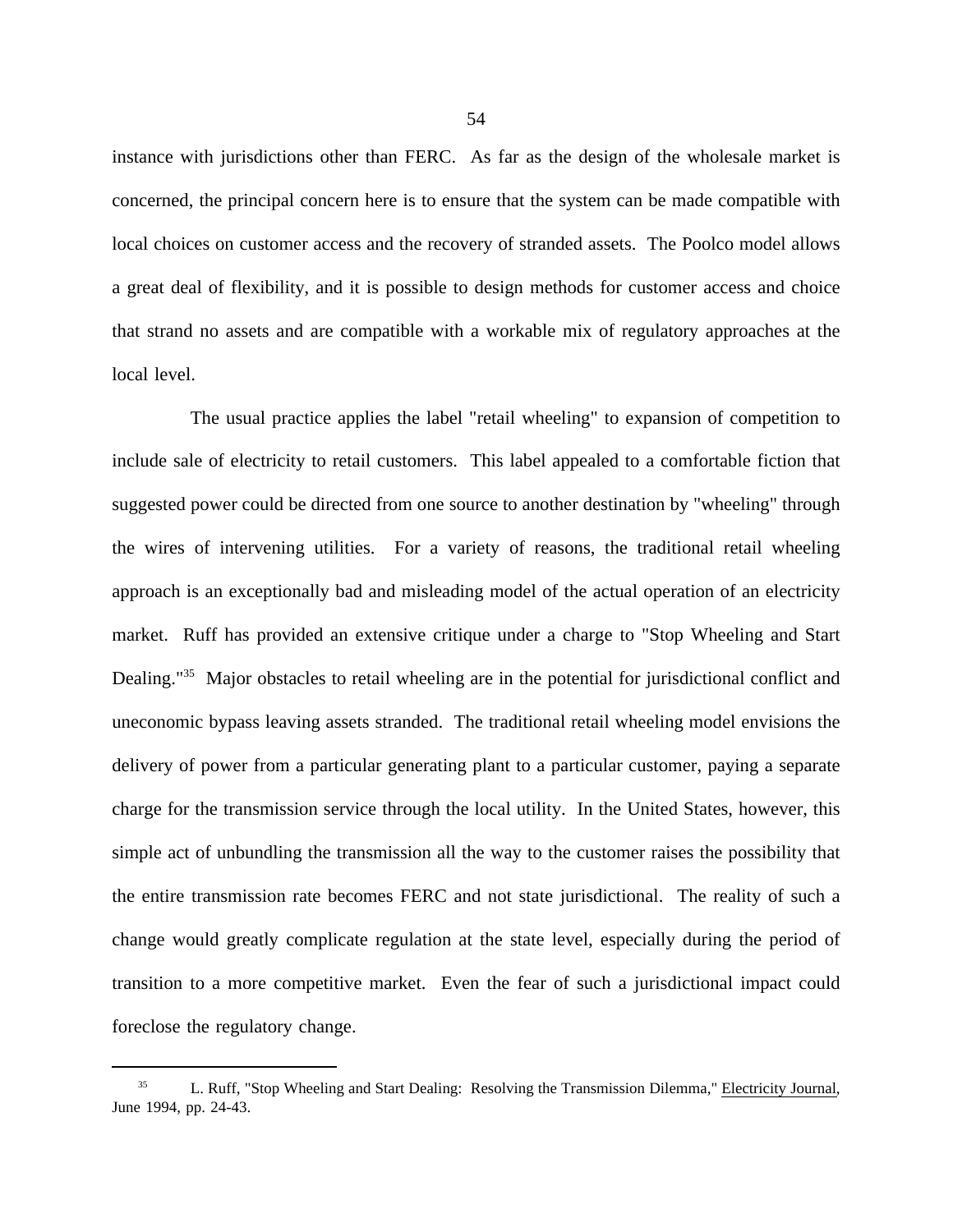instance with jurisdictions other than FERC. As far as the design of the wholesale market is concerned, the principal concern here is to ensure that the system can be made compatible with local choices on customer access and the recovery of stranded assets. The Poolco model allows a great deal of flexibility, and it is possible to design methods for customer access and choice that strand no assets and are compatible with a workable mix of regulatory approaches at the local level.

The usual practice applies the label "retail wheeling" to expansion of competition to include sale of electricity to retail customers. This label appealed to a comfortable fiction that suggested power could be directed from one source to another destination by "wheeling" through the wires of intervening utilities. For a variety of reasons, the traditional retail wheeling approach is an exceptionally bad and misleading model of the actual operation of an electricity market. Ruff has provided an extensive critique under a charge to "Stop Wheeling and Start Dealing."[35] Major obstacles to retail wheeling are in the potential for jurisdictional conflict and uneconomic bypass leaving assets stranded. The traditional retail wheeling model envisions the delivery of power from a particular generating plant to a particular customer, paying a separate charge for the transmission service through the local utility. In the United States, however, this simple act of unbundling the transmission all the way to the customer raises the possibility that the entire transmission rate becomes FERC and not state jurisdictional. The reality of such a change would greatly complicate regulation at the state level, especially during the period of transition to a more competitive market. Even the fear of such a jurisdictional impact could foreclose the regulatory change.

---

[35] L. Ruff, "Stop Wheeling and Start Dealing: Resolving the Transmission Dilemma," Electricity Journal, June 1994, pp. 24-43.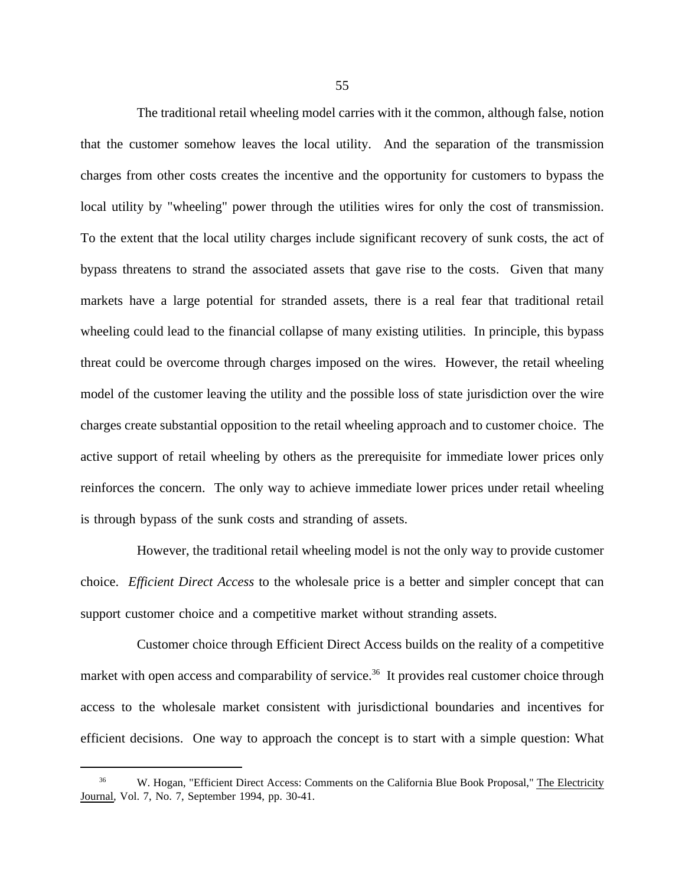The traditional retail wheeling model carries with it the common, although false, notion that the customer somehow leaves the local utility. And the separation of the transmission charges from other costs creates the incentive and the opportunity for customers to bypass the local utility by "wheeling" power through the utilities wires for only the cost of transmission. To the extent that the local utility charges include significant recovery of sunk costs, the act of bypass threatens to strand the associated assets that gave rise to the costs. Given that many markets have a large potential for stranded assets, there is a real fear that traditional retail wheeling could lead to the financial collapse of many existing utilities. In principle, this bypass threat could be overcome through charges imposed on the wires. However, the retail wheeling model of the customer leaving the utility and the possible loss of state jurisdiction over the wire charges create substantial opposition to the retail wheeling approach and to customer choice. The active support of retail wheeling by others as the prerequisite for immediate lower prices only reinforces the concern. The only way to achieve immediate lower prices under retail wheeling is through bypass of the sunk costs and stranding of assets.

However, the traditional retail wheeling model is not the only way to provide customer choice. *Efficient Direct Access* to the wholesale price is a better and simpler concept that can support customer choice and a competitive market without stranding assets.

Customer choice through Efficient Direct Access builds on the reality of a competitive market with open access and comparability of service.[36] It provides real customer choice through access to the wholesale market consistent with jurisdictional boundaries and incentives for efficient decisions. One way to approach the concept is to start with a simple question: What

---

[36] W. Hogan, "Efficient Direct Access: Comments on the California Blue Book Proposal," The Electricity Journal, Vol. 7, No. 7, September 1994, pp. 30-41.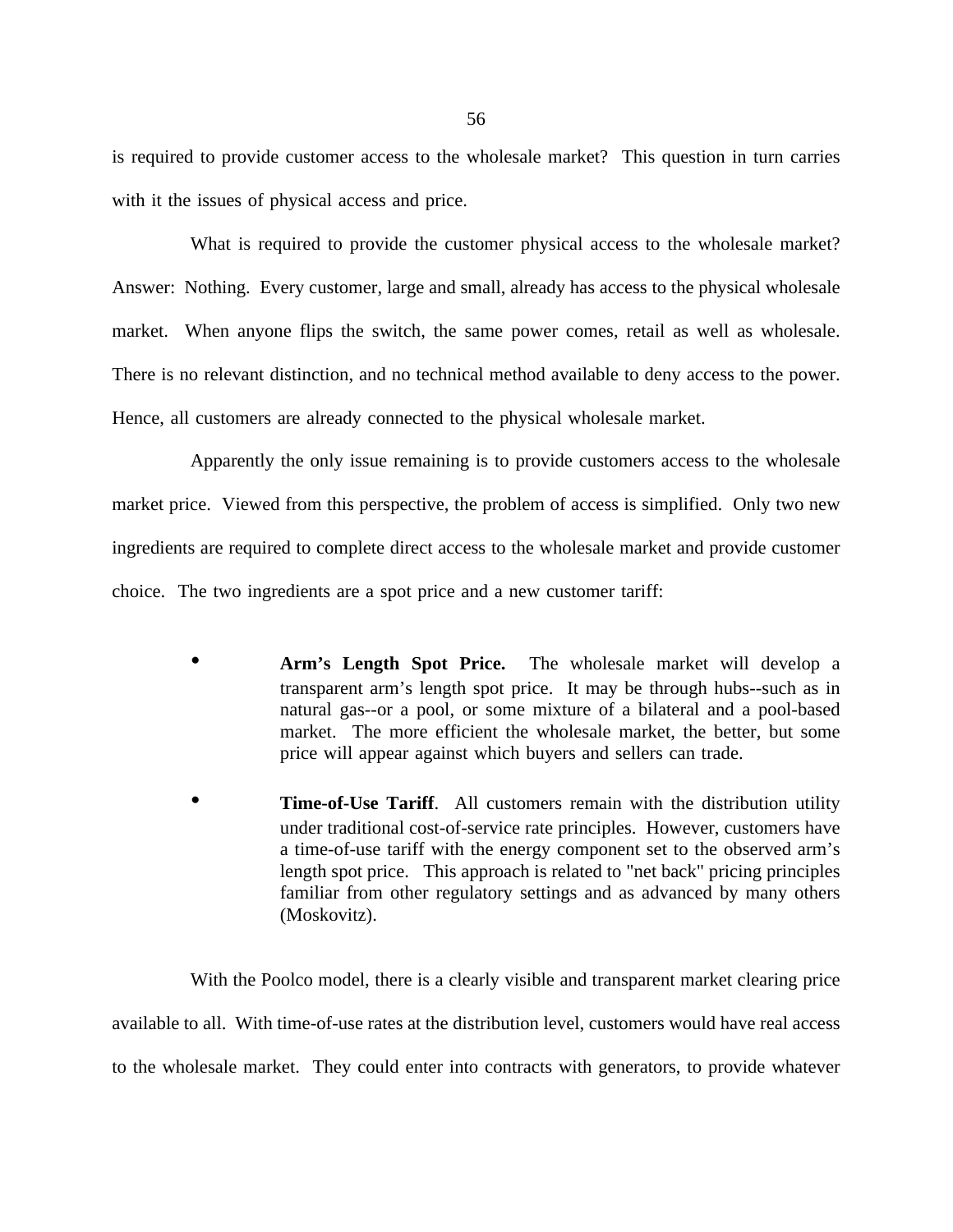is required to provide customer access to the wholesale market? This question in turn carries with it the issues of physical access and price.

What is required to provide the customer physical access to the wholesale market? Answer: Nothing. Every customer, large and small, already has access to the physical wholesale market. When anyone flips the switch, the same power comes, retail as well as wholesale. There is no relevant distinction, and no technical method available to deny access to the power. Hence, all customers are already connected to the physical wholesale market.

Apparently the only issue remaining is to provide customers access to the wholesale market price. Viewed from this perspective, the problem of access is simplified. Only two new ingredients are required to complete direct access to the wholesale market and provide customer choice. The two ingredients are a spot price and a new customer tariff:

- **Arm's Length Spot Price.** The wholesale market will develop a transparent arm's length spot price. It may be through hubs--such as in natural gas--or a pool, or some mixture of a bilateral and a pool-based market. The more efficient the wholesale market, the better, but some price will appear against which buyers and sellers can trade.

- **Time-of-Use Tariff**. All customers remain with the distribution utility under traditional cost-of-service rate principles. However, customers have a time-of-use tariff with the energy component set to the observed arm's length spot price. This approach is related to "net back" pricing principles familiar from other regulatory settings and as advanced by many others (Moskovitz).

With the Poolco model, there is a clearly visible and transparent market clearing price available to all. With time-of-use rates at the distribution level, customers would have real access to the wholesale market. They could enter into contracts with generators, to provide whatever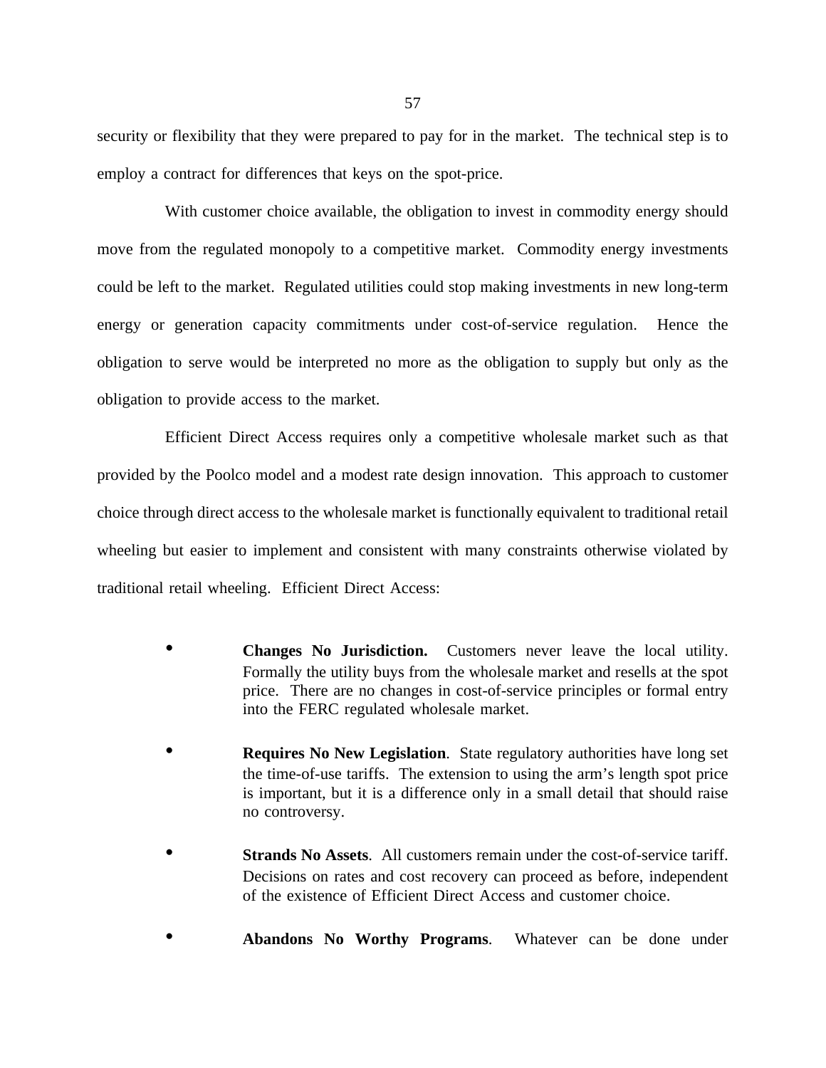security or flexibility that they were prepared to pay for in the market. The technical step is to employ a contract for differences that keys on the spot-price.

With customer choice available, the obligation to invest in commodity energy should move from the regulated monopoly to a competitive market. Commodity energy investments could be left to the market. Regulated utilities could stop making investments in new long-term energy or generation capacity commitments under cost-of-service regulation. Hence the obligation to serve would be interpreted no more as the obligation to supply but only as the obligation to provide access to the market.

Efficient Direct Access requires only a competitive wholesale market such as that provided by the Poolco model and a modest rate design innovation. This approach to customer choice through direct access to the wholesale market is functionally equivalent to traditional retail wheeling but easier to implement and consistent with many constraints otherwise violated by traditional retail wheeling. Efficient Direct Access:

- **Changes No Jurisdiction.** Customers never leave the local utility. Formally the utility buys from the wholesale market and resells at the spot price. There are no changes in cost-of-service principles or formal entry into the FERC regulated wholesale market.

- **Requires No New Legislation**. State regulatory authorities have long set the time-of-use tariffs. The extension to using the arm's length spot price is important, but it is a difference only in a small detail that should raise no controversy.

- **Strands No Assets**. All customers remain under the cost-of-service tariff. Decisions on rates and cost recovery can proceed as before, independent of the existence of Efficient Direct Access and customer choice.

- **Abandons No Worthy Programs**. Whatever can be done under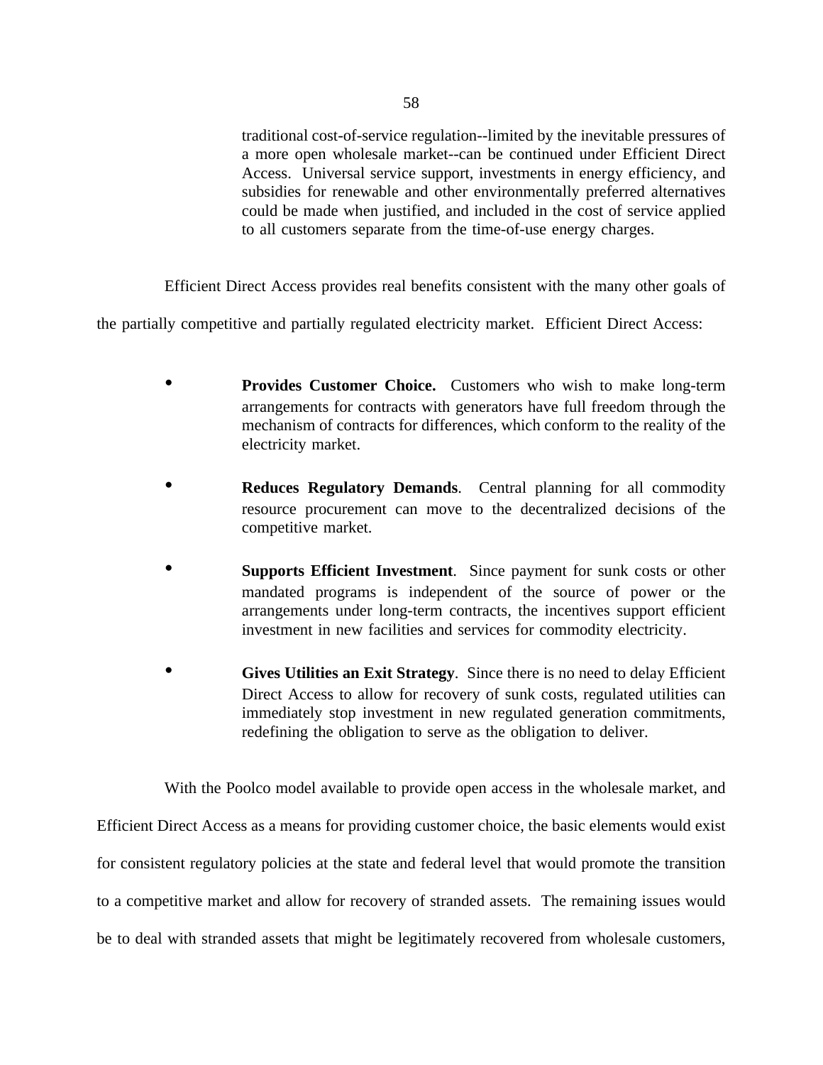traditional cost-of-service regulation--limited by the inevitable pressures of a more open wholesale market--can be continued under Efficient Direct Access. Universal service support, investments in energy efficiency, and subsidies for renewable and other environmentally preferred alternatives could be made when justified, and included in the cost of service applied to all customers separate from the time-of-use energy charges.

Efficient Direct Access provides real benefits consistent with the many other goals of the partially competitive and partially regulated electricity market. Efficient Direct Access:

- **Provides Customer Choice.** Customers who wish to make long-term arrangements for contracts with generators have full freedom through the mechanism of contracts for differences, which conform to the reality of the electricity market.

- **Reduces Regulatory Demands**. Central planning for all commodity resource procurement can move to the decentralized decisions of the competitive market.

- **Supports Efficient Investment**. Since payment for sunk costs or other mandated programs is independent of the source of power or the arrangements under long-term contracts, the incentives support efficient investment in new facilities and services for commodity electricity.

- **Gives Utilities an Exit Strategy**. Since there is no need to delay Efficient Direct Access to allow for recovery of sunk costs, regulated utilities can immediately stop investment in new regulated generation commitments, redefining the obligation to serve as the obligation to deliver.

With the Poolco model available to provide open access in the wholesale market, and Efficient Direct Access as a means for providing customer choice, the basic elements would exist for consistent regulatory policies at the state and federal level that would promote the transition to a competitive market and allow for recovery of stranded assets. The remaining issues would be to deal with stranded assets that might be legitimately recovered from wholesale customers,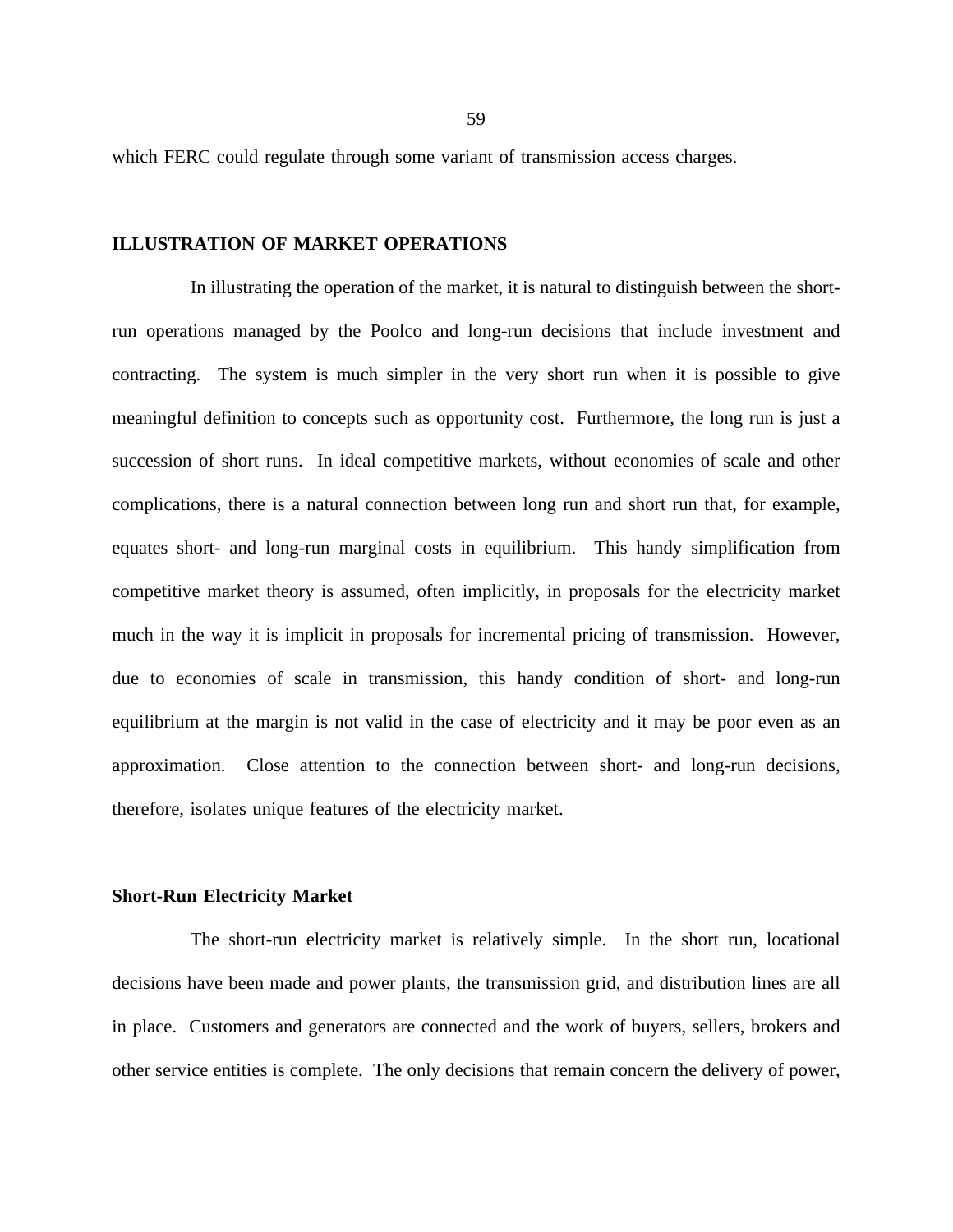which FERC could regulate through some variant of transmission access charges.

## ILLUSTRATION OF MARKET OPERATIONS

In illustrating the operation of the market, it is natural to distinguish between the short-run operations managed by the Poolco and long-run decisions that include investment and contracting. The system is much simpler in the very short run when it is possible to give meaningful definition to concepts such as opportunity cost. Furthermore, the long run is just a succession of short runs. In ideal competitive markets, without economies of scale and other complications, there is a natural connection between long run and short run that, for example, equates short- and long-run marginal costs in equilibrium. This handy simplification from competitive market theory is assumed, often implicitly, in proposals for the electricity market much in the way it is implicit in proposals for incremental pricing of transmission. However, due to economies of scale in transmission, this handy condition of short- and long-run equilibrium at the margin is not valid in the case of electricity and it may be poor even as an approximation. Close attention to the connection between short- and long-run decisions, therefore, isolates unique features of the electricity market.

### Short-Run Electricity Market

The short-run electricity market is relatively simple. In the short run, locational decisions have been made and power plants, the transmission grid, and distribution lines are all in place. Customers and generators are connected and the work of buyers, sellers, brokers and other service entities is complete. The only decisions that remain concern the delivery of power,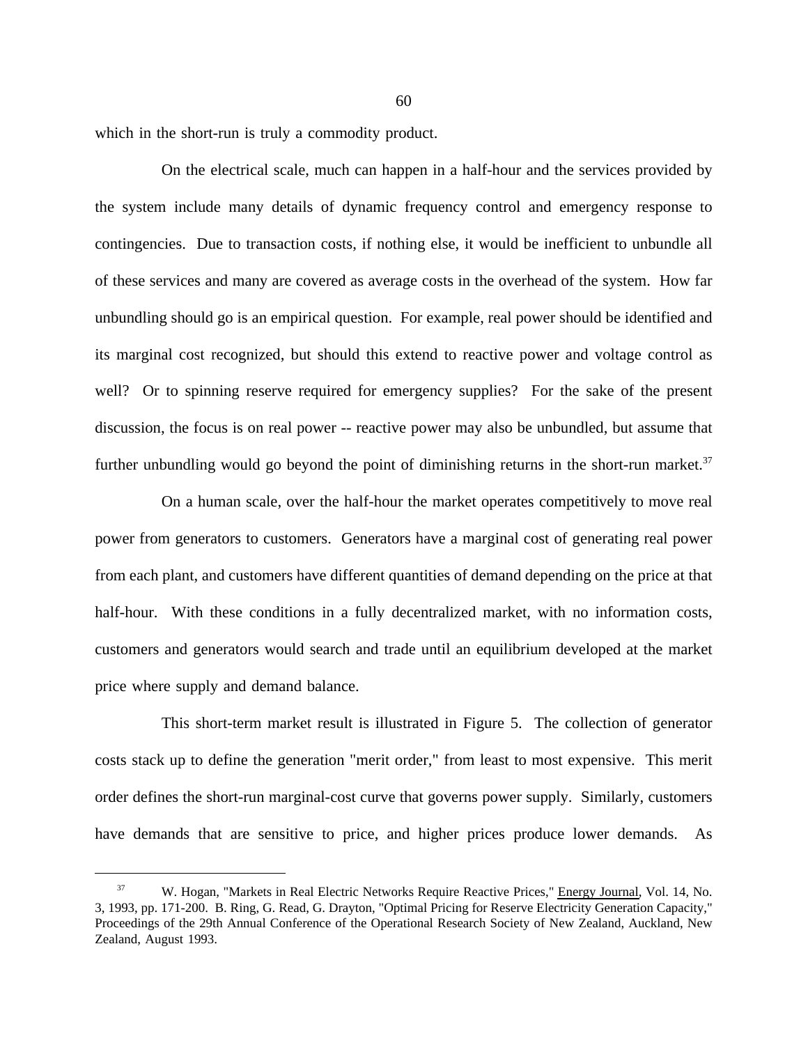which in the short-run is truly a commodity product.

On the electrical scale, much can happen in a half-hour and the services provided by the system include many details of dynamic frequency control and emergency response to contingencies. Due to transaction costs, if nothing else, it would be inefficient to unbundle all of these services and many are covered as average costs in the overhead of the system. How far unbundling should go is an empirical question. For example, real power should be identified and its marginal cost recognized, but should this extend to reactive power and voltage control as well? Or to spinning reserve required for emergency supplies? For the sake of the present discussion, the focus is on real power -- reactive power may also be unbundled, but assume that further unbundling would go beyond the point of diminishing returns in the short-run market.[37]

On a human scale, over the half-hour the market operates competitively to move real power from generators to customers. Generators have a marginal cost of generating real power from each plant, and customers have different quantities of demand depending on the price at that half-hour. With these conditions in a fully decentralized market, with no information costs, customers and generators would search and trade until an equilibrium developed at the market price where supply and demand balance.

This short-term market result is illustrated in Figure 5. The collection of generator costs stack up to define the generation "merit order," from least to most expensive. This merit order defines the short-run marginal-cost curve that governs power supply. Similarly, customers have demands that are sensitive to price, and higher prices produce lower demands. As

---

[37] W. Hogan, "Markets in Real Electric Networks Require Reactive Prices," Energy Journal, Vol. 14, No. 3, 1993, pp. 171-200. B. Ring, G. Read, G. Drayton, "Optimal Pricing for Reserve Electricity Generation Capacity," Proceedings of the 29th Annual Conference of the Operational Research Society of New Zealand, Auckland, New Zealand, August 1993.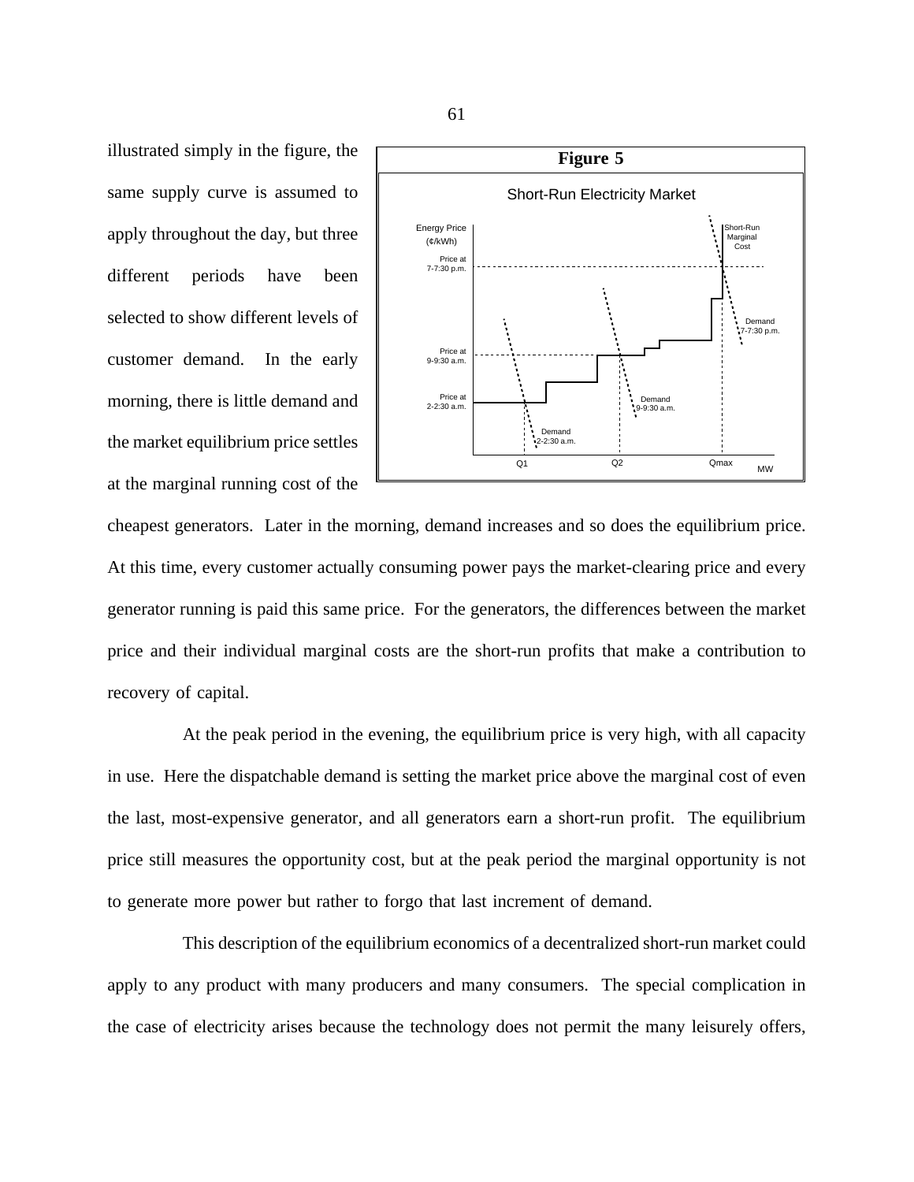illustrated simply in the figure, the same supply curve is assumed to apply throughout the day, but three different periods have been selected to show different levels of customer demand. In the early morning, there is little demand and the market equilibrium price settles at the marginal running cost of the cheapest generators. Later in the morning, demand increases and so does the equilibrium price. At this time, every customer actually consuming power pays the market-clearing price and every generator running is paid this same price. For the generators, the differences between the market price and their individual marginal costs are the short-run profits that make a contribution to recovery of capital.

**Figure 5**

Short-Run Electricity Market

At the peak period in the evening, the equilibrium price is very high, with all capacity in use. Here the dispatchable demand is setting the market price above the marginal cost of even the last, most-expensive generator, and all generators earn a short-run profit. The equilibrium price still measures the opportunity cost, but at the peak period the marginal opportunity is not to generate more power but rather to forgo that last increment of demand.

This description of the equilibrium economics of a decentralized short-run market could apply to any product with many producers and many consumers. The special complication in the case of electricity arises because the technology does not permit the many leisurely offers,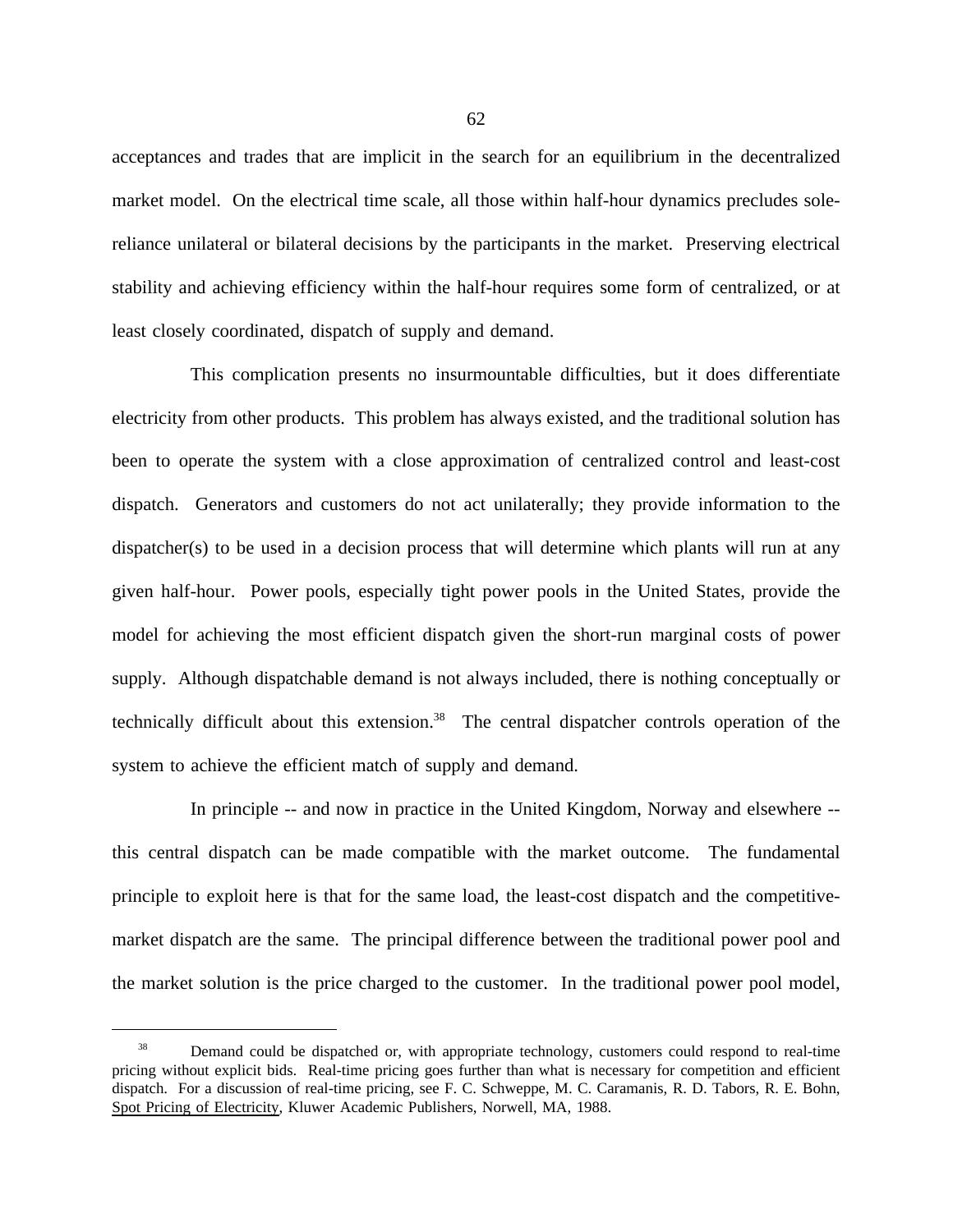acceptances and trades that are implicit in the search for an equilibrium in the decentralized market model. On the electrical time scale, all those within half-hour dynamics precludes sole-reliance unilateral or bilateral decisions by the participants in the market. Preserving electrical stability and achieving efficiency within the half-hour requires some form of centralized, or at least closely coordinated, dispatch of supply and demand.

This complication presents no insurmountable difficulties, but it does differentiate electricity from other products. This problem has always existed, and the traditional solution has been to operate the system with a close approximation of centralized control and least-cost dispatch. Generators and customers do not act unilaterally; they provide information to the dispatcher(s) to be used in a decision process that will determine which plants will run at any given half-hour. Power pools, especially tight power pools in the United States, provide the model for achieving the most efficient dispatch given the short-run marginal costs of power supply. Although dispatchable demand is not always included, there is nothing conceptually or technically difficult about this extension.[38] The central dispatcher controls operation of the system to achieve the efficient match of supply and demand.

In principle -- and now in practice in the United Kingdom, Norway and elsewhere -- this central dispatch can be made compatible with the market outcome. The fundamental principle to exploit here is that for the same load, the least-cost dispatch and the competitive-market dispatch are the same. The principal difference between the traditional power pool and the market solution is the price charged to the customer. In the traditional power pool model,

---

[38] Demand could be dispatched or, with appropriate technology, customers could respond to real-time pricing without explicit bids. Real-time pricing goes further than what is necessary for competition and efficient dispatch. For a discussion of real-time pricing, see F. C. Schweppe, M. C. Caramanis, R. D. Tabors, R. E. Bohn, Spot Pricing of Electricity, Kluwer Academic Publishers, Norwell, MA, 1988.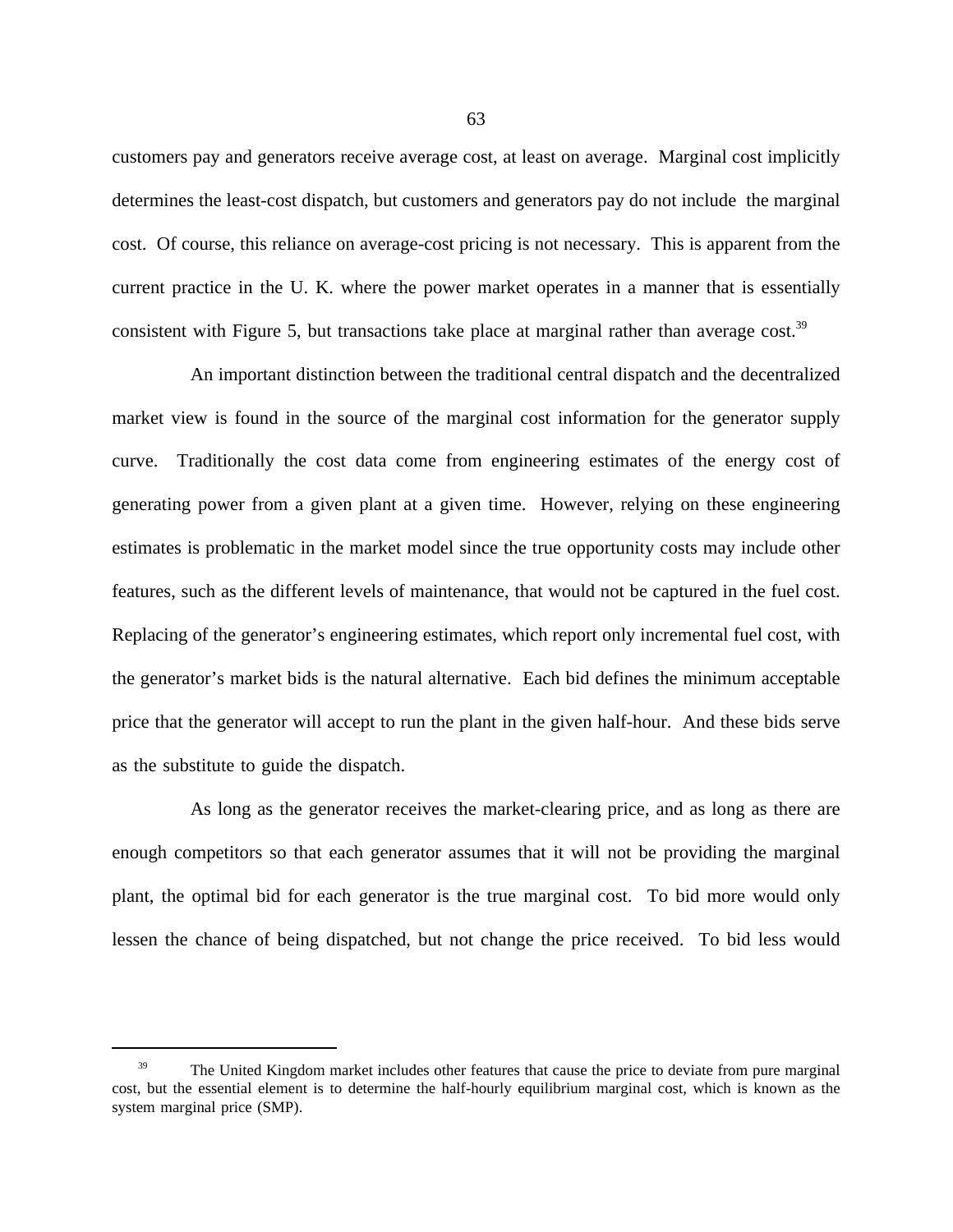customers pay and generators receive average cost, at least on average. Marginal cost implicitly determines the least-cost dispatch, but customers and generators pay do not include the marginal cost. Of course, this reliance on average-cost pricing is not necessary. This is apparent from the current practice in the U. K. where the power market operates in a manner that is essentially consistent with Figure 5, but transactions take place at marginal rather than average cost.[39]

An important distinction between the traditional central dispatch and the decentralized market view is found in the source of the marginal cost information for the generator supply curve. Traditionally the cost data come from engineering estimates of the energy cost of generating power from a given plant at a given time. However, relying on these engineering estimates is problematic in the market model since the true opportunity costs may include other features, such as the different levels of maintenance, that would not be captured in the fuel cost. Replacing of the generator's engineering estimates, which report only incremental fuel cost, with the generator's market bids is the natural alternative. Each bid defines the minimum acceptable price that the generator will accept to run the plant in the given half-hour. And these bids serve as the substitute to guide the dispatch.

As long as the generator receives the market-clearing price, and as long as there are enough competitors so that each generator assumes that it will not be providing the marginal plant, the optimal bid for each generator is the true marginal cost. To bid more would only lessen the chance of being dispatched, but not change the price received. To bid less would

---

[39] The United Kingdom market includes other features that cause the price to deviate from pure marginal cost, but the essential element is to determine the half-hourly equilibrium marginal cost, which is known as the system marginal price (SMP).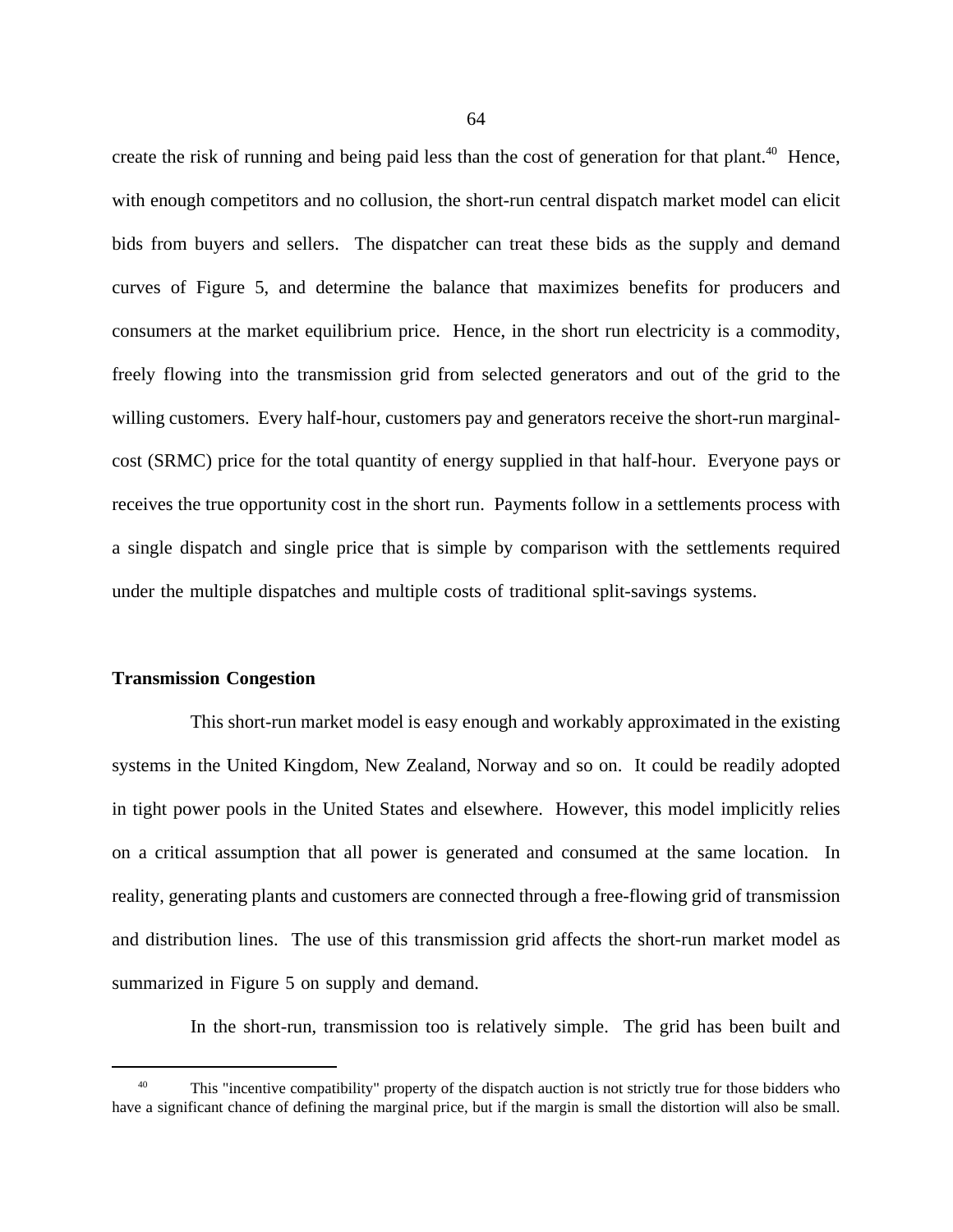create the risk of running and being paid less than the cost of generation for that plant.[40] Hence, with enough competitors and no collusion, the short-run central dispatch market model can elicit bids from buyers and sellers. The dispatcher can treat these bids as the supply and demand curves of Figure 5, and determine the balance that maximizes benefits for producers and consumers at the market equilibrium price. Hence, in the short run electricity is a commodity, freely flowing into the transmission grid from selected generators and out of the grid to the willing customers. Every half-hour, customers pay and generators receive the short-run marginal-cost (SRMC) price for the total quantity of energy supplied in that half-hour. Everyone pays or receives the true opportunity cost in the short run. Payments follow in a settlements process with a single dispatch and single price that is simple by comparison with the settlements required under the multiple dispatches and multiple costs of traditional split-savings systems.

**Transmission Congestion**

This short-run market model is easy enough and workably approximated in the existing systems in the United Kingdom, New Zealand, Norway and so on. It could be readily adopted in tight power pools in the United States and elsewhere. However, this model implicitly relies on a critical assumption that all power is generated and consumed at the same location. In reality, generating plants and customers are connected through a free-flowing grid of transmission and distribution lines. The use of this transmission grid affects the short-run market model as summarized in Figure 5 on supply and demand.

In the short-run, transmission too is relatively simple. The grid has been built and

---

[40] This "incentive compatibility" property of the dispatch auction is not strictly true for those bidders who have a significant chance of defining the marginal price, but if the margin is small the distortion will also be small.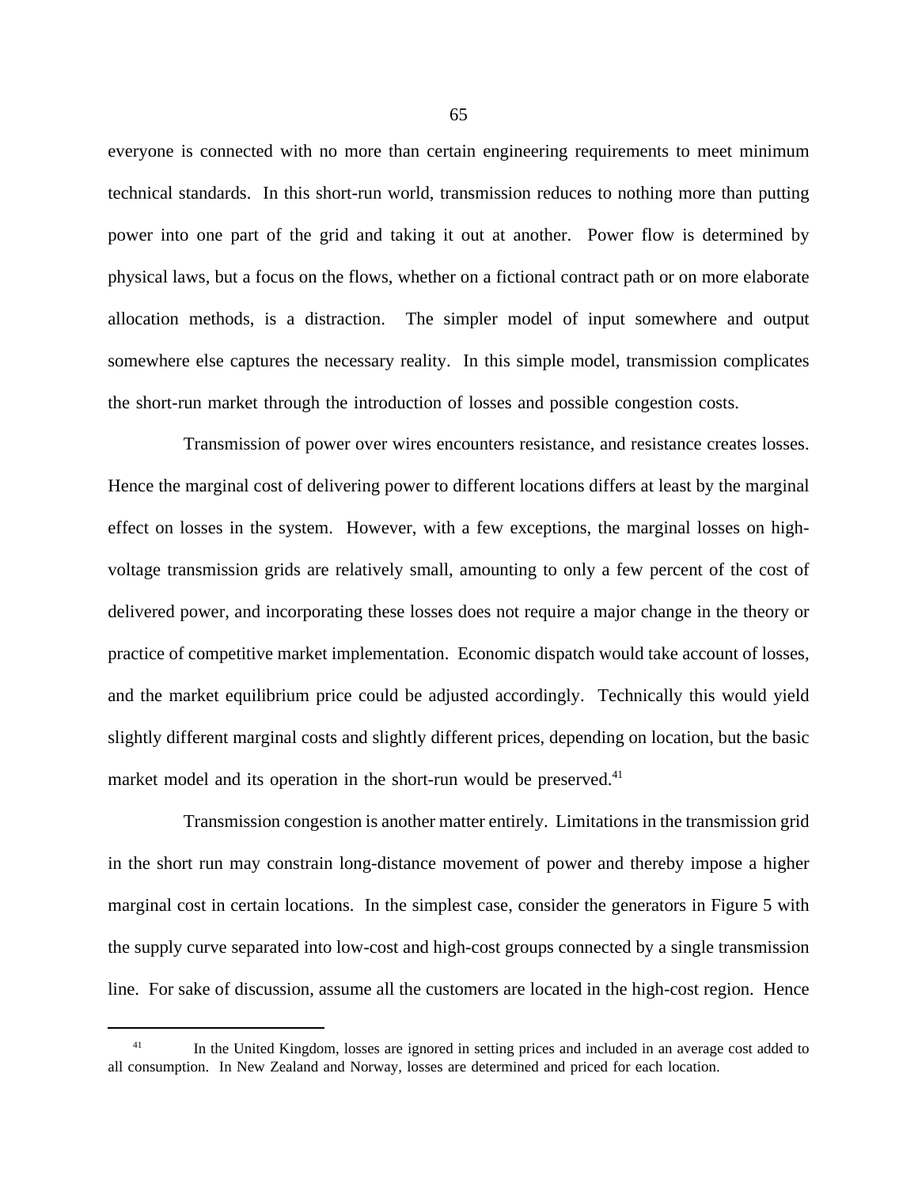everyone is connected with no more than certain engineering requirements to meet minimum technical standards. In this short-run world, transmission reduces to nothing more than putting power into one part of the grid and taking it out at another. Power flow is determined by physical laws, but a focus on the flows, whether on a fictional contract path or on more elaborate allocation methods, is a distraction. The simpler model of input somewhere and output somewhere else captures the necessary reality. In this simple model, transmission complicates the short-run market through the introduction of losses and possible congestion costs.

Transmission of power over wires encounters resistance, and resistance creates losses. Hence the marginal cost of delivering power to different locations differs at least by the marginal effect on losses in the system. However, with a few exceptions, the marginal losses on high-voltage transmission grids are relatively small, amounting to only a few percent of the cost of delivered power, and incorporating these losses does not require a major change in the theory or practice of competitive market implementation. Economic dispatch would take account of losses, and the market equilibrium price could be adjusted accordingly. Technically this would yield slightly different marginal costs and slightly different prices, depending on location, but the basic market model and its operation in the short-run would be preserved.[41]

Transmission congestion is another matter entirely. Limitations in the transmission grid in the short run may constrain long-distance movement of power and thereby impose a higher marginal cost in certain locations. In the simplest case, consider the generators in Figure 5 with the supply curve separated into low-cost and high-cost groups connected by a single transmission line. For sake of discussion, assume all the customers are located in the high-cost region. Hence

---

[41] In the United Kingdom, losses are ignored in setting prices and included in an average cost added to all consumption. In New Zealand and Norway, losses are determined and priced for each location.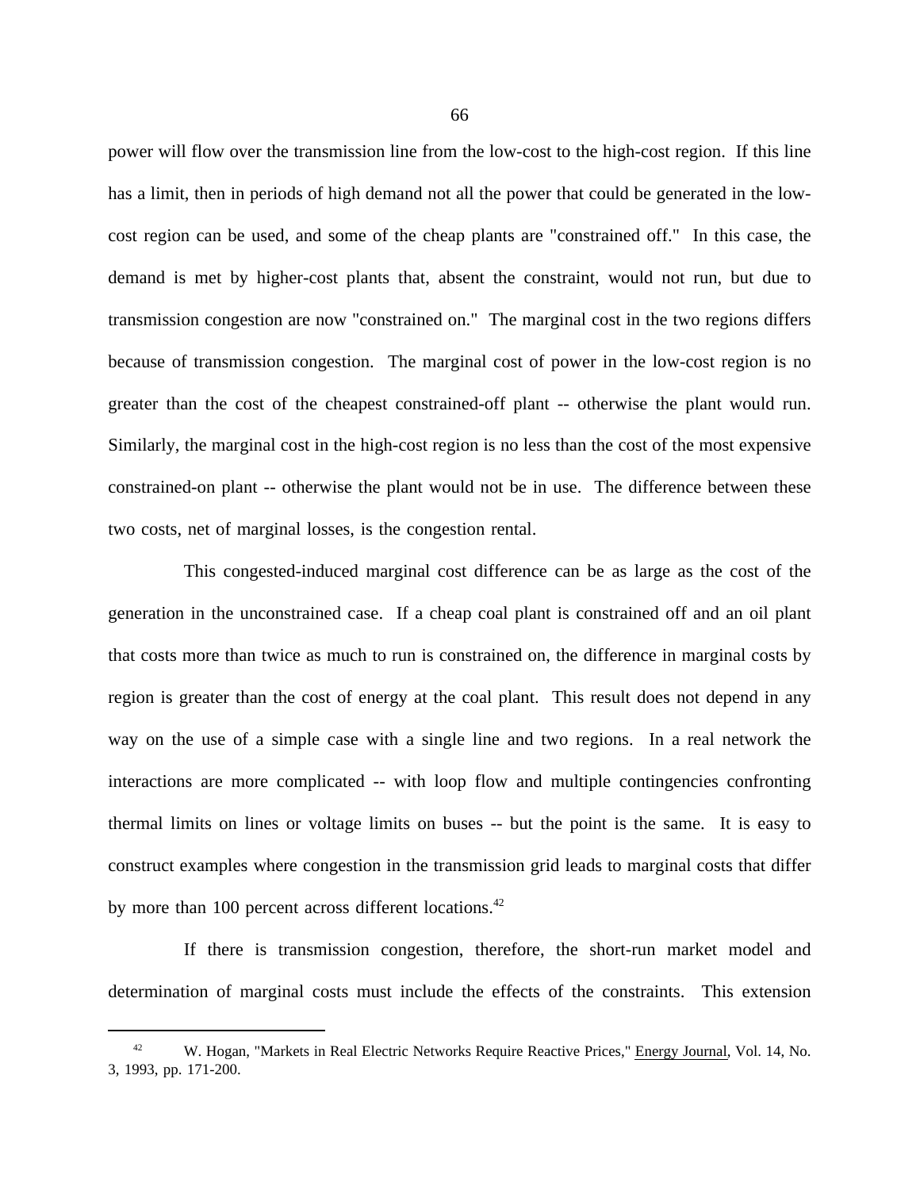power will flow over the transmission line from the low-cost to the high-cost region. If this line has a limit, then in periods of high demand not all the power that could be generated in the low-cost region can be used, and some of the cheap plants are "constrained off." In this case, the demand is met by higher-cost plants that, absent the constraint, would not run, but due to transmission congestion are now "constrained on." The marginal cost in the two regions differs because of transmission congestion. The marginal cost of power in the low-cost region is no greater than the cost of the cheapest constrained-off plant -- otherwise the plant would run. Similarly, the marginal cost in the high-cost region is no less than the cost of the most expensive constrained-on plant -- otherwise the plant would not be in use. The difference between these two costs, net of marginal losses, is the congestion rental.

This congested-induced marginal cost difference can be as large as the cost of the generation in the unconstrained case. If a cheap coal plant is constrained off and an oil plant that costs more than twice as much to run is constrained on, the difference in marginal costs by region is greater than the cost of energy at the coal plant. This result does not depend in any way on the use of a simple case with a single line and two regions. In a real network the interactions are more complicated -- with loop flow and multiple contingencies confronting thermal limits on lines or voltage limits on buses -- but the point is the same. It is easy to construct examples where congestion in the transmission grid leads to marginal costs that differ by more than 100 percent across different locations.[42]

If there is transmission congestion, therefore, the short-run market model and determination of marginal costs must include the effects of the constraints. This extension

---

[42] W. Hogan, "Markets in Real Electric Networks Require Reactive Prices," Energy Journal, Vol. 14, No. 3, 1993, pp. 171-200.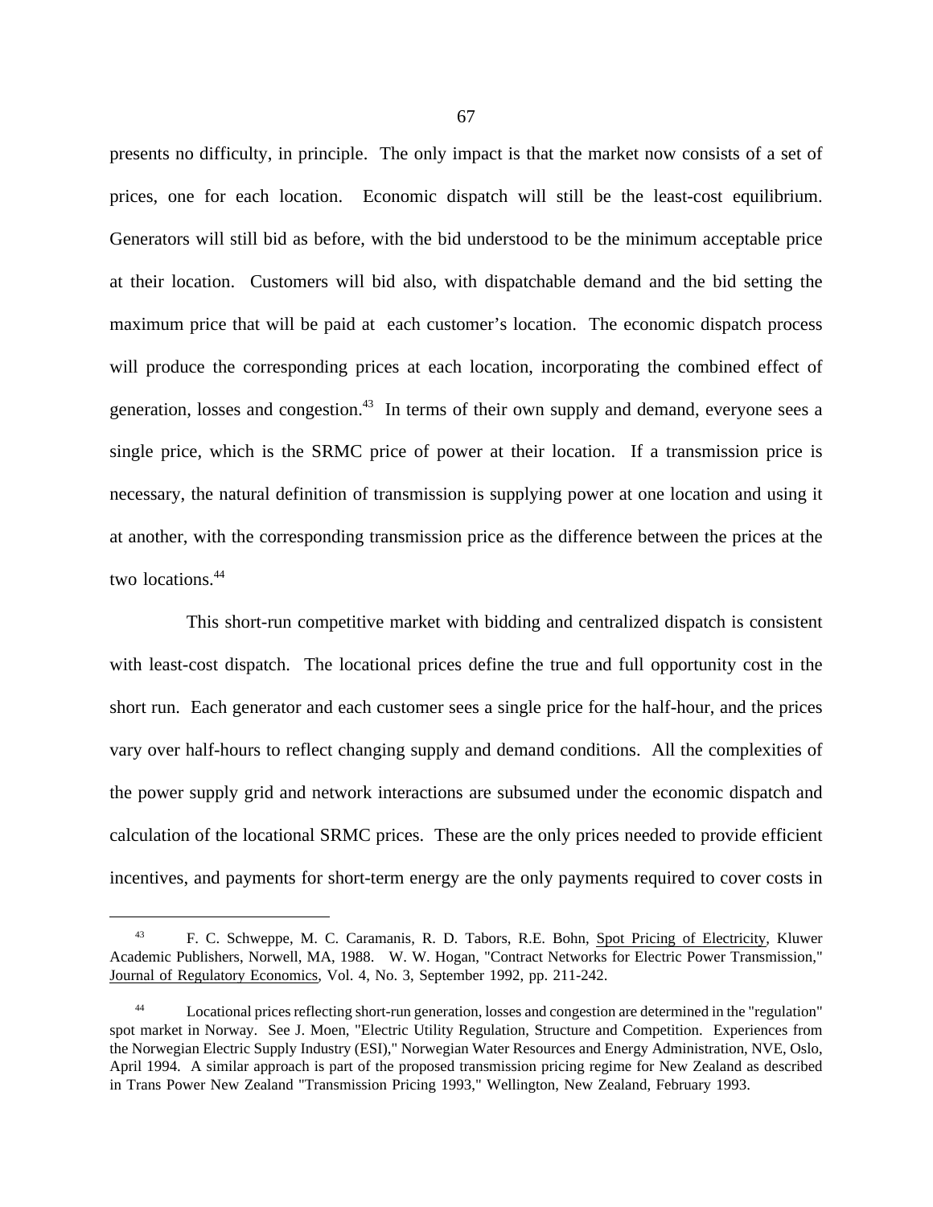presents no difficulty, in principle. The only impact is that the market now consists of a set of prices, one for each location. Economic dispatch will still be the least-cost equilibrium. Generators will still bid as before, with the bid understood to be the minimum acceptable price at their location. Customers will bid also, with dispatchable demand and the bid setting the maximum price that will be paid at each customer's location. The economic dispatch process will produce the corresponding prices at each location, incorporating the combined effect of generation, losses and congestion.[43] In terms of their own supply and demand, everyone sees a single price, which is the SRMC price of power at their location. If a transmission price is necessary, the natural definition of transmission is supplying power at one location and using it at another, with the corresponding transmission price as the difference between the prices at the two locations.[44]

This short-run competitive market with bidding and centralized dispatch is consistent with least-cost dispatch. The locational prices define the true and full opportunity cost in the short run. Each generator and each customer sees a single price for the half-hour, and the prices vary over half-hours to reflect changing supply and demand conditions. All the complexities of the power supply grid and network interactions are subsumed under the economic dispatch and calculation of the locational SRMC prices. These are the only prices needed to provide efficient incentives, and payments for short-term energy are the only payments required to cover costs in

---

[43] F. C. Schweppe, M. C. Caramanis, R. D. Tabors, R.E. Bohn, Spot Pricing of Electricity, Kluwer Academic Publishers, Norwell, MA, 1988. W. W. Hogan, "Contract Networks for Electric Power Transmission," Journal of Regulatory Economics, Vol. 4, No. 3, September 1992, pp. 211-242.

[44] Locational prices reflecting short-run generation, losses and congestion are determined in the "regulation" spot market in Norway. See J. Moen, "Electric Utility Regulation, Structure and Competition. Experiences from the Norwegian Electric Supply Industry (ESI)," Norwegian Water Resources and Energy Administration, NVE, Oslo, April 1994. A similar approach is part of the proposed transmission pricing regime for New Zealand as described in Trans Power New Zealand "Transmission Pricing 1993," Wellington, New Zealand, February 1993.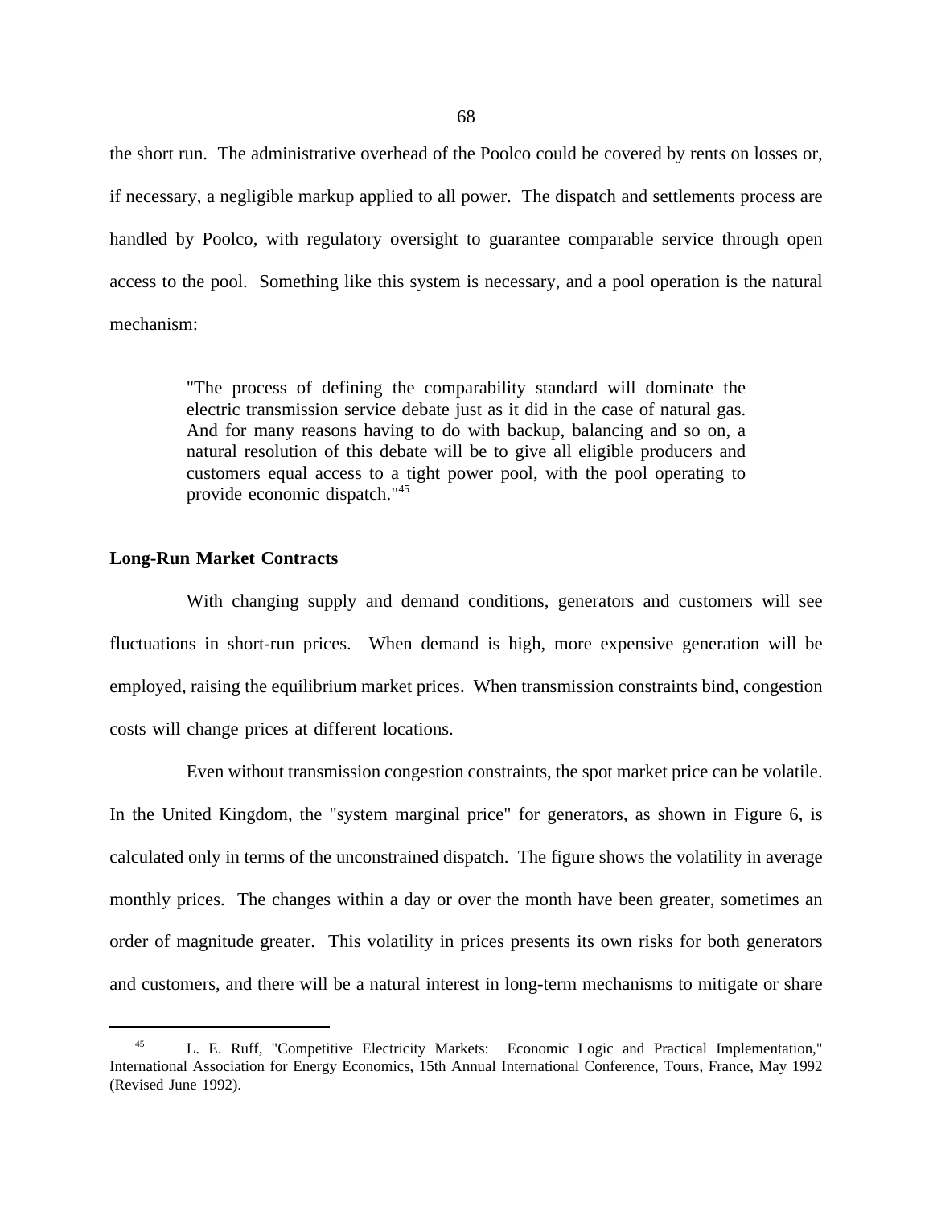the short run. The administrative overhead of the Poolco could be covered by rents on losses or, if necessary, a negligible markup applied to all power. The dispatch and settlements process are handled by Poolco, with regulatory oversight to guarantee comparable service through open access to the pool. Something like this system is necessary, and a pool operation is the natural mechanism:

> "The process of defining the comparability standard will dominate the electric transmission service debate just as it did in the case of natural gas. And for many reasons having to do with backup, balancing and so on, a natural resolution of this debate will be to give all eligible producers and customers equal access to a tight power pool, with the pool operating to provide economic dispatch."[45]

**Long-Run Market Contracts**

With changing supply and demand conditions, generators and customers will see fluctuations in short-run prices. When demand is high, more expensive generation will be employed, raising the equilibrium market prices. When transmission constraints bind, congestion costs will change prices at different locations.

Even without transmission congestion constraints, the spot market price can be volatile. In the United Kingdom, the "system marginal price" for generators, as shown in Figure 6, is calculated only in terms of the unconstrained dispatch. The figure shows the volatility in average monthly prices. The changes within a day or over the month have been greater, sometimes an order of magnitude greater. This volatility in prices presents its own risks for both generators and customers, and there will be a natural interest in long-term mechanisms to mitigate or share

---

[45] L. E. Ruff, "Competitive Electricity Markets: Economic Logic and Practical Implementation," International Association for Energy Economics, 15th Annual International Conference, Tours, France, May 1992 (Revised June 1992).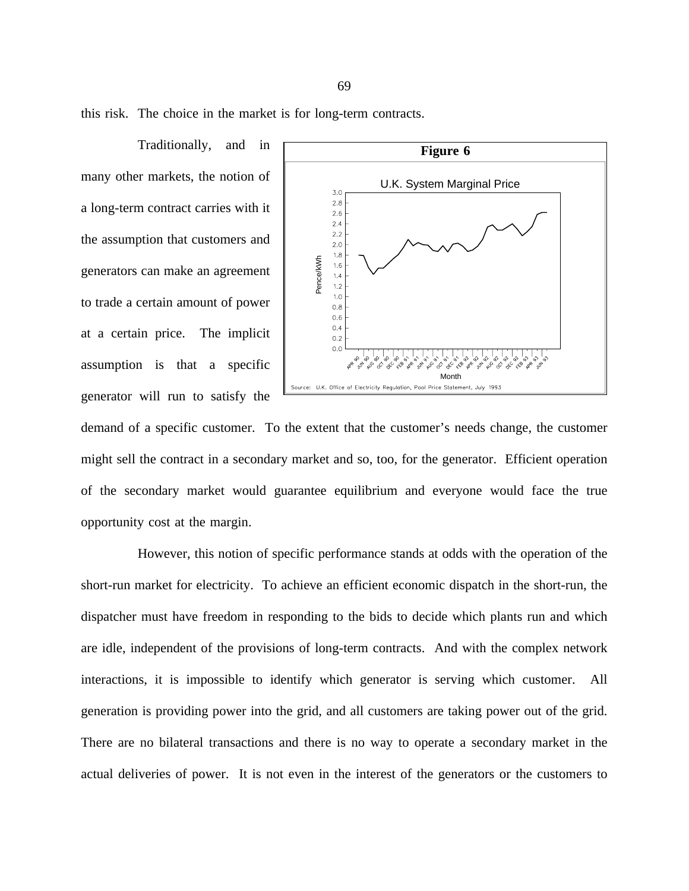this risk. The choice in the market is for long-term contracts.

**Figure 6**

U.K. System Marginal Price

Source: U.K. Office of Electricity Regulation, Pool Price Statement, July 1993

Traditionally, and in many other markets, the notion of a long-term contract carries with it the assumption that customers and generators can make an agreement to trade a certain amount of power at a certain price. The implicit assumption is that a specific generator will run to satisfy the demand of a specific customer. To the extent that the customer's needs change, the customer might sell the contract in a secondary market and so, too, for the generator. Efficient operation of the secondary market would guarantee equilibrium and everyone would face the true opportunity cost at the margin.

However, this notion of specific performance stands at odds with the operation of the short-run market for electricity. To achieve an efficient economic dispatch in the short-run, the dispatcher must have freedom in responding to the bids to decide which plants run and which are idle, independent of the provisions of long-term contracts. And with the complex network interactions, it is impossible to identify which generator is serving which customer. All generation is providing power into the grid, and all customers are taking power out of the grid. There are no bilateral transactions and there is no way to operate a secondary market in the actual deliveries of power. It is not even in the interest of the generators or the customers to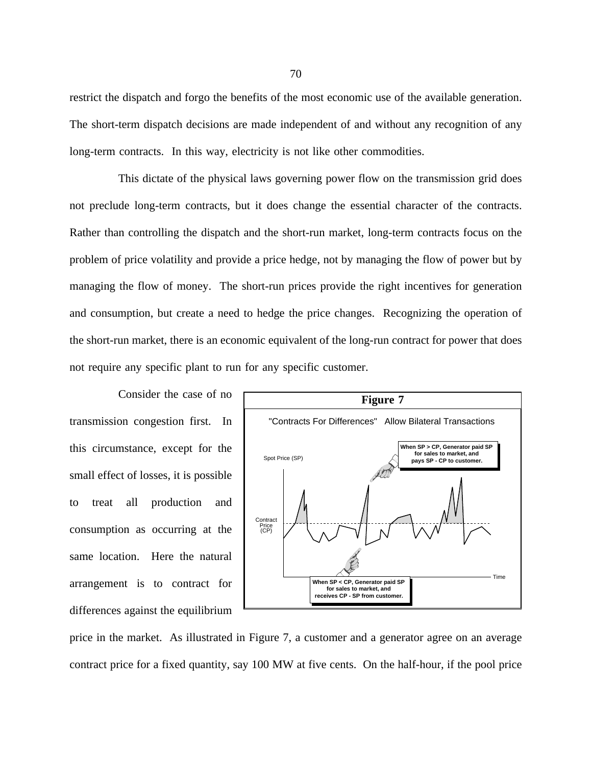restrict the dispatch and forgo the benefits of the most economic use of the available generation. The short-term dispatch decisions are made independent of and without any recognition of any long-term contracts. In this way, electricity is not like other commodities.

This dictate of the physical laws governing power flow on the transmission grid does not preclude long-term contracts, but it does change the essential character of the contracts. Rather than controlling the dispatch and the short-run market, long-term contracts focus on the problem of price volatility and provide a price hedge, not by managing the flow of power but by managing the flow of money. The short-run prices provide the right incentives for generation and consumption, but create a need to hedge the price changes. Recognizing the operation of the short-run market, there is an economic equivalent of the long-run contract for power that does not require any specific plant to run for any specific customer.

Consider the case of no transmission congestion first. In this circumstance, except for the small effect of losses, it is possible to treat all production and consumption as occurring at the same location. Here the natural arrangement is to contract for differences against the equilibrium price in the market. As illustrated in Figure 7, a customer and a generator agree on an average contract price for a fixed quantity, say 100 MW at five cents. On the half-hour, if the pool price

**Figure 7**

"Contracts For Differences" Allow Bilateral Transactions

Spot Price (SP)

Contract Price (CP)

Time

When SP > CP, Generator paid SP for sales to market, and pays SP - CP to customer.

When SP < CP, Generator paid SP for sales to market, and receives CP - SP from customer.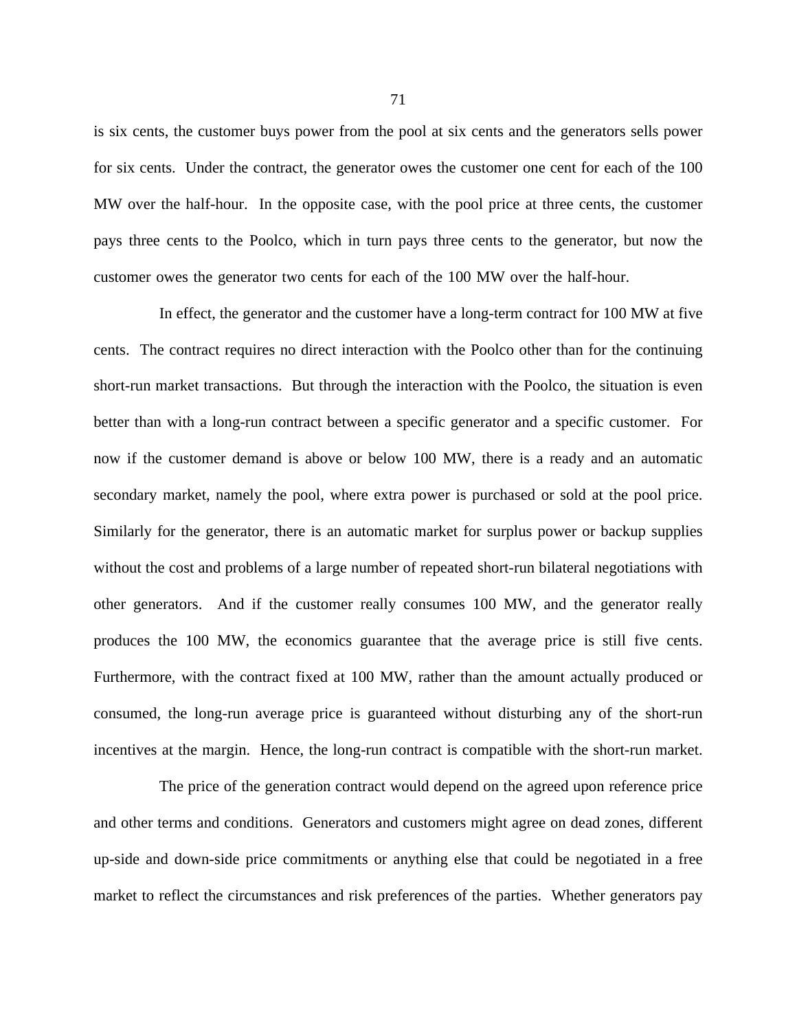is six cents, the customer buys power from the pool at six cents and the generators sells power for six cents. Under the contract, the generator owes the customer one cent for each of the 100 MW over the half-hour. In the opposite case, with the pool price at three cents, the customer pays three cents to the Poolco, which in turn pays three cents to the generator, but now the customer owes the generator two cents for each of the 100 MW over the half-hour.

In effect, the generator and the customer have a long-term contract for 100 MW at five cents. The contract requires no direct interaction with the Poolco other than for the continuing short-run market transactions. But through the interaction with the Poolco, the situation is even better than with a long-run contract between a specific generator and a specific customer. For now if the customer demand is above or below 100 MW, there is a ready and an automatic secondary market, namely the pool, where extra power is purchased or sold at the pool price. Similarly for the generator, there is an automatic market for surplus power or backup supplies without the cost and problems of a large number of repeated short-run bilateral negotiations with other generators. And if the customer really consumes 100 MW, and the generator really produces the 100 MW, the economics guarantee that the average price is still five cents. Furthermore, with the contract fixed at 100 MW, rather than the amount actually produced or consumed, the long-run average price is guaranteed without disturbing any of the short-run incentives at the margin. Hence, the long-run contract is compatible with the short-run market.

The price of the generation contract would depend on the agreed upon reference price and other terms and conditions. Generators and customers might agree on dead zones, different up-side and down-side price commitments or anything else that could be negotiated in a free market to reflect the circumstances and risk preferences of the parties. Whether generators pay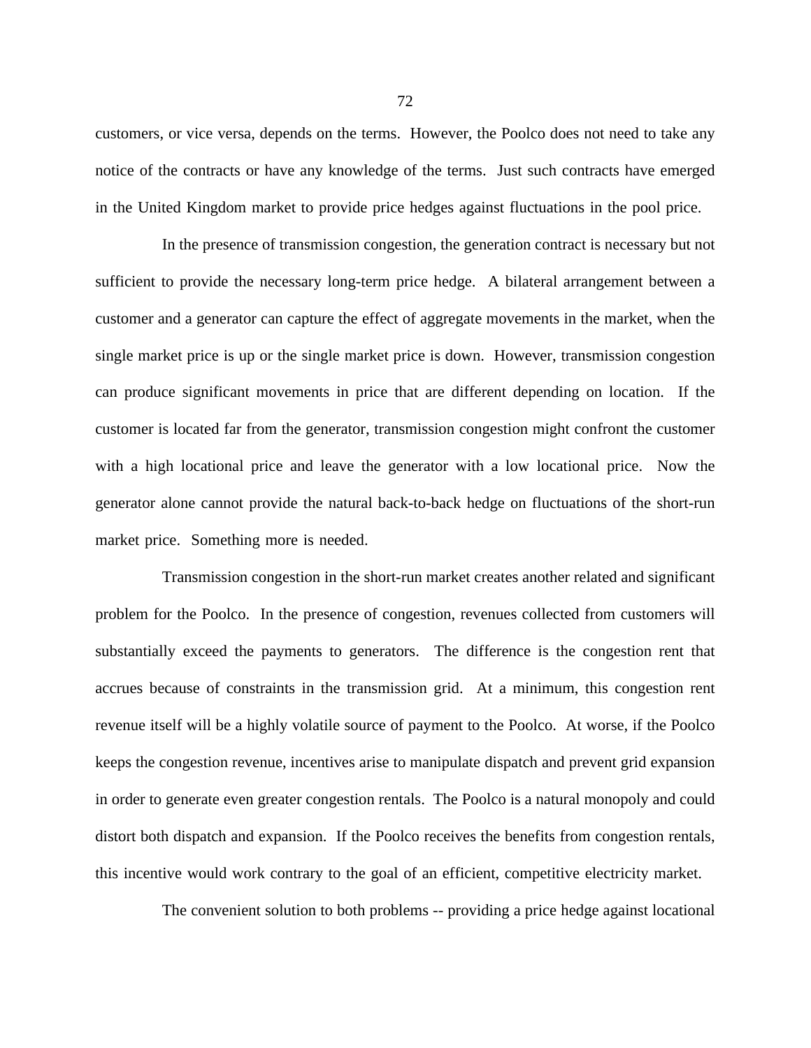customers, or vice versa, depends on the terms. However, the Poolco does not need to take any notice of the contracts or have any knowledge of the terms. Just such contracts have emerged in the United Kingdom market to provide price hedges against fluctuations in the pool price.

In the presence of transmission congestion, the generation contract is necessary but not sufficient to provide the necessary long-term price hedge. A bilateral arrangement between a customer and a generator can capture the effect of aggregate movements in the market, when the single market price is up or the single market price is down. However, transmission congestion can produce significant movements in price that are different depending on location. If the customer is located far from the generator, transmission congestion might confront the customer with a high locational price and leave the generator with a low locational price. Now the generator alone cannot provide the natural back-to-back hedge on fluctuations of the short-run market price. Something more is needed.

Transmission congestion in the short-run market creates another related and significant problem for the Poolco. In the presence of congestion, revenues collected from customers will substantially exceed the payments to generators. The difference is the congestion rent that accrues because of constraints in the transmission grid. At a minimum, this congestion rent revenue itself will be a highly volatile source of payment to the Poolco. At worse, if the Poolco keeps the congestion revenue, incentives arise to manipulate dispatch and prevent grid expansion in order to generate even greater congestion rentals. The Poolco is a natural monopoly and could distort both dispatch and expansion. If the Poolco receives the benefits from congestion rentals, this incentive would work contrary to the goal of an efficient, competitive electricity market.

The convenient solution to both problems -- providing a price hedge against locational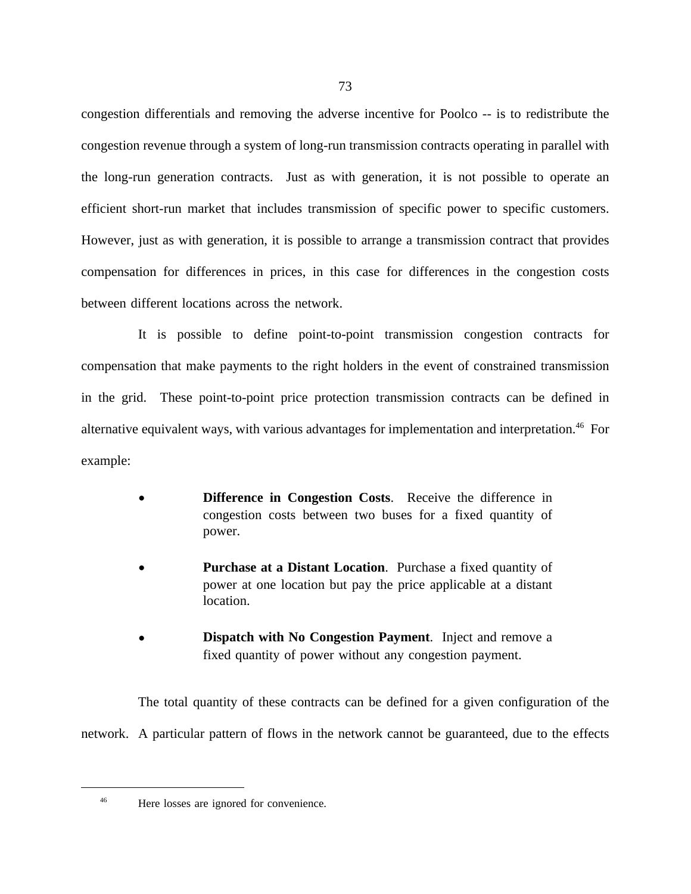congestion differentials and removing the adverse incentive for Poolco -- is to redistribute the congestion revenue through a system of long-run transmission contracts operating in parallel with the long-run generation contracts. Just as with generation, it is not possible to operate an efficient short-run market that includes transmission of specific power to specific customers. However, just as with generation, it is possible to arrange a transmission contract that provides compensation for differences in prices, in this case for differences in the congestion costs between different locations across the network.

It is possible to define point-to-point transmission congestion contracts for compensation that make payments to the right holders in the event of constrained transmission in the grid. These point-to-point price protection transmission contracts can be defined in alternative equivalent ways, with various advantages for implementation and interpretation.[46] For example:

- **Difference in Congestion Costs**. Receive the difference in congestion costs between two buses for a fixed quantity of power.

- **Purchase at a Distant Location**. Purchase a fixed quantity of power at one location but pay the price applicable at a distant location.

- **Dispatch with No Congestion Payment**. Inject and remove a fixed quantity of power without any congestion payment.

The total quantity of these contracts can be defined for a given configuration of the network. A particular pattern of flows in the network cannot be guaranteed, due to the effects

---

[46] Here losses are ignored for convenience.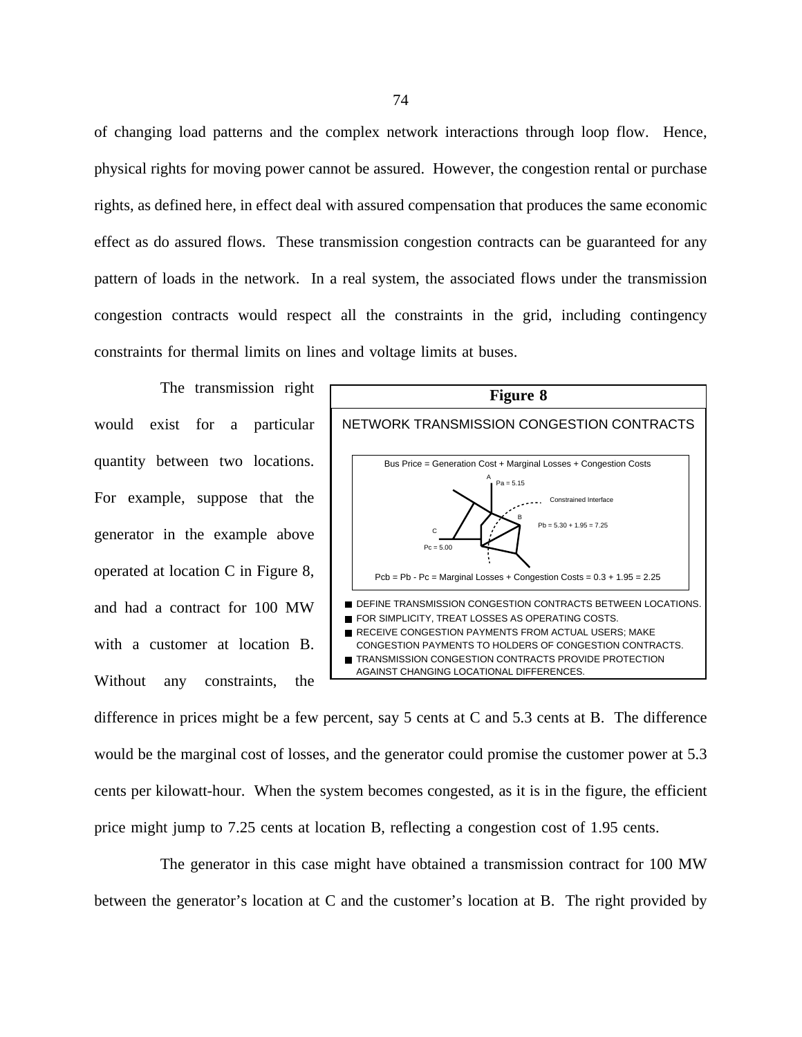of changing load patterns and the complex network interactions through loop flow. Hence, physical rights for moving power cannot be assured. However, the congestion rental or purchase rights, as defined here, in effect deal with assured compensation that produces the same economic effect as do assured flows. These transmission congestion contracts can be guaranteed for any pattern of loads in the network. In a real system, the associated flows under the transmission congestion contracts would respect all the constraints in the grid, including contingency constraints for thermal limits on lines and voltage limits at buses.

The transmission right would exist for a particular quantity between two locations. For example, suppose that the generator in the example above operated at location C in Figure 8, and had a contract for 100 MW with a customer at location B. Without any constraints, the difference in prices might be a few percent, say 5 cents at C and 5.3 cents at B. The difference would be the marginal cost of losses, and the generator could promise the customer power at 5.3 cents per kilowatt-hour. When the system becomes congested, as it is in the figure, the efficient price might jump to 7.25 cents at location B, reflecting a congestion cost of 1.95 cents.

**Figure 8**

NETWORK TRANSMISSION CONGESTION CONTRACTS

Bus Price = Generation Cost + Marginal Losses + Congestion Costs

A: Pa = 5.15

Constrained Interface

B: Pb = 5.30 + 1.95 = 7.25

C: Pc = 5.00

Pcb = Pb - Pc = Marginal Losses + Congestion Costs = 0.3 + 1.95 = 2.25

- DEFINE TRANSMISSION CONGESTION CONTRACTS BETWEEN LOCATIONS.
- FOR SIMPLICITY, TREAT LOSSES AS OPERATING COSTS.
- RECEIVE CONGESTION PAYMENTS FROM ACTUAL USERS; MAKE CONGESTION PAYMENTS TO HOLDERS OF CONGESTION CONTRACTS.
- TRANSMISSION CONGESTION CONTRACTS PROVIDE PROTECTION AGAINST CHANGING LOCATIONAL DIFFERENCES.

The generator in this case might have obtained a transmission contract for 100 MW between the generator's location at C and the customer's location at B. The right provided by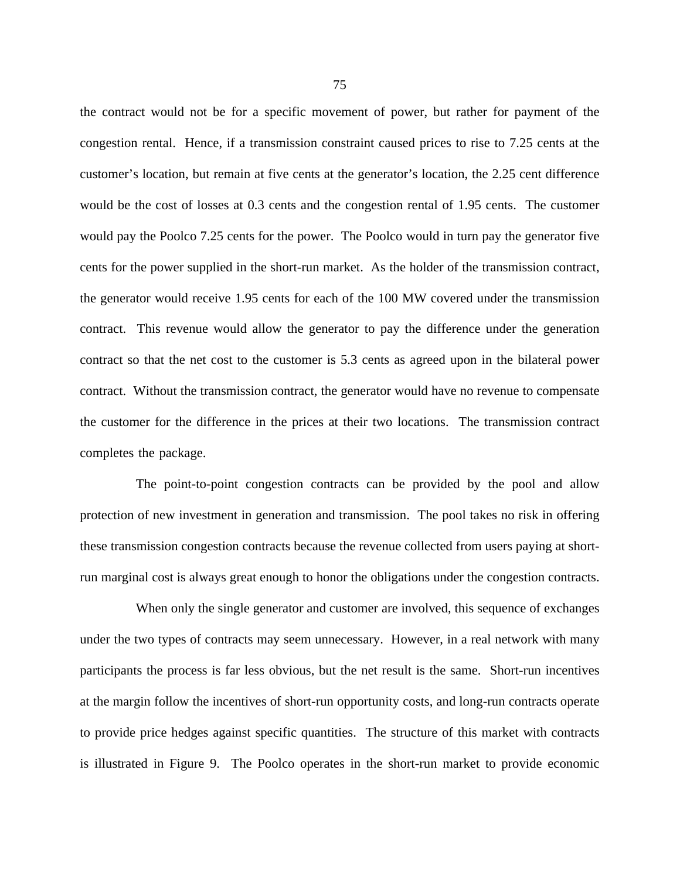the contract would not be for a specific movement of power, but rather for payment of the congestion rental. Hence, if a transmission constraint caused prices to rise to 7.25 cents at the customer's location, but remain at five cents at the generator's location, the 2.25 cent difference would be the cost of losses at 0.3 cents and the congestion rental of 1.95 cents. The customer would pay the Poolco 7.25 cents for the power. The Poolco would in turn pay the generator five cents for the power supplied in the short-run market. As the holder of the transmission contract, the generator would receive 1.95 cents for each of the 100 MW covered under the transmission contract. This revenue would allow the generator to pay the difference under the generation contract so that the net cost to the customer is 5.3 cents as agreed upon in the bilateral power contract. Without the transmission contract, the generator would have no revenue to compensate the customer for the difference in the prices at their two locations. The transmission contract completes the package.

The point-to-point congestion contracts can be provided by the pool and allow protection of new investment in generation and transmission. The pool takes no risk in offering these transmission congestion contracts because the revenue collected from users paying at short-run marginal cost is always great enough to honor the obligations under the congestion contracts.

When only the single generator and customer are involved, this sequence of exchanges under the two types of contracts may seem unnecessary. However, in a real network with many participants the process is far less obvious, but the net result is the same. Short-run incentives at the margin follow the incentives of short-run opportunity costs, and long-run contracts operate to provide price hedges against specific quantities. The structure of this market with contracts is illustrated in Figure 9. The Poolco operates in the short-run market to provide economic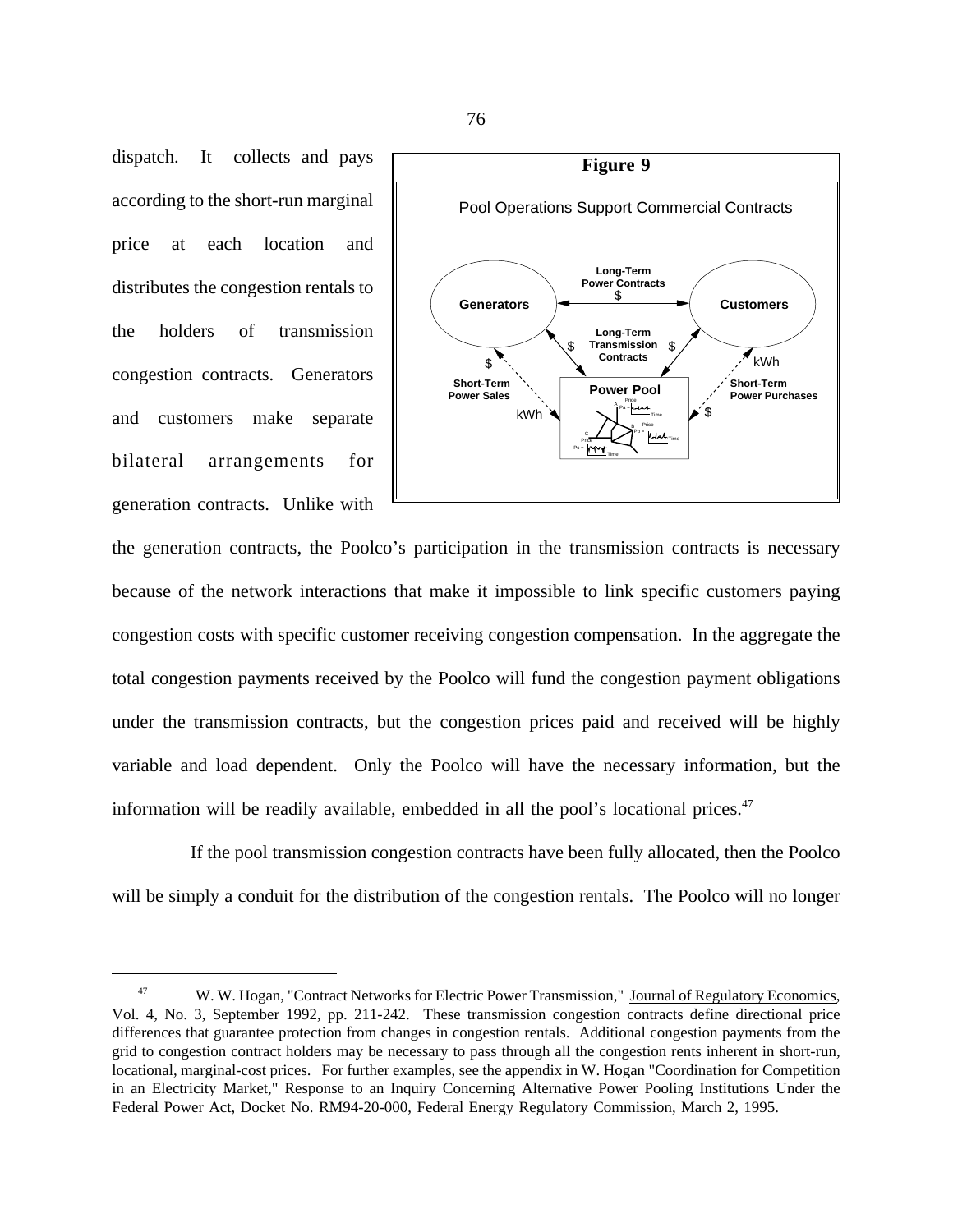dispatch. It collects and pays according to the short-run marginal price at each location and distributes the congestion rentals to the holders of transmission congestion contracts. Generators and customers make separate bilateral arrangements for generation contracts. Unlike with the generation contracts, the Poolco's participation in the transmission contracts is necessary because of the network interactions that make it impossible to link specific customers paying congestion costs with specific customer receiving congestion compensation. In the aggregate the total congestion payments received by the Poolco will fund the congestion payment obligations under the transmission contracts, but the congestion prices paid and received will be highly variable and load dependent. Only the Poolco will have the necessary information, but the information will be readily available, embedded in all the pool's locational prices.[47]

**Figure 9**

Pool Operations Support Commercial Contracts

Generators — Long-Term Power Contracts $ — Customers

Long-Term Transmission Contracts $ $

Short-Term Power Sales $ kWh

Power Pool

Short-Term Power Purchases kWh $

If the pool transmission congestion contracts have been fully allocated, then the Poolco will be simply a conduit for the distribution of the congestion rentals. The Poolco will no longer

---

[47] W. W. Hogan, "Contract Networks for Electric Power Transmission," Journal of Regulatory Economics, Vol. 4, No. 3, September 1992, pp. 211-242. These transmission congestion contracts define directional price differences that guarantee protection from changes in congestion rentals. Additional congestion payments from the grid to congestion contract holders may be necessary to pass through all the congestion rents inherent in short-run, locational, marginal-cost prices. For further examples, see the appendix in W. Hogan "Coordination for Competition in an Electricity Market," Response to an Inquiry Concerning Alternative Power Pooling Institutions Under the Federal Power Act, Docket No. RM94-20-000, Federal Energy Regulatory Commission, March 2, 1995.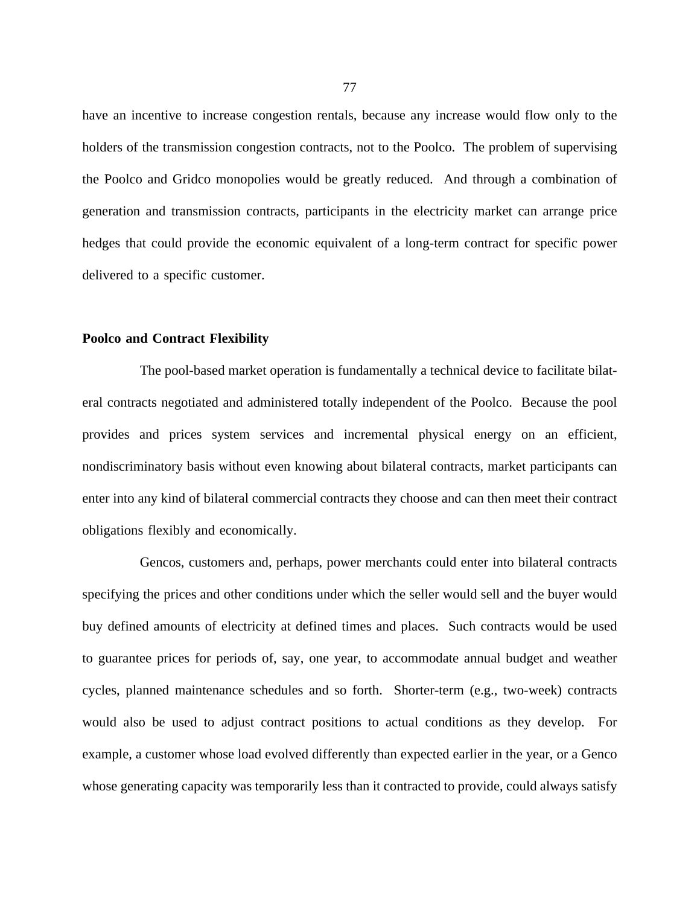have an incentive to increase congestion rentals, because any increase would flow only to the holders of the transmission congestion contracts, not to the Poolco. The problem of supervising the Poolco and Gridco monopolies would be greatly reduced. And through a combination of generation and transmission contracts, participants in the electricity market can arrange price hedges that could provide the economic equivalent of a long-term contract for specific power delivered to a specific customer.

**Poolco and Contract Flexibility**

The pool-based market operation is fundamentally a technical device to facilitate bilateral contracts negotiated and administered totally independent of the Poolco. Because the pool provides and prices system services and incremental physical energy on an efficient, nondiscriminatory basis without even knowing about bilateral contracts, market participants can enter into any kind of bilateral commercial contracts they choose and can then meet their contract obligations flexibly and economically.

Gencos, customers and, perhaps, power merchants could enter into bilateral contracts specifying the prices and other conditions under which the seller would sell and the buyer would buy defined amounts of electricity at defined times and places. Such contracts would be used to guarantee prices for periods of, say, one year, to accommodate annual budget and weather cycles, planned maintenance schedules and so forth. Shorter-term (e.g., two-week) contracts would also be used to adjust contract positions to actual conditions as they develop. For example, a customer whose load evolved differently than expected earlier in the year, or a Genco whose generating capacity was temporarily less than it contracted to provide, could always satisfy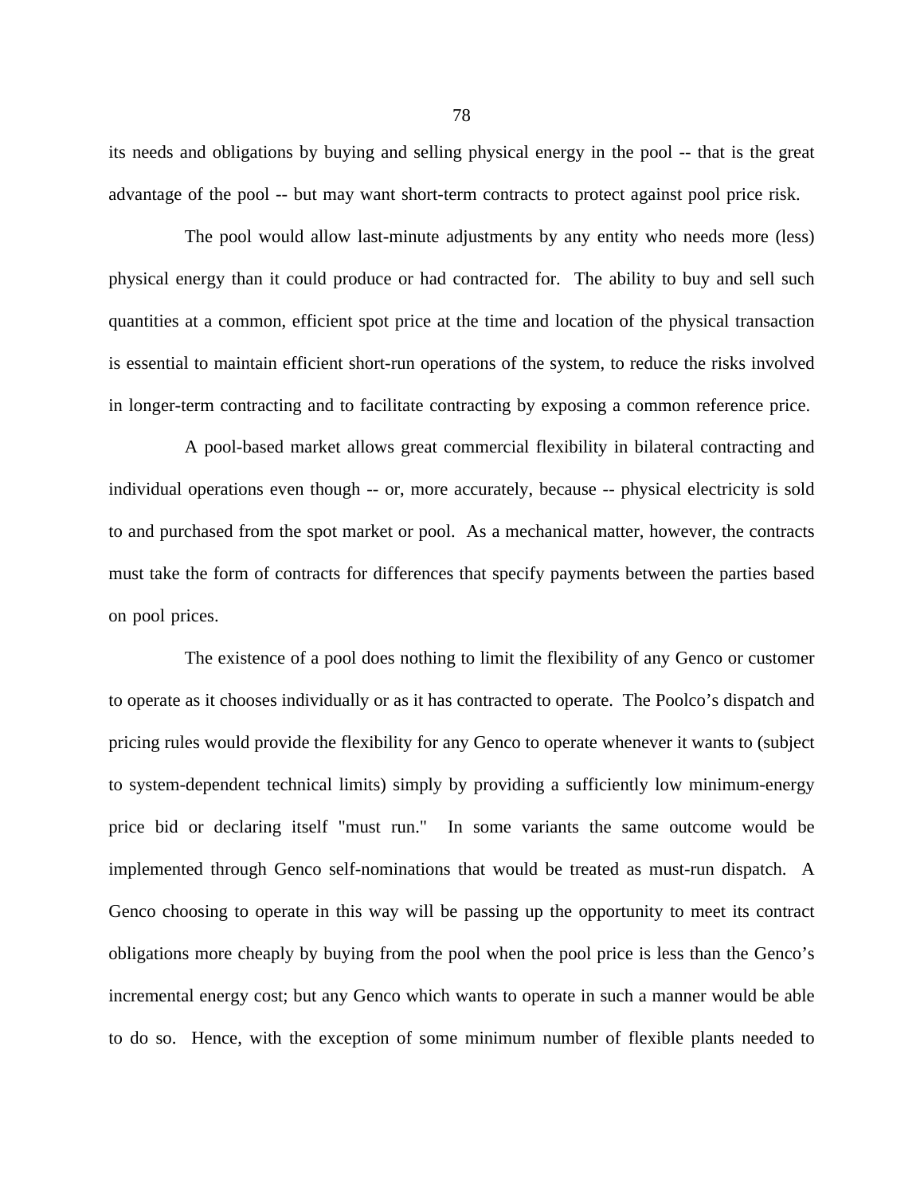its needs and obligations by buying and selling physical energy in the pool -- that is the great advantage of the pool -- but may want short-term contracts to protect against pool price risk.

The pool would allow last-minute adjustments by any entity who needs more (less) physical energy than it could produce or had contracted for. The ability to buy and sell such quantities at a common, efficient spot price at the time and location of the physical transaction is essential to maintain efficient short-run operations of the system, to reduce the risks involved in longer-term contracting and to facilitate contracting by exposing a common reference price.

A pool-based market allows great commercial flexibility in bilateral contracting and individual operations even though -- or, more accurately, because -- physical electricity is sold to and purchased from the spot market or pool. As a mechanical matter, however, the contracts must take the form of contracts for differences that specify payments between the parties based on pool prices.

The existence of a pool does nothing to limit the flexibility of any Genco or customer to operate as it chooses individually or as it has contracted to operate. The Poolco's dispatch and pricing rules would provide the flexibility for any Genco to operate whenever it wants to (subject to system-dependent technical limits) simply by providing a sufficiently low minimum-energy price bid or declaring itself "must run." In some variants the same outcome would be implemented through Genco self-nominations that would be treated as must-run dispatch. A Genco choosing to operate in this way will be passing up the opportunity to meet its contract obligations more cheaply by buying from the pool when the pool price is less than the Genco's incremental energy cost; but any Genco which wants to operate in such a manner would be able to do so. Hence, with the exception of some minimum number of flexible plants needed to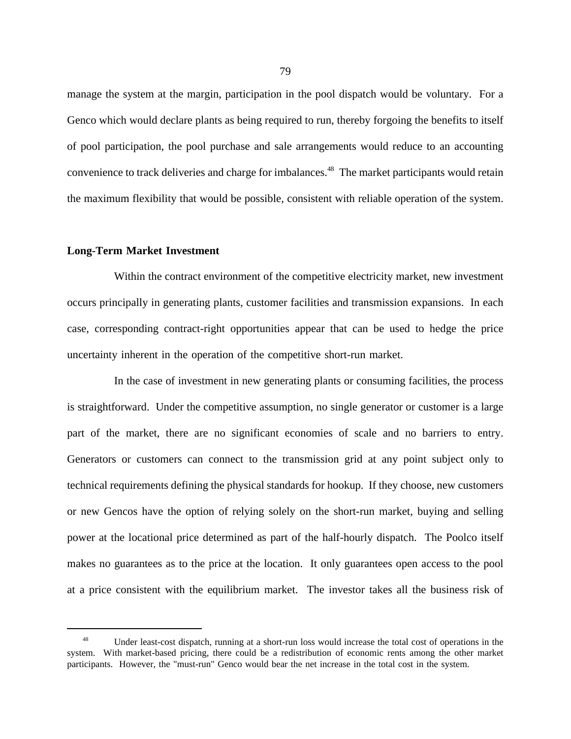manage the system at the margin, participation in the pool dispatch would be voluntary. For a Genco which would declare plants as being required to run, thereby forgoing the benefits to itself of pool participation, the pool purchase and sale arrangements would reduce to an accounting convenience to track deliveries and charge for imbalances.[48] The market participants would retain the maximum flexibility that would be possible, consistent with reliable operation of the system.

**Long-Term Market Investment**

Within the contract environment of the competitive electricity market, new investment occurs principally in generating plants, customer facilities and transmission expansions. In each case, corresponding contract-right opportunities appear that can be used to hedge the price uncertainty inherent in the operation of the competitive short-run market.

In the case of investment in new generating plants or consuming facilities, the process is straightforward. Under the competitive assumption, no single generator or customer is a large part of the market, there are no significant economies of scale and no barriers to entry. Generators or customers can connect to the transmission grid at any point subject only to technical requirements defining the physical standards for hookup. If they choose, new customers or new Gencos have the option of relying solely on the short-run market, buying and selling power at the locational price determined as part of the half-hourly dispatch. The Poolco itself makes no guarantees as to the price at the location. It only guarantees open access to the pool at a price consistent with the equilibrium market. The investor takes all the business risk of

---

[48] Under least-cost dispatch, running at a short-run loss would increase the total cost of operations in the system. With market-based pricing, there could be a redistribution of economic rents among the other market participants. However, the "must-run" Genco would bear the net increase in the total cost in the system.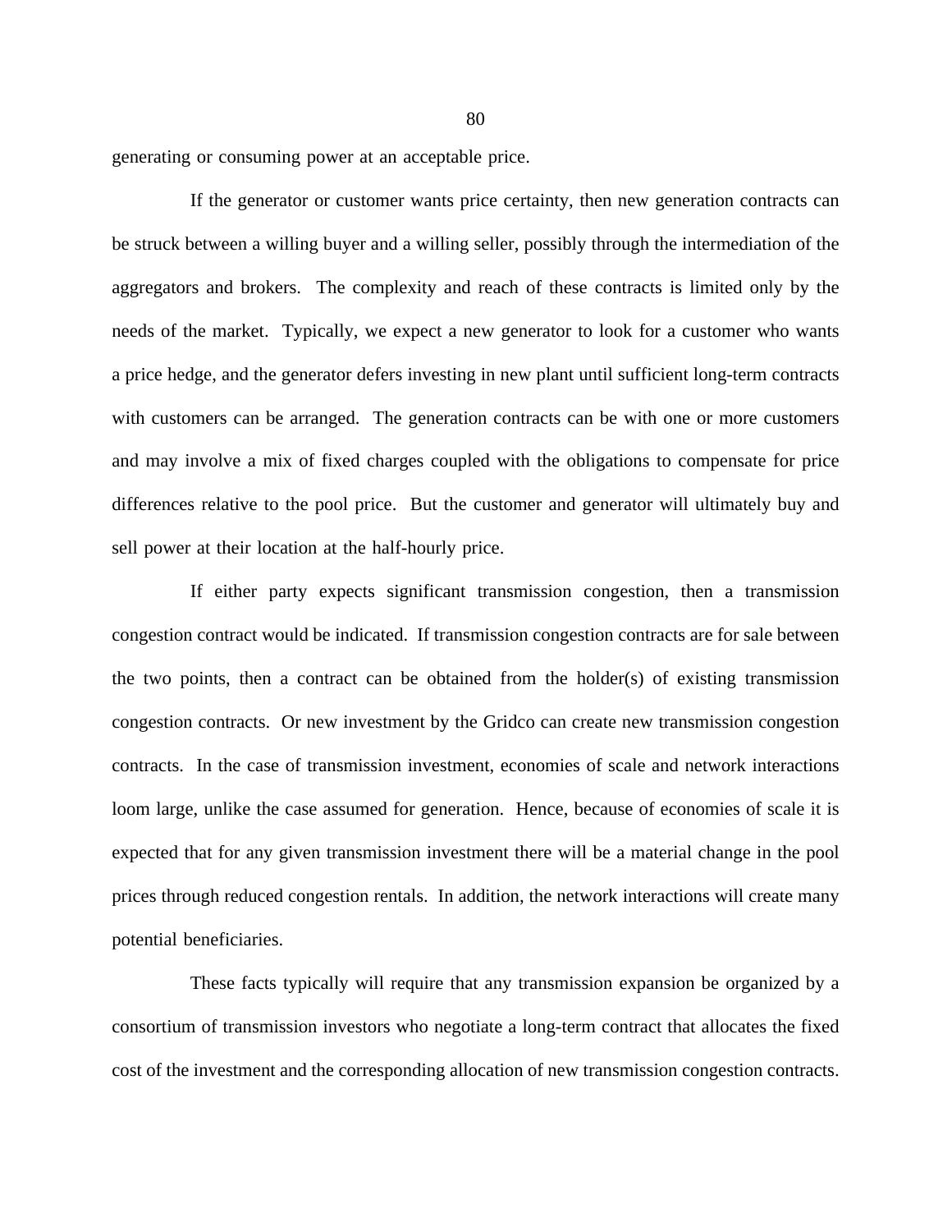generating or consuming power at an acceptable price.

If the generator or customer wants price certainty, then new generation contracts can be struck between a willing buyer and a willing seller, possibly through the intermediation of the aggregators and brokers. The complexity and reach of these contracts is limited only by the needs of the market. Typically, we expect a new generator to look for a customer who wants a price hedge, and the generator defers investing in new plant until sufficient long-term contracts with customers can be arranged. The generation contracts can be with one or more customers and may involve a mix of fixed charges coupled with the obligations to compensate for price differences relative to the pool price. But the customer and generator will ultimately buy and sell power at their location at the half-hourly price.

If either party expects significant transmission congestion, then a transmission congestion contract would be indicated. If transmission congestion contracts are for sale between the two points, then a contract can be obtained from the holder(s) of existing transmission congestion contracts. Or new investment by the Gridco can create new transmission congestion contracts. In the case of transmission investment, economies of scale and network interactions loom large, unlike the case assumed for generation. Hence, because of economies of scale it is expected that for any given transmission investment there will be a material change in the pool prices through reduced congestion rentals. In addition, the network interactions will create many potential beneficiaries.

These facts typically will require that any transmission expansion be organized by a consortium of transmission investors who negotiate a long-term contract that allocates the fixed cost of the investment and the corresponding allocation of new transmission congestion contracts.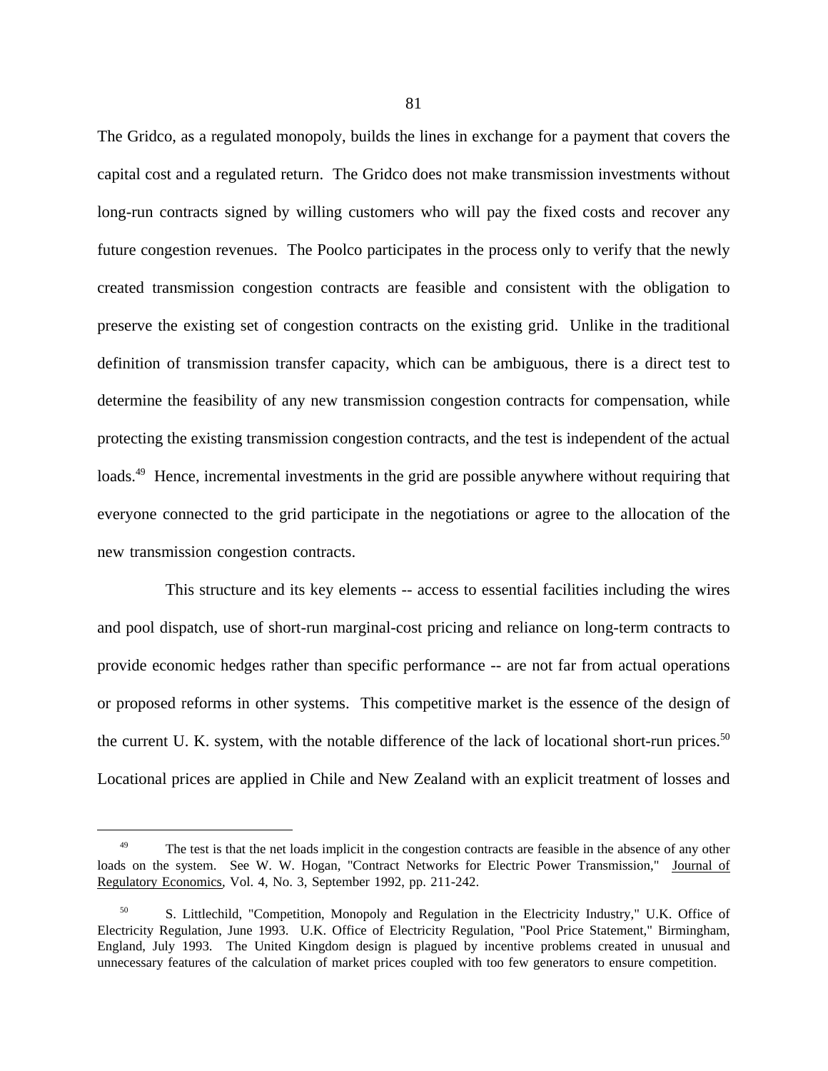The Gridco, as a regulated monopoly, builds the lines in exchange for a payment that covers the capital cost and a regulated return. The Gridco does not make transmission investments without long-run contracts signed by willing customers who will pay the fixed costs and recover any future congestion revenues. The Poolco participates in the process only to verify that the newly created transmission congestion contracts are feasible and consistent with the obligation to preserve the existing set of congestion contracts on the existing grid. Unlike in the traditional definition of transmission transfer capacity, which can be ambiguous, there is a direct test to determine the feasibility of any new transmission congestion contracts for compensation, while protecting the existing transmission congestion contracts, and the test is independent of the actual loads.[49] Hence, incremental investments in the grid are possible anywhere without requiring that everyone connected to the grid participate in the negotiations or agree to the allocation of the new transmission congestion contracts.

This structure and its key elements -- access to essential facilities including the wires and pool dispatch, use of short-run marginal-cost pricing and reliance on long-term contracts to provide economic hedges rather than specific performance -- are not far from actual operations or proposed reforms in other systems. This competitive market is the essence of the design of the current U. K. system, with the notable difference of the lack of locational short-run prices.[50] Locational prices are applied in Chile and New Zealand with an explicit treatment of losses and

---

[49] The test is that the net loads implicit in the congestion contracts are feasible in the absence of any other loads on the system. See W. W. Hogan, "Contract Networks for Electric Power Transmission," Journal of Regulatory Economics, Vol. 4, No. 3, September 1992, pp. 211-242.

[50] S. Littlechild, "Competition, Monopoly and Regulation in the Electricity Industry," U.K. Office of Electricity Regulation, June 1993. U.K. Office of Electricity Regulation, "Pool Price Statement," Birmingham, England, July 1993. The United Kingdom design is plagued by incentive problems created in unusual and unnecessary features of the calculation of market prices coupled with too few generators to ensure competition.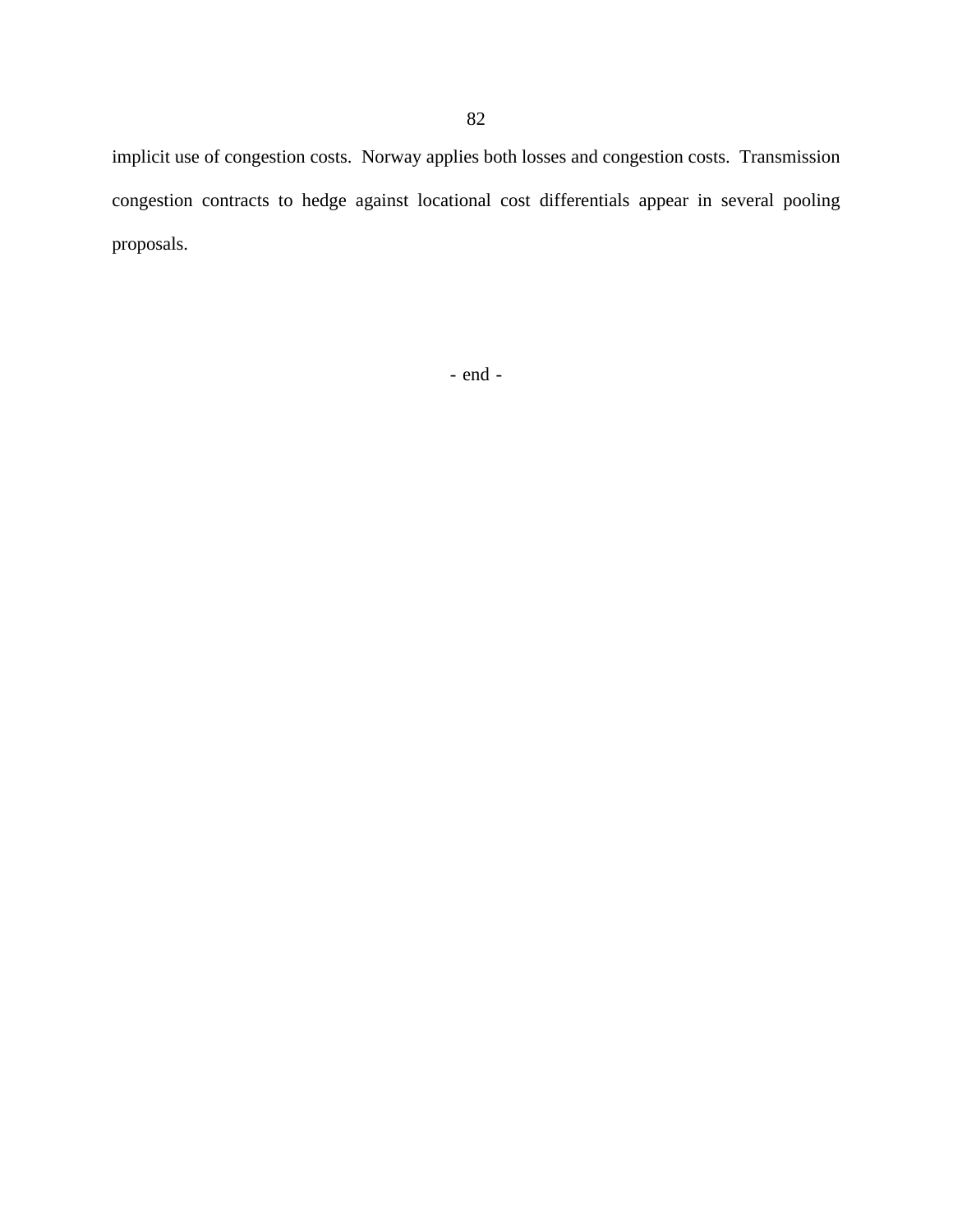implicit use of congestion costs. Norway applies both losses and congestion costs. Transmission congestion contracts to hedge against locational cost differentials appear in several pooling proposals.

- end -